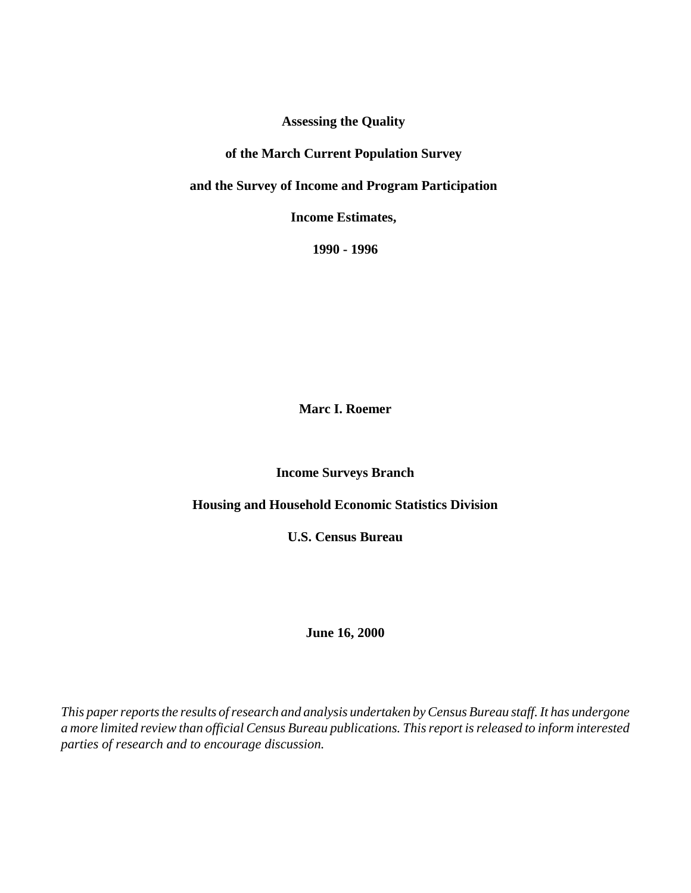# Assessing the Quality of the March Current Population Survey and the Survey of Income and Program Participation Income Estimates, 1990 - 1996

**Marc I. Roemer**

**Income Surveys Branch**

**Housing and Household Economic Statistics Division**

**U.S. Census Bureau**

**June 16, 2000**

*This paper reports the results of research and analysis undertaken by Census Bureau staff. It has undergone a more limited review than official Census Bureau publications. This report is released to inform interested parties of research and to encourage discussion.*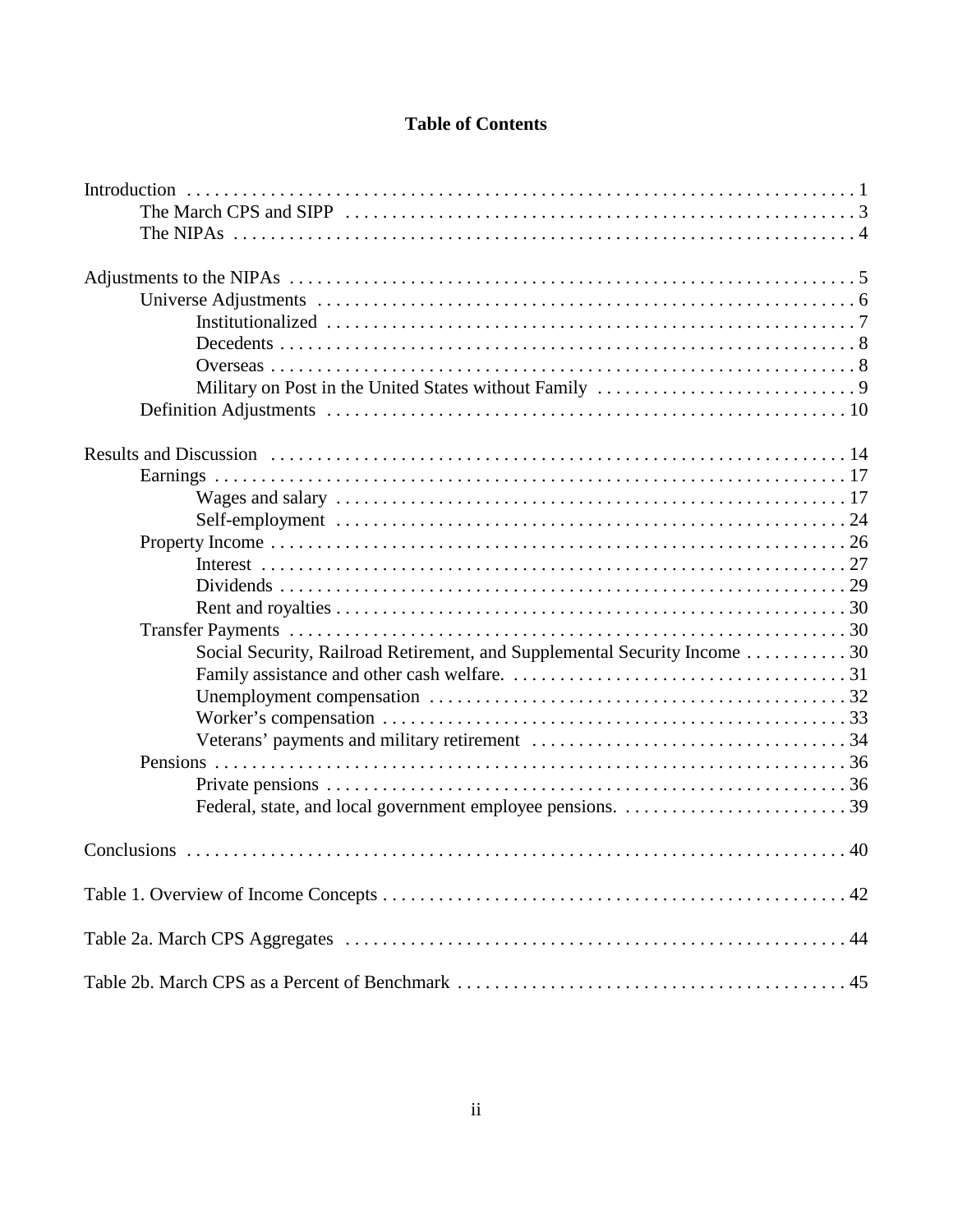# Table of Contents

- Introduction . . . . . . . . . . . . . . . . . . . . . . . . . . . . . . . . . . . . . . . . . . . . . . . . . . . . . . . . . . . . . . . . . . . 1
  - The March CPS and SIPP . . . . . . . . . . . . . . . . . . . . . . . . . . . . . . . . . . . . . . . . . . . . . . . . . . . . . 3
  - The NIPAs . . . . . . . . . . . . . . . . . . . . . . . . . . . . . . . . . . . . . . . . . . . . . . . . . . . . . . . . . . . . . . . . 4
- Adjustments to the NIPAs . . . . . . . . . . . . . . . . . . . . . . . . . . . . . . . . . . . . . . . . . . . . . . . . . . . . . . . . . . 5
  - Universe Adjustments . . . . . . . . . . . . . . . . . . . . . . . . . . . . . . . . . . . . . . . . . . . . . . . . . . . . . . . . 6
    - Institutionalized . . . . . . . . . . . . . . . . . . . . . . . . . . . . . . . . . . . . . . . . . . . . . . . . . . . . . . . . 7
    - Decedents . . . . . . . . . . . . . . . . . . . . . . . . . . . . . . . . . . . . . . . . . . . . . . . . . . . . . . . . . . . . 8
    - Overseas . . . . . . . . . . . . . . . . . . . . . . . . . . . . . . . . . . . . . . . . . . . . . . . . . . . . . . . . . . . . . 8
    - Military on Post in the United States without Family . . . . . . . . . . . . . . . . . . . . . . . . . . . . 9
  - Definition Adjustments . . . . . . . . . . . . . . . . . . . . . . . . . . . . . . . . . . . . . . . . . . . . . . . . . . . . . . 10
- Results and Discussion . . . . . . . . . . . . . . . . . . . . . . . . . . . . . . . . . . . . . . . . . . . . . . . . . . . . . . . . . . 14
  - Earnings . . . . . . . . . . . . . . . . . . . . . . . . . . . . . . . . . . . . . . . . . . . . . . . . . . . . . . . . . . . . . . . . . 17
    - Wages and salary . . . . . . . . . . . . . . . . . . . . . . . . . . . . . . . . . . . . . . . . . . . . . . . . . . . . . . . 17
    - Self-employment . . . . . . . . . . . . . . . . . . . . . . . . . . . . . . . . . . . . . . . . . . . . . . . . . . . . . . . 24
  - Property Income . . . . . . . . . . . . . . . . . . . . . . . . . . . . . . . . . . . . . . . . . . . . . . . . . . . . . . . . . . . . 26
    - Interest . . . . . . . . . . . . . . . . . . . . . . . . . . . . . . . . . . . . . . . . . . . . . . . . . . . . . . . . . . . . . . . 27
    - Dividends . . . . . . . . . . . . . . . . . . . . . . . . . . . . . . . . . . . . . . . . . . . . . . . . . . . . . . . . . . . . . 29
    - Rent and royalties . . . . . . . . . . . . . . . . . . . . . . . . . . . . . . . . . . . . . . . . . . . . . . . . . . . . . . . 30
  - Transfer Payments . . . . . . . . . . . . . . . . . . . . . . . . . . . . . . . . . . . . . . . . . . . . . . . . . . . . . . . . . . 30
    - Social Security, Railroad Retirement, and Supplemental Security Income . . . . . . . . . . . 30
    - Family assistance and other cash welfare. . . . . . . . . . . . . . . . . . . . . . . . . . . . . . . . . . . . . 31
    - Unemployment compensation . . . . . . . . . . . . . . . . . . . . . . . . . . . . . . . . . . . . . . . . . . . . . 32
    - Worker's compensation . . . . . . . . . . . . . . . . . . . . . . . . . . . . . . . . . . . . . . . . . . . . . . . . . . 33
    - Veterans' payments and military retirement . . . . . . . . . . . . . . . . . . . . . . . . . . . . . . . . . . 34
  - Pensions . . . . . . . . . . . . . . . . . . . . . . . . . . . . . . . . . . . . . . . . . . . . . . . . . . . . . . . . . . . . . . . . . . 36
    - Private pensions . . . . . . . . . . . . . . . . . . . . . . . . . . . . . . . . . . . . . . . . . . . . . . . . . . . . . . . . 36
    - Federal, state, and local government employee pensions. . . . . . . . . . . . . . . . . . . . . . . . . 39
- Conclusions . . . . . . . . . . . . . . . . . . . . . . . . . . . . . . . . . . . . . . . . . . . . . . . . . . . . . . . . . . . . . . . . . . . 40
- Table 1. Overview of Income Concepts . . . . . . . . . . . . . . . . . . . . . . . . . . . . . . . . . . . . . . . . . . . . . . . . 42
- Table 2a. March CPS Aggregates . . . . . . . . . . . . . . . . . . . . . . . . . . . . . . . . . . . . . . . . . . . . . . . . . . . 44
- Table 2b. March CPS as a Percent of Benchmark . . . . . . . . . . . . . . . . . . . . . . . . . . . . . . . . . . . . . . . 45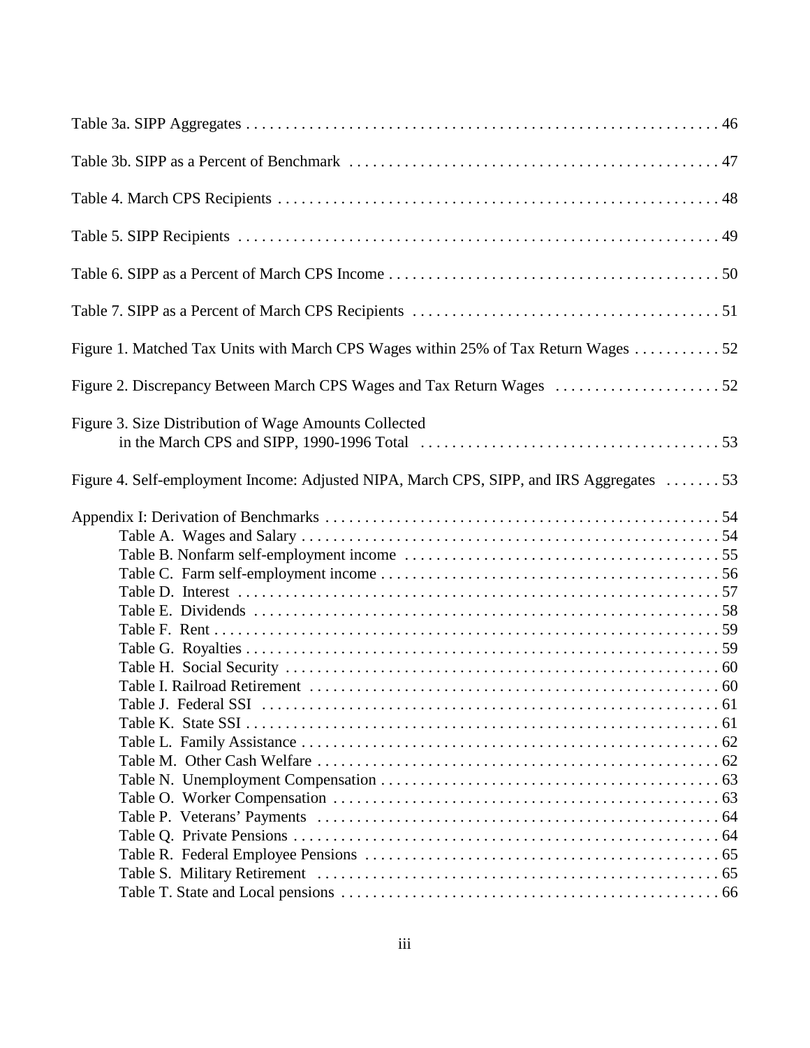Table 3a. SIPP Aggregates . . . . . . . . . . . . . . . . . . . . . . . . . . . . . . . . . . . . . . . . . . . . . . . . . . . . . . . . 46

Table 3b. SIPP as a Percent of Benchmark . . . . . . . . . . . . . . . . . . . . . . . . . . . . . . . . . . . . . . . . . . . . . . 47

Table 4. March CPS Recipients . . . . . . . . . . . . . . . . . . . . . . . . . . . . . . . . . . . . . . . . . . . . . . . . . . . . . 48

Table 5. SIPP Recipients . . . . . . . . . . . . . . . . . . . . . . . . . . . . . . . . . . . . . . . . . . . . . . . . . . . . . . . . . 49

Table 6. SIPP as a Percent of March CPS Income . . . . . . . . . . . . . . . . . . . . . . . . . . . . . . . . . . . . . . . . . 50

Table 7. SIPP as a Percent of March CPS Recipients . . . . . . . . . . . . . . . . . . . . . . . . . . . . . . . . . . . . . . 51

Figure 1. Matched Tax Units with March CPS Wages within 25% of Tax Return Wages . . . . . . . . . . . 52

Figure 2. Discrepancy Between March CPS Wages and Tax Return Wages . . . . . . . . . . . . . . . . . . . . . 52

Figure 3. Size Distribution of Wage Amounts Collected
in the March CPS and SIPP, 1990-1996 Total . . . . . . . . . . . . . . . . . . . . . . . . . . . . . . . . . . . . . 53

Figure 4. Self-employment Income: Adjusted NIPA, March CPS, SIPP, and IRS Aggregates . . . . . . . 53

Appendix I: Derivation of Benchmarks . . . . . . . . . . . . . . . . . . . . . . . . . . . . . . . . . . . . . . . . . . . . . . . . . 54
- Table A. Wages and Salary . . . . . . . . . . . . . . . . . . . . . . . . . . . . . . . . . . . . . . . . . . . . . . . . . . . . 54
- Table B. Nonfarm self-employment income . . . . . . . . . . . . . . . . . . . . . . . . . . . . . . . . . . . . . . . 55
- Table C. Farm self-employment income . . . . . . . . . . . . . . . . . . . . . . . . . . . . . . . . . . . . . . . . . . 56
- Table D. Interest . . . . . . . . . . . . . . . . . . . . . . . . . . . . . . . . . . . . . . . . . . . . . . . . . . . . . . . . . . . . 57
- Table E. Dividends . . . . . . . . . . . . . . . . . . . . . . . . . . . . . . . . . . . . . . . . . . . . . . . . . . . . . . . . . . 58
- Table F. Rent . . . . . . . . . . . . . . . . . . . . . . . . . . . . . . . . . . . . . . . . . . . . . . . . . . . . . . . . . . . . . . 59
- Table G. Royalties . . . . . . . . . . . . . . . . . . . . . . . . . . . . . . . . . . . . . . . . . . . . . . . . . . . . . . . . . . . 59
- Table H. Social Security . . . . . . . . . . . . . . . . . . . . . . . . . . . . . . . . . . . . . . . . . . . . . . . . . . . . . . 60
- Table I. Railroad Retirement . . . . . . . . . . . . . . . . . . . . . . . . . . . . . . . . . . . . . . . . . . . . . . . . . . . 60
- Table J. Federal SSI . . . . . . . . . . . . . . . . . . . . . . . . . . . . . . . . . . . . . . . . . . . . . . . . . . . . . . . . . 61
- Table K. State SSI . . . . . . . . . . . . . . . . . . . . . . . . . . . . . . . . . . . . . . . . . . . . . . . . . . . . . . . . . . . 61
- Table L. Family Assistance . . . . . . . . . . . . . . . . . . . . . . . . . . . . . . . . . . . . . . . . . . . . . . . . . . . . 62
- Table M. Other Cash Welfare . . . . . . . . . . . . . . . . . . . . . . . . . . . . . . . . . . . . . . . . . . . . . . . . . . 62
- Table N. Unemployment Compensation . . . . . . . . . . . . . . . . . . . . . . . . . . . . . . . . . . . . . . . . . . 63
- Table O. Worker Compensation . . . . . . . . . . . . . . . . . . . . . . . . . . . . . . . . . . . . . . . . . . . . . . . . 63
- Table P. Veterans' Payments . . . . . . . . . . . . . . . . . . . . . . . . . . . . . . . . . . . . . . . . . . . . . . . . . . 64
- Table Q. Private Pensions . . . . . . . . . . . . . . . . . . . . . . . . . . . . . . . . . . . . . . . . . . . . . . . . . . . . . 64
- Table R. Federal Employee Pensions . . . . . . . . . . . . . . . . . . . . . . . . . . . . . . . . . . . . . . . . . . . . 65
- Table S. Military Retirement . . . . . . . . . . . . . . . . . . . . . . . . . . . . . . . . . . . . . . . . . . . . . . . . . . . 65
- Table T. State and Local pensions . . . . . . . . . . . . . . . . . . . . . . . . . . . . . . . . . . . . . . . . . . . . . . 66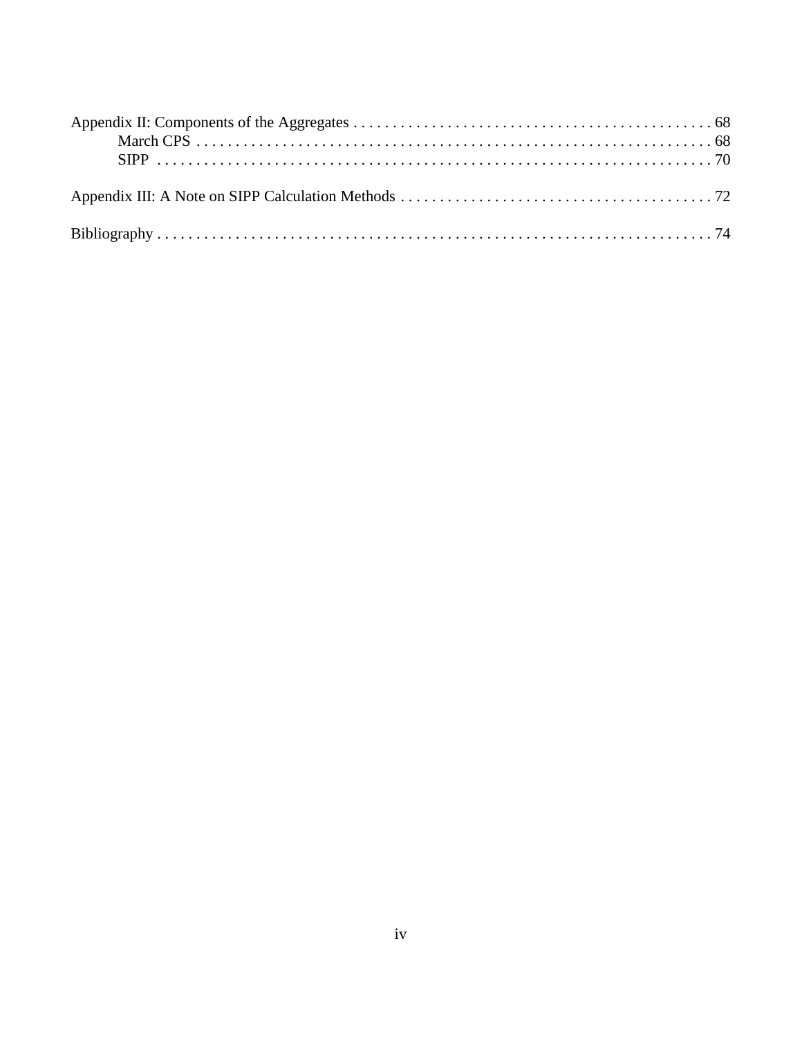Appendix II: Components of the Aggregates . . . . . . . . . . . . . . . . . . . . . . . . . . . . . . . . . . . . . . . . . . . . . . 68

    March CPS . . . . . . . . . . . . . . . . . . . . . . . . . . . . . . . . . . . . . . . . . . . . . . . . . . . . . . . . . . . . . . . . . 68

    SIPP . . . . . . . . . . . . . . . . . . . . . . . . . . . . . . . . . . . . . . . . . . . . . . . . . . . . . . . . . . . . . . . . . . . . . 70

Appendix III: A Note on SIPP Calculation Methods . . . . . . . . . . . . . . . . . . . . . . . . . . . . . . . . . . . . . . . . 72

Bibliography . . . . . . . . . . . . . . . . . . . . . . . . . . . . . . . . . . . . . . . . . . . . . . . . . . . . . . . . . . . . . . . . . . . . . . 74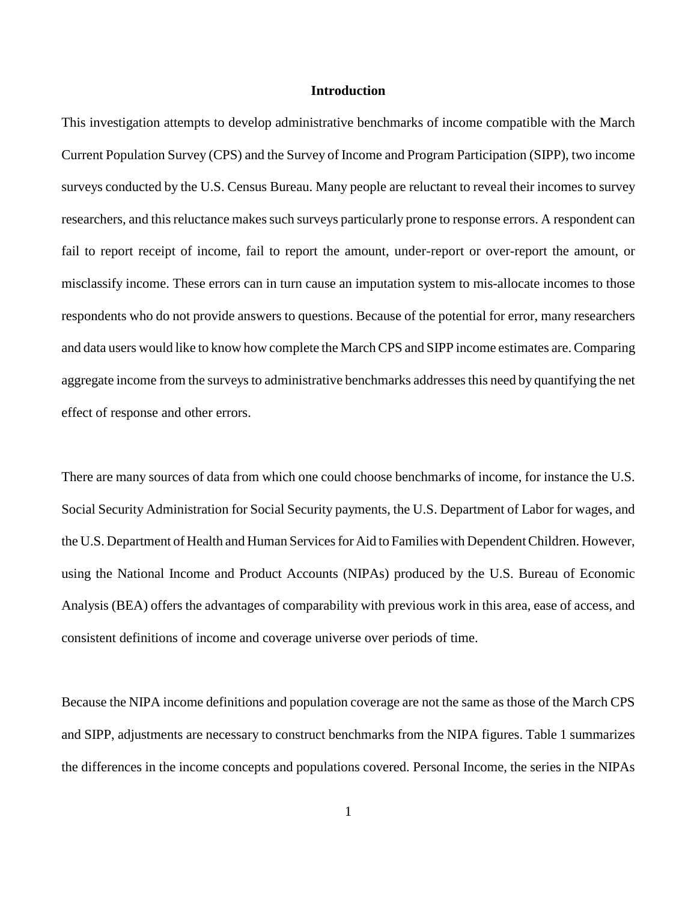## Introduction

This investigation attempts to develop administrative benchmarks of income compatible with the March Current Population Survey (CPS) and the Survey of Income and Program Participation (SIPP), two income surveys conducted by the U.S. Census Bureau. Many people are reluctant to reveal their incomes to survey researchers, and this reluctance makes such surveys particularly prone to response errors. A respondent can fail to report receipt of income, fail to report the amount, under-report or over-report the amount, or misclassify income. These errors can in turn cause an imputation system to mis-allocate incomes to those respondents who do not provide answers to questions. Because of the potential for error, many researchers and data users would like to know how complete the March CPS and SIPP income estimates are. Comparing aggregate income from the surveys to administrative benchmarks addresses this need by quantifying the net effect of response and other errors.

There are many sources of data from which one could choose benchmarks of income, for instance the U.S. Social Security Administration for Social Security payments, the U.S. Department of Labor for wages, and the U.S. Department of Health and Human Services for Aid to Families with Dependent Children. However, using the National Income and Product Accounts (NIPAs) produced by the U.S. Bureau of Economic Analysis (BEA) offers the advantages of comparability with previous work in this area, ease of access, and consistent definitions of income and coverage universe over periods of time.

Because the NIPA income definitions and population coverage are not the same as those of the March CPS and SIPP, adjustments are necessary to construct benchmarks from the NIPA figures. Table 1 summarizes the differences in the income concepts and populations covered. Personal Income, the series in the NIPAs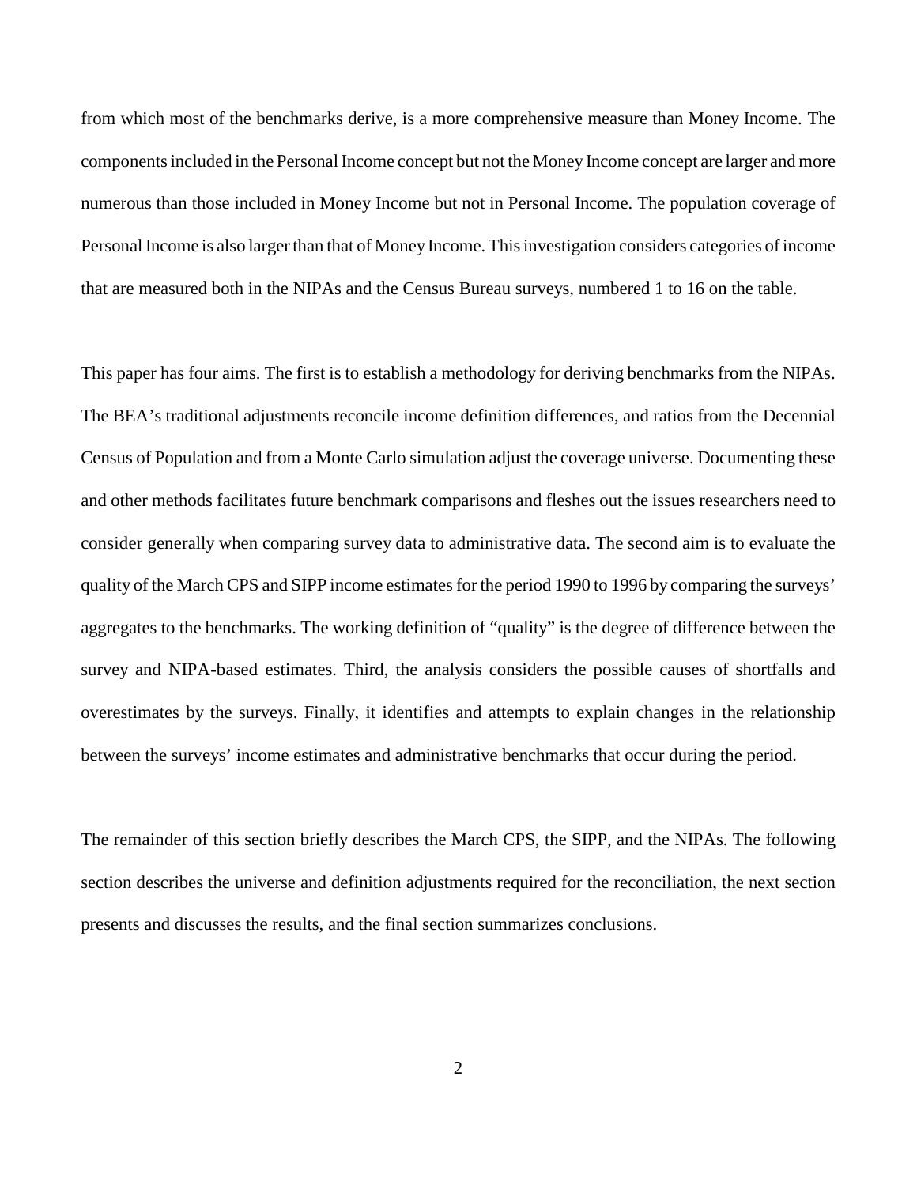from which most of the benchmarks derive, is a more comprehensive measure than Money Income. The components included in the Personal Income concept but not the Money Income concept are larger and more numerous than those included in Money Income but not in Personal Income. The population coverage of Personal Income is also larger than that of Money Income. This investigation considers categories of income that are measured both in the NIPAs and the Census Bureau surveys, numbered 1 to 16 on the table.

This paper has four aims. The first is to establish a methodology for deriving benchmarks from the NIPAs. The BEA's traditional adjustments reconcile income definition differences, and ratios from the Decennial Census of Population and from a Monte Carlo simulation adjust the coverage universe. Documenting these and other methods facilitates future benchmark comparisons and fleshes out the issues researchers need to consider generally when comparing survey data to administrative data. The second aim is to evaluate the quality of the March CPS and SIPP income estimates for the period 1990 to 1996 by comparing the surveys' aggregates to the benchmarks. The working definition of "quality" is the degree of difference between the survey and NIPA-based estimates. Third, the analysis considers the possible causes of shortfalls and overestimates by the surveys. Finally, it identifies and attempts to explain changes in the relationship between the surveys' income estimates and administrative benchmarks that occur during the period.

The remainder of this section briefly describes the March CPS, the SIPP, and the NIPAs. The following section describes the universe and definition adjustments required for the reconciliation, the next section presents and discusses the results, and the final section summarizes conclusions.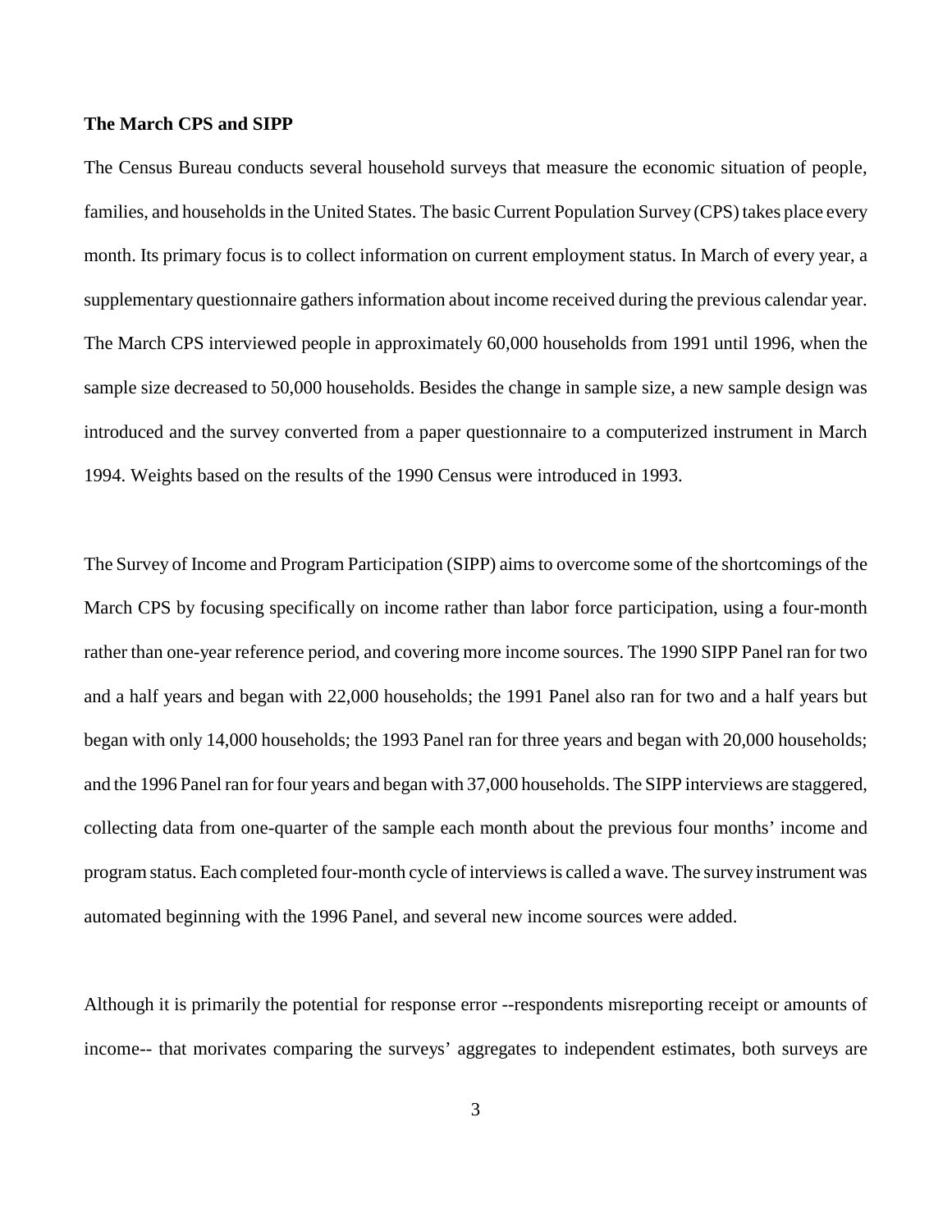**The March CPS and SIPP**

The Census Bureau conducts several household surveys that measure the economic situation of people, families, and households in the United States. The basic Current Population Survey (CPS) takes place every month. Its primary focus is to collect information on current employment status. In March of every year, a supplementary questionnaire gathers information about income received during the previous calendar year. The March CPS interviewed people in approximately 60,000 households from 1991 until 1996, when the sample size decreased to 50,000 households. Besides the change in sample size, a new sample design was introduced and the survey converted from a paper questionnaire to a computerized instrument in March 1994. Weights based on the results of the 1990 Census were introduced in 1993.

The Survey of Income and Program Participation (SIPP) aims to overcome some of the shortcomings of the March CPS by focusing specifically on income rather than labor force participation, using a four-month rather than one-year reference period, and covering more income sources. The 1990 SIPP Panel ran for two and a half years and began with 22,000 households; the 1991 Panel also ran for two and a half years but began with only 14,000 households; the 1993 Panel ran for three years and began with 20,000 households; and the 1996 Panel ran for four years and began with 37,000 households. The SIPP interviews are staggered, collecting data from one-quarter of the sample each month about the previous four months' income and program status. Each completed four-month cycle of interviews is called a wave. The survey instrument was automated beginning with the 1996 Panel, and several new income sources were added.

Although it is primarily the potential for response error --respondents misreporting receipt or amounts of income-- that morivates comparing the surveys' aggregates to independent estimates, both surveys are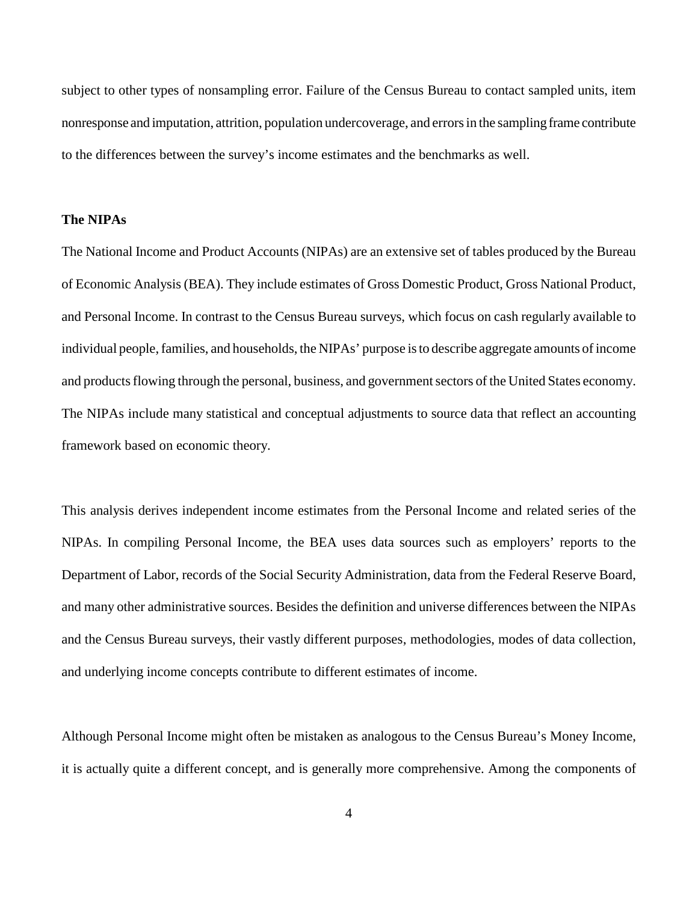subject to other types of nonsampling error. Failure of the Census Bureau to contact sampled units, item nonresponse and imputation, attrition, population undercoverage, and errors in the sampling frame contribute to the differences between the survey's income estimates and the benchmarks as well.

**The NIPAs**

The National Income and Product Accounts (NIPAs) are an extensive set of tables produced by the Bureau of Economic Analysis (BEA). They include estimates of Gross Domestic Product, Gross National Product, and Personal Income. In contrast to the Census Bureau surveys, which focus on cash regularly available to individual people, families, and households, the NIPAs' purpose is to describe aggregate amounts of income and products flowing through the personal, business, and government sectors of the United States economy. The NIPAs include many statistical and conceptual adjustments to source data that reflect an accounting framework based on economic theory.

This analysis derives independent income estimates from the Personal Income and related series of the NIPAs. In compiling Personal Income, the BEA uses data sources such as employers' reports to the Department of Labor, records of the Social Security Administration, data from the Federal Reserve Board, and many other administrative sources. Besides the definition and universe differences between the NIPAs and the Census Bureau surveys, their vastly different purposes, methodologies, modes of data collection, and underlying income concepts contribute to different estimates of income.

Although Personal Income might often be mistaken as analogous to the Census Bureau's Money Income, it is actually quite a different concept, and is generally more comprehensive. Among the components of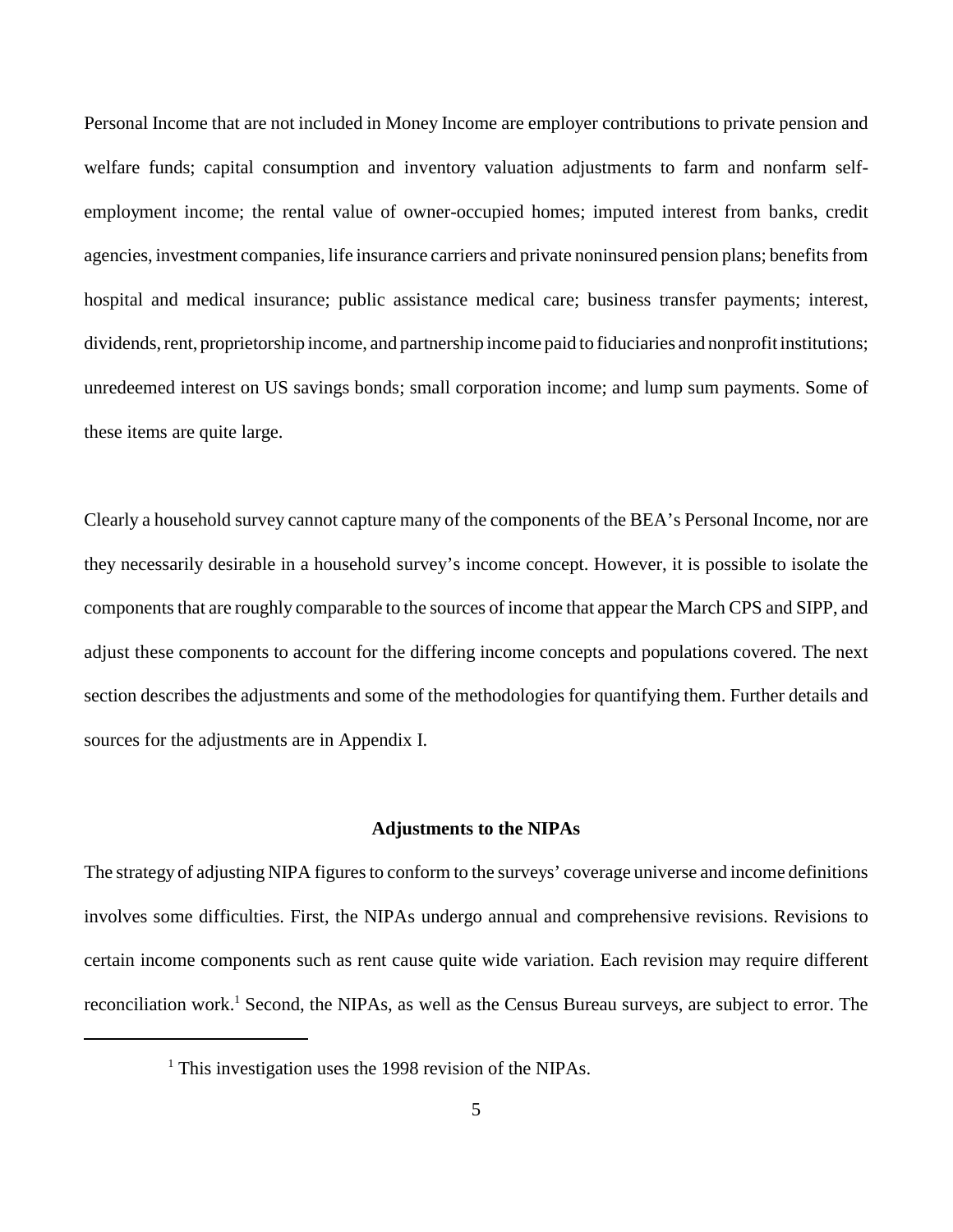Personal Income that are not included in Money Income are employer contributions to private pension and welfare funds; capital consumption and inventory valuation adjustments to farm and nonfarm self-employment income; the rental value of owner-occupied homes; imputed interest from banks, credit agencies, investment companies, life insurance carriers and private noninsured pension plans; benefits from hospital and medical insurance; public assistance medical care; business transfer payments; interest, dividends, rent, proprietorship income, and partnership income paid to fiduciaries and nonprofit institutions; unredeemed interest on US savings bonds; small corporation income; and lump sum payments. Some of these items are quite large.

Clearly a household survey cannot capture many of the components of the BEA's Personal Income, nor are they necessarily desirable in a household survey's income concept. However, it is possible to isolate the components that are roughly comparable to the sources of income that appear the March CPS and SIPP, and adjust these components to account for the differing income concepts and populations covered. The next section describes the adjustments and some of the methodologies for quantifying them. Further details and sources for the adjustments are in Appendix I.

## Adjustments to the NIPAs

The strategy of adjusting NIPA figures to conform to the surveys' coverage universe and income definitions involves some difficulties. First, the NIPAs undergo annual and comprehensive revisions. Revisions to certain income components such as rent cause quite wide variation. Each revision may require different reconciliation work.[1] Second, the NIPAs, as well as the Census Bureau surveys, are subject to error. The

[1] This investigation uses the 1998 revision of the NIPAs.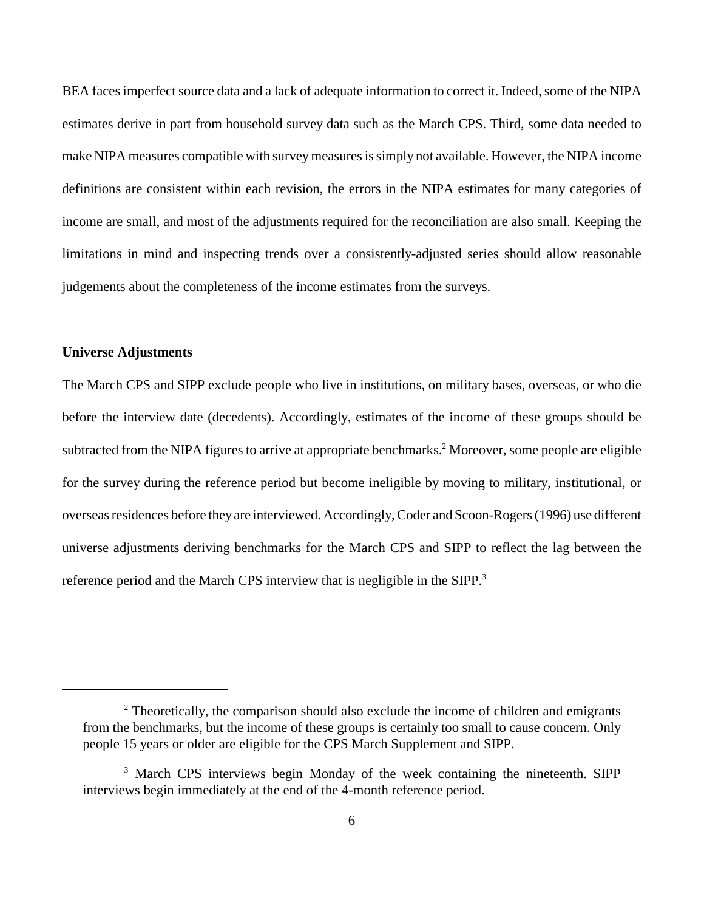BEA faces imperfect source data and a lack of adequate information to correct it. Indeed, some of the NIPA estimates derive in part from household survey data such as the March CPS. Third, some data needed to make NIPA measures compatible with survey measures is simply not available. However, the NIPA income definitions are consistent within each revision, the errors in the NIPA estimates for many categories of income are small, and most of the adjustments required for the reconciliation are also small. Keeping the limitations in mind and inspecting trends over a consistently-adjusted series should allow reasonable judgements about the completeness of the income estimates from the surveys.

**Universe Adjustments**

The March CPS and SIPP exclude people who live in institutions, on military bases, overseas, or who die before the interview date (decedents). Accordingly, estimates of the income of these groups should be subtracted from the NIPA figures to arrive at appropriate benchmarks.[2] Moreover, some people are eligible for the survey during the reference period but become ineligible by moving to military, institutional, or overseas residences before they are interviewed. Accordingly, Coder and Scoon-Rogers (1996) use different universe adjustments deriving benchmarks for the March CPS and SIPP to reflect the lag between the reference period and the March CPS interview that is negligible in the SIPP.[3]

---

[2] Theoretically, the comparison should also exclude the income of children and emigrants from the benchmarks, but the income of these groups is certainly too small to cause concern. Only people 15 years or older are eligible for the CPS March Supplement and SIPP.

[3] March CPS interviews begin Monday of the week containing the nineteenth. SIPP interviews begin immediately at the end of the 4-month reference period.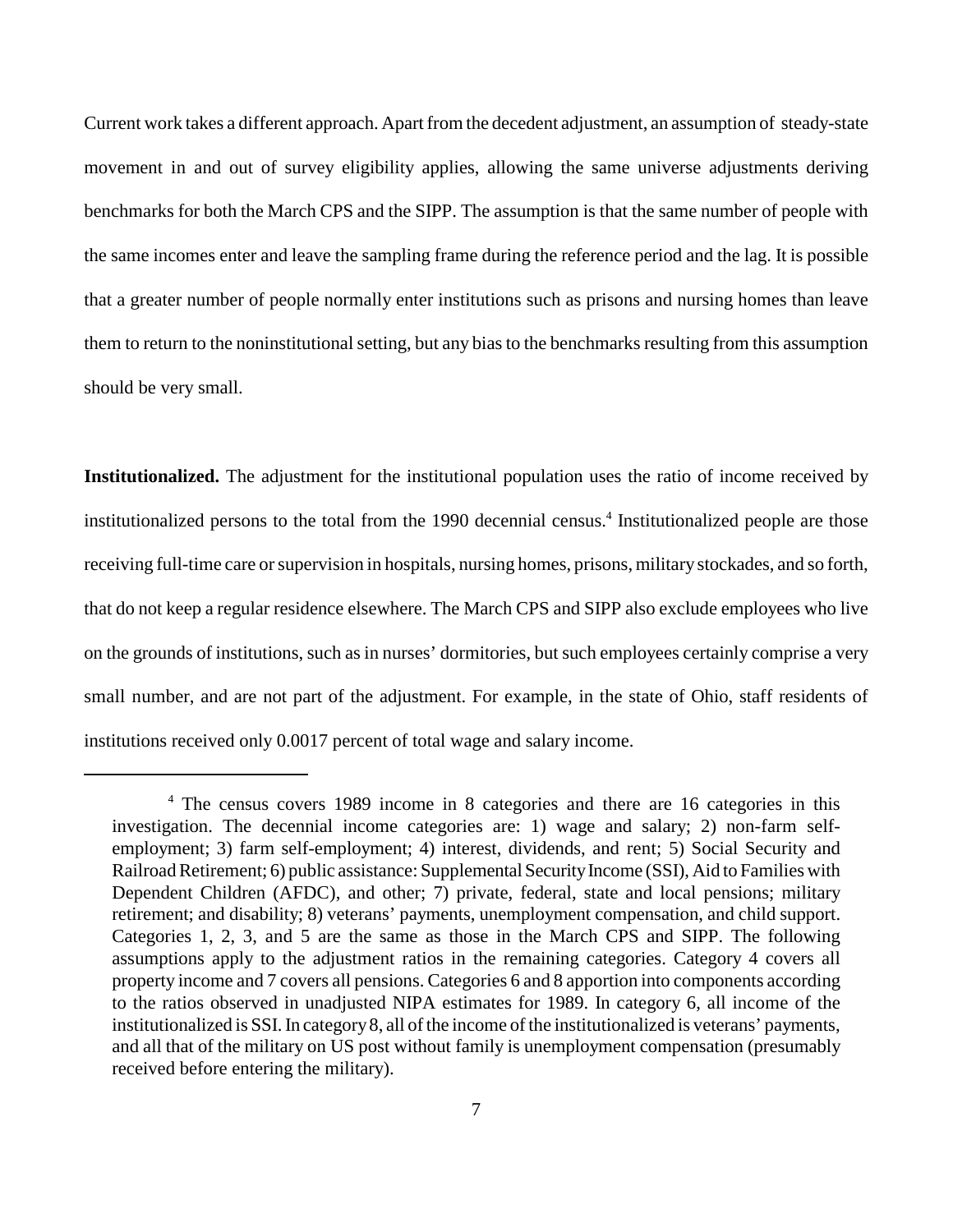Current work takes a different approach. Apart from the decedent adjustment, an assumption of steady-state movement in and out of survey eligibility applies, allowing the same universe adjustments deriving benchmarks for both the March CPS and the SIPP. The assumption is that the same number of people with the same incomes enter and leave the sampling frame during the reference period and the lag. It is possible that a greater number of people normally enter institutions such as prisons and nursing homes than leave them to return to the noninstitutional setting, but any bias to the benchmarks resulting from this assumption should be very small.

**Institutionalized.** The adjustment for the institutional population uses the ratio of income received by institutionalized persons to the total from the 1990 decennial census.[4] Institutionalized people are those receiving full-time care or supervision in hospitals, nursing homes, prisons, military stockades, and so forth, that do not keep a regular residence elsewhere. The March CPS and SIPP also exclude employees who live on the grounds of institutions, such as in nurses' dormitories, but such employees certainly comprise a very small number, and are not part of the adjustment. For example, in the state of Ohio, staff residents of institutions received only 0.0017 percent of total wage and salary income.

---

[4] The census covers 1989 income in 8 categories and there are 16 categories in this investigation. The decennial income categories are: 1) wage and salary; 2) non-farm self-employment; 3) farm self-employment; 4) interest, dividends, and rent; 5) Social Security and Railroad Retirement; 6) public assistance: Supplemental Security Income (SSI), Aid to Families with Dependent Children (AFDC), and other; 7) private, federal, state and local pensions; military retirement; and disability; 8) veterans' payments, unemployment compensation, and child support. Categories 1, 2, 3, and 5 are the same as those in the March CPS and SIPP. The following assumptions apply to the adjustment ratios in the remaining categories. Category 4 covers all property income and 7 covers all pensions. Categories 6 and 8 apportion into components according to the ratios observed in unadjusted NIPA estimates for 1989. In category 6, all income of the institutionalized is SSI. In category 8, all of the income of the institutionalized is veterans' payments, and all that of the military on US post without family is unemployment compensation (presumably received before entering the military).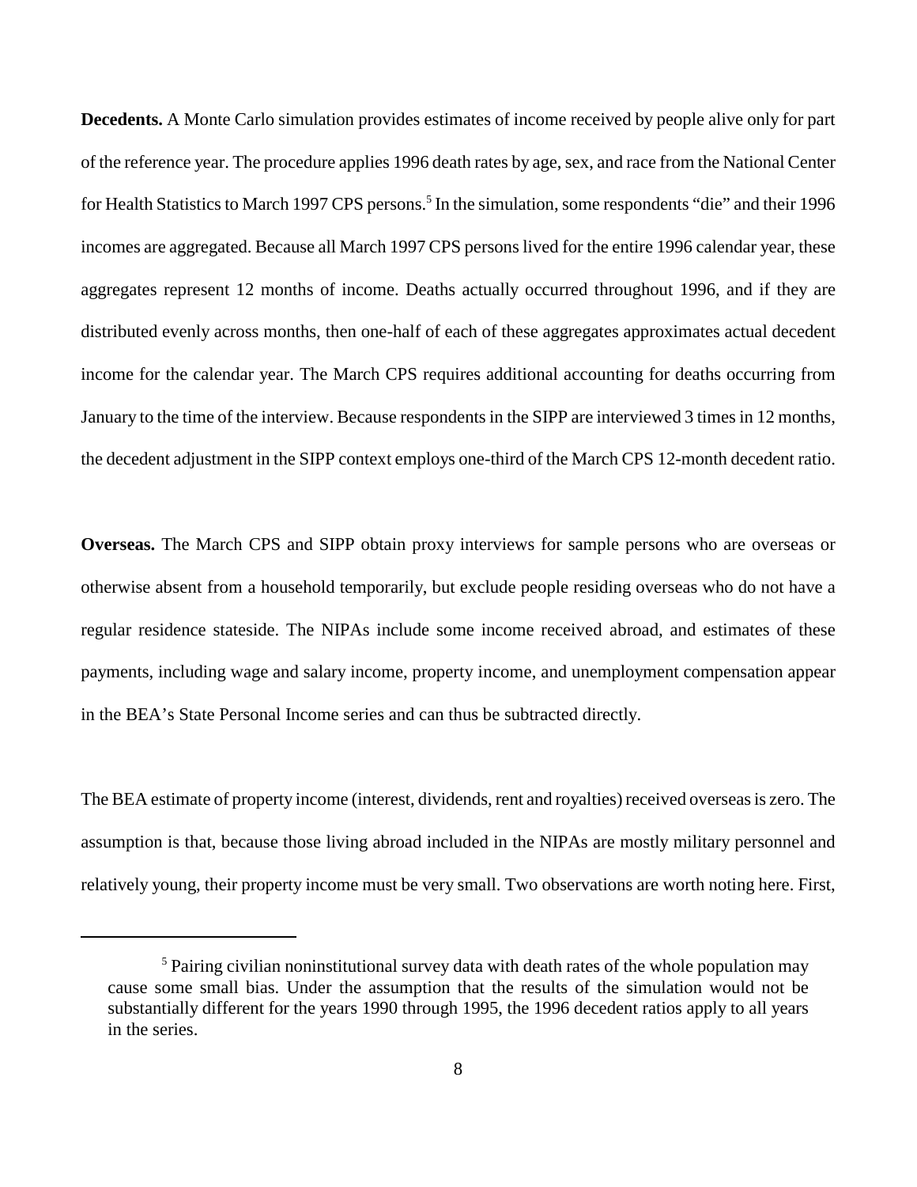**Decedents.** A Monte Carlo simulation provides estimates of income received by people alive only for part of the reference year. The procedure applies 1996 death rates by age, sex, and race from the National Center for Health Statistics to March 1997 CPS persons.[5] In the simulation, some respondents "die" and their 1996 incomes are aggregated. Because all March 1997 CPS persons lived for the entire 1996 calendar year, these aggregates represent 12 months of income. Deaths actually occurred throughout 1996, and if they are distributed evenly across months, then one-half of each of these aggregates approximates actual decedent income for the calendar year. The March CPS requires additional accounting for deaths occurring from January to the time of the interview. Because respondents in the SIPP are interviewed 3 times in 12 months, the decedent adjustment in the SIPP context employs one-third of the March CPS 12-month decedent ratio.

**Overseas.** The March CPS and SIPP obtain proxy interviews for sample persons who are overseas or otherwise absent from a household temporarily, but exclude people residing overseas who do not have a regular residence stateside. The NIPAs include some income received abroad, and estimates of these payments, including wage and salary income, property income, and unemployment compensation appear in the BEA's State Personal Income series and can thus be subtracted directly.

The BEA estimate of property income (interest, dividends, rent and royalties) received overseas is zero. The assumption is that, because those living abroad included in the NIPAs are mostly military personnel and relatively young, their property income must be very small. Two observations are worth noting here. First,

[5] Pairing civilian noninstitutional survey data with death rates of the whole population may cause some small bias. Under the assumption that the results of the simulation would not be substantially different for the years 1990 through 1995, the 1996 decedent ratios apply to all years in the series.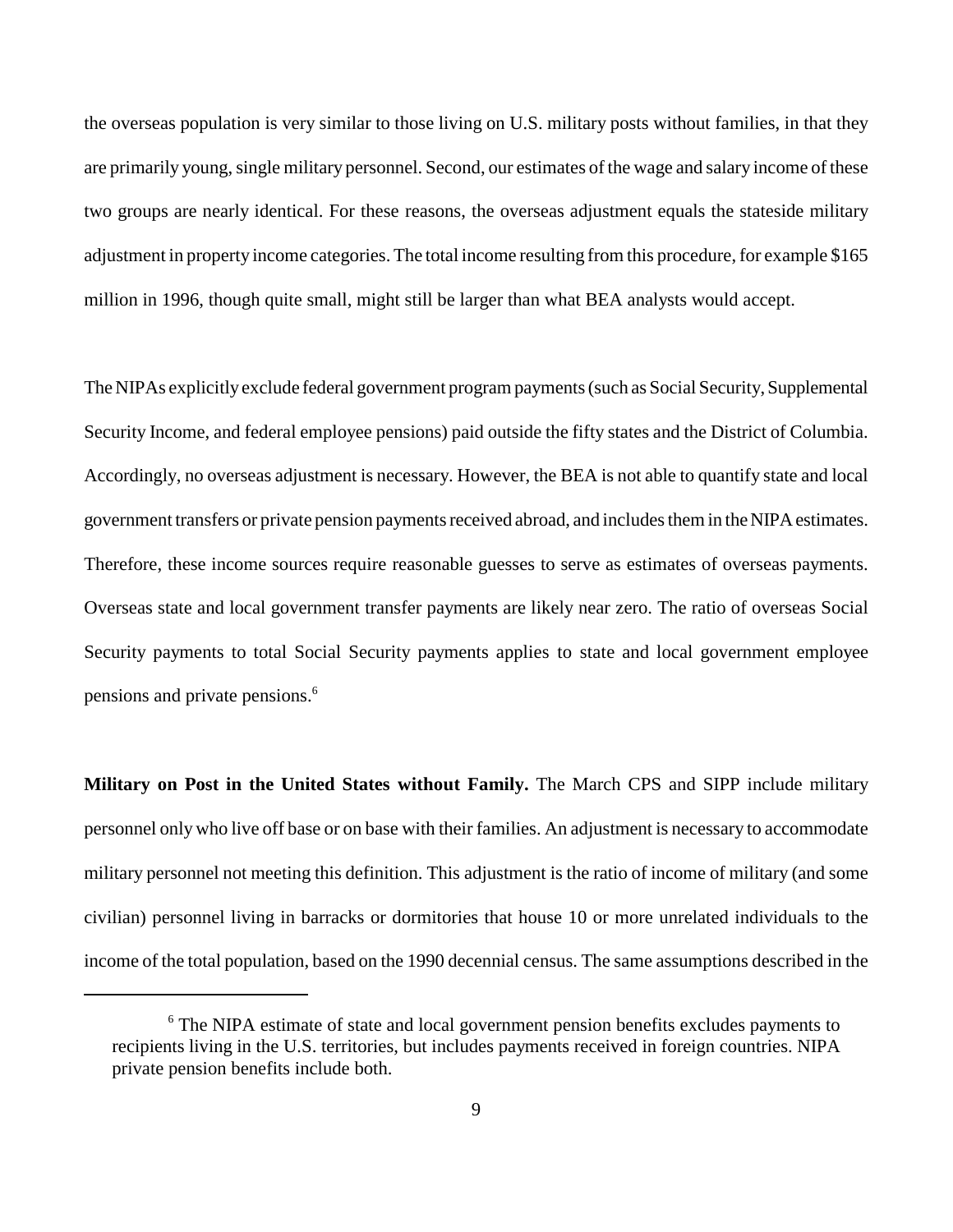the overseas population is very similar to those living on U.S. military posts without families, in that they are primarily young, single military personnel. Second, our estimates of the wage and salary income of these two groups are nearly identical. For these reasons, the overseas adjustment equals the stateside military adjustment in property income categories. The total income resulting from this procedure, for example $165 million in 1996, though quite small, might still be larger than what BEA analysts would accept.

The NIPAs explicitly exclude federal government program payments (such as Social Security, Supplemental Security Income, and federal employee pensions) paid outside the fifty states and the District of Columbia. Accordingly, no overseas adjustment is necessary. However, the BEA is not able to quantify state and local government transfers or private pension payments received abroad, and includes them in the NIPA estimates. Therefore, these income sources require reasonable guesses to serve as estimates of overseas payments. Overseas state and local government transfer payments are likely near zero. The ratio of overseas Social Security payments to total Social Security payments applies to state and local government employee pensions and private pensions.[6]

**Military on Post in the United States without Family.** The March CPS and SIPP include military personnel only who live off base or on base with their families. An adjustment is necessary to accommodate military personnel not meeting this definition. This adjustment is the ratio of income of military (and some civilian) personnel living in barracks or dormitories that house 10 or more unrelated individuals to the income of the total population, based on the 1990 decennial census. The same assumptions described in the

[6] The NIPA estimate of state and local government pension benefits excludes payments to recipients living in the U.S. territories, but includes payments received in foreign countries. NIPA private pension benefits include both.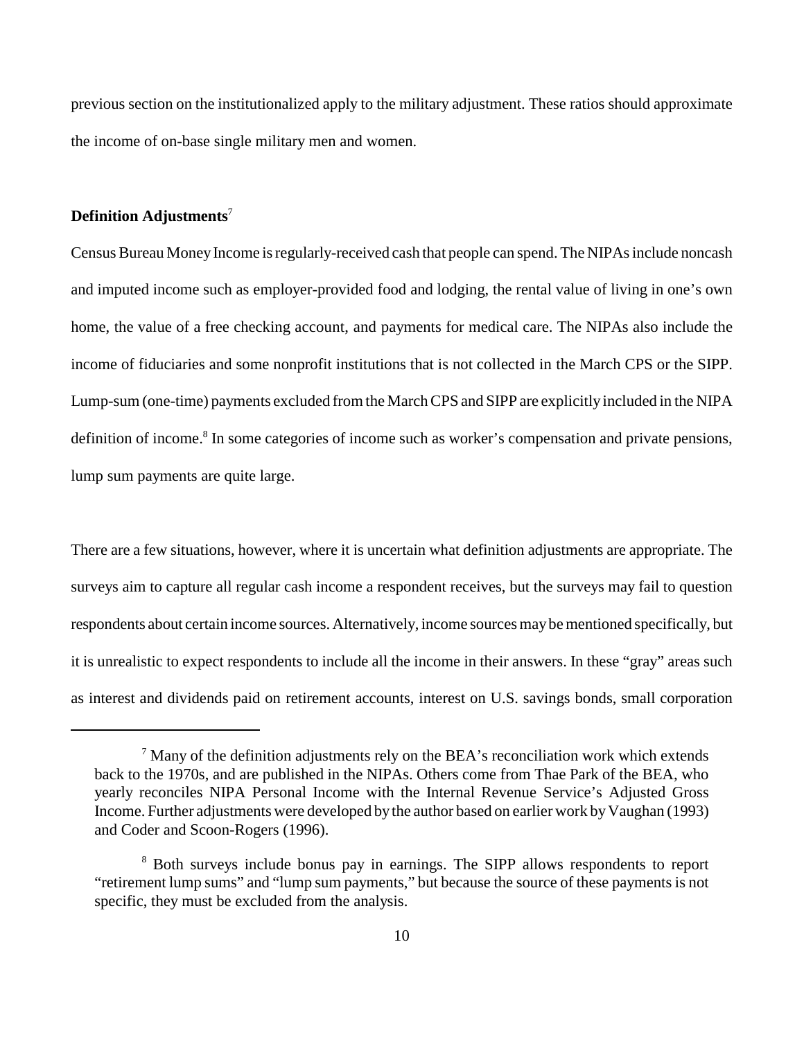previous section on the institutionalized apply to the military adjustment. These ratios should approximate the income of on-base single military men and women.

**Definition Adjustments**[7]

Census Bureau Money Income is regularly-received cash that people can spend. The NIPAs include noncash and imputed income such as employer-provided food and lodging, the rental value of living in one's own home, the value of a free checking account, and payments for medical care. The NIPAs also include the income of fiduciaries and some nonprofit institutions that is not collected in the March CPS or the SIPP. Lump-sum (one-time) payments excluded from the March CPS and SIPP are explicitly included in the NIPA definition of income.[8] In some categories of income such as worker's compensation and private pensions, lump sum payments are quite large.

There are a few situations, however, where it is uncertain what definition adjustments are appropriate. The surveys aim to capture all regular cash income a respondent receives, but the surveys may fail to question respondents about certain income sources. Alternatively, income sources may be mentioned specifically, but it is unrealistic to expect respondents to include all the income in their answers. In these "gray" areas such as interest and dividends paid on retirement accounts, interest on U.S. savings bonds, small corporation

---

[7] Many of the definition adjustments rely on the BEA's reconciliation work which extends back to the 1970s, and are published in the NIPAs. Others come from Thae Park of the BEA, who yearly reconciles NIPA Personal Income with the Internal Revenue Service's Adjusted Gross Income. Further adjustments were developed by the author based on earlier work by Vaughan (1993) and Coder and Scoon-Rogers (1996).

[8] Both surveys include bonus pay in earnings. The SIPP allows respondents to report "retirement lump sums" and "lump sum payments," but because the source of these payments is not specific, they must be excluded from the analysis.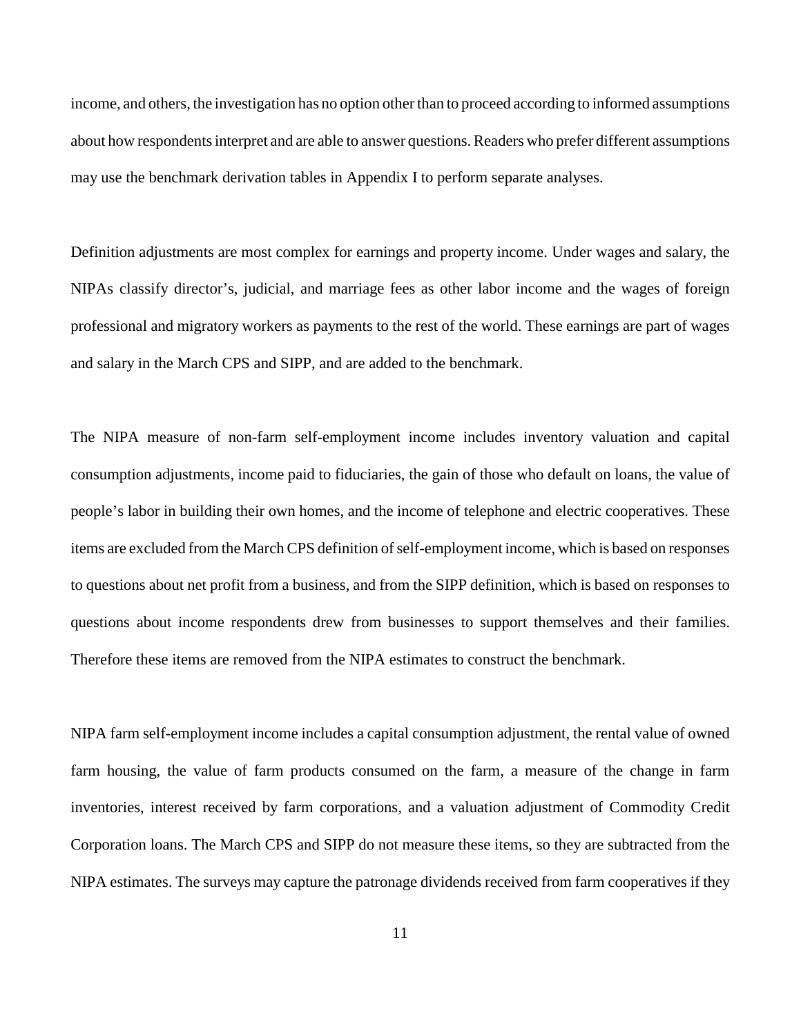income, and others, the investigation has no option other than to proceed according to informed assumptions about how respondents interpret and are able to answer questions. Readers who prefer different assumptions may use the benchmark derivation tables in Appendix I to perform separate analyses.

Definition adjustments are most complex for earnings and property income. Under wages and salary, the NIPAs classify director's, judicial, and marriage fees as other labor income and the wages of foreign professional and migratory workers as payments to the rest of the world. These earnings are part of wages and salary in the March CPS and SIPP, and are added to the benchmark.

The NIPA measure of non-farm self-employment income includes inventory valuation and capital consumption adjustments, income paid to fiduciaries, the gain of those who default on loans, the value of people's labor in building their own homes, and the income of telephone and electric cooperatives. These items are excluded from the March CPS definition of self-employment income, which is based on responses to questions about net profit from a business, and from the SIPP definition, which is based on responses to questions about income respondents drew from businesses to support themselves and their families. Therefore these items are removed from the NIPA estimates to construct the benchmark.

NIPA farm self-employment income includes a capital consumption adjustment, the rental value of owned farm housing, the value of farm products consumed on the farm, a measure of the change in farm inventories, interest received by farm corporations, and a valuation adjustment of Commodity Credit Corporation loans. The March CPS and SIPP do not measure these items, so they are subtracted from the NIPA estimates. The surveys may capture the patronage dividends received from farm cooperatives if they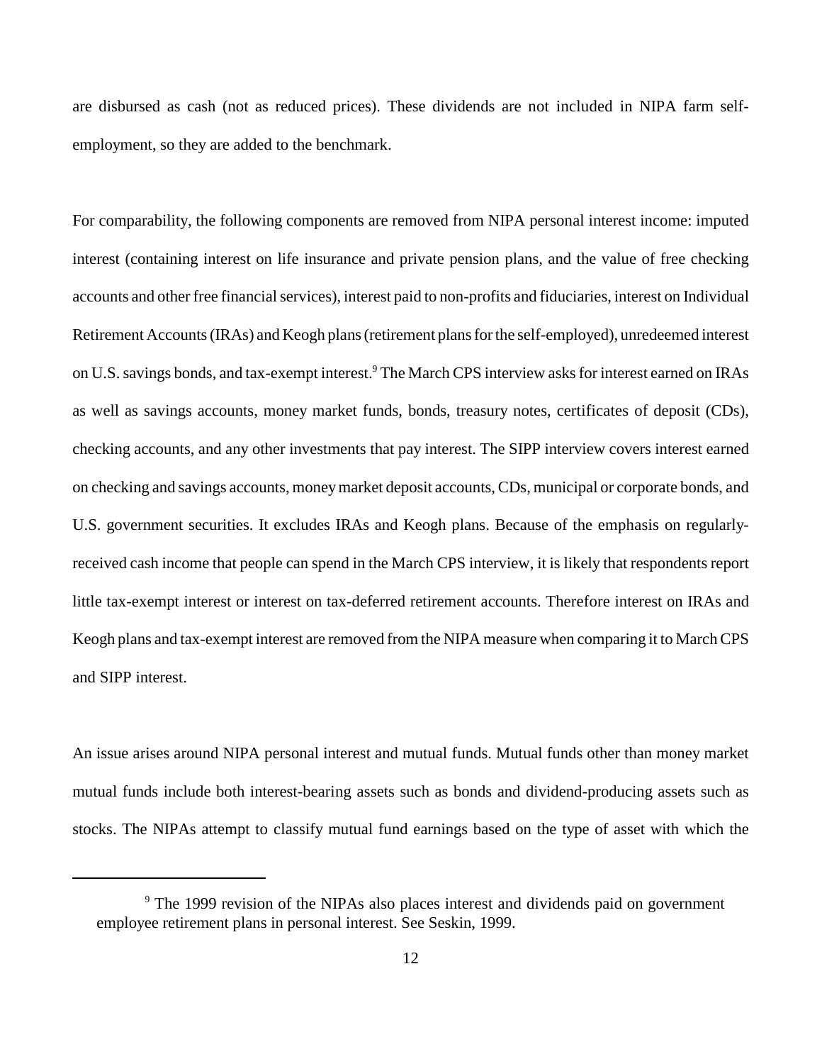are disbursed as cash (not as reduced prices). These dividends are not included in NIPA farm self-employment, so they are added to the benchmark.

For comparability, the following components are removed from NIPA personal interest income: imputed interest (containing interest on life insurance and private pension plans, and the value of free checking accounts and other free financial services), interest paid to non-profits and fiduciaries, interest on Individual Retirement Accounts (IRAs) and Keogh plans (retirement plans for the self-employed), unredeemed interest on U.S. savings bonds, and tax-exempt interest.[9] The March CPS interview asks for interest earned on IRAs as well as savings accounts, money market funds, bonds, treasury notes, certificates of deposit (CDs), checking accounts, and any other investments that pay interest. The SIPP interview covers interest earned on checking and savings accounts, money market deposit accounts, CDs, municipal or corporate bonds, and U.S. government securities. It excludes IRAs and Keogh plans. Because of the emphasis on regularly-received cash income that people can spend in the March CPS interview, it is likely that respondents report little tax-exempt interest or interest on tax-deferred retirement accounts. Therefore interest on IRAs and Keogh plans and tax-exempt interest are removed from the NIPA measure when comparing it to March CPS and SIPP interest.

An issue arises around NIPA personal interest and mutual funds. Mutual funds other than money market mutual funds include both interest-bearing assets such as bonds and dividend-producing assets such as stocks. The NIPAs attempt to classify mutual fund earnings based on the type of asset with which the

[9] The 1999 revision of the NIPAs also places interest and dividends paid on government employee retirement plans in personal interest. See Seskin, 1999.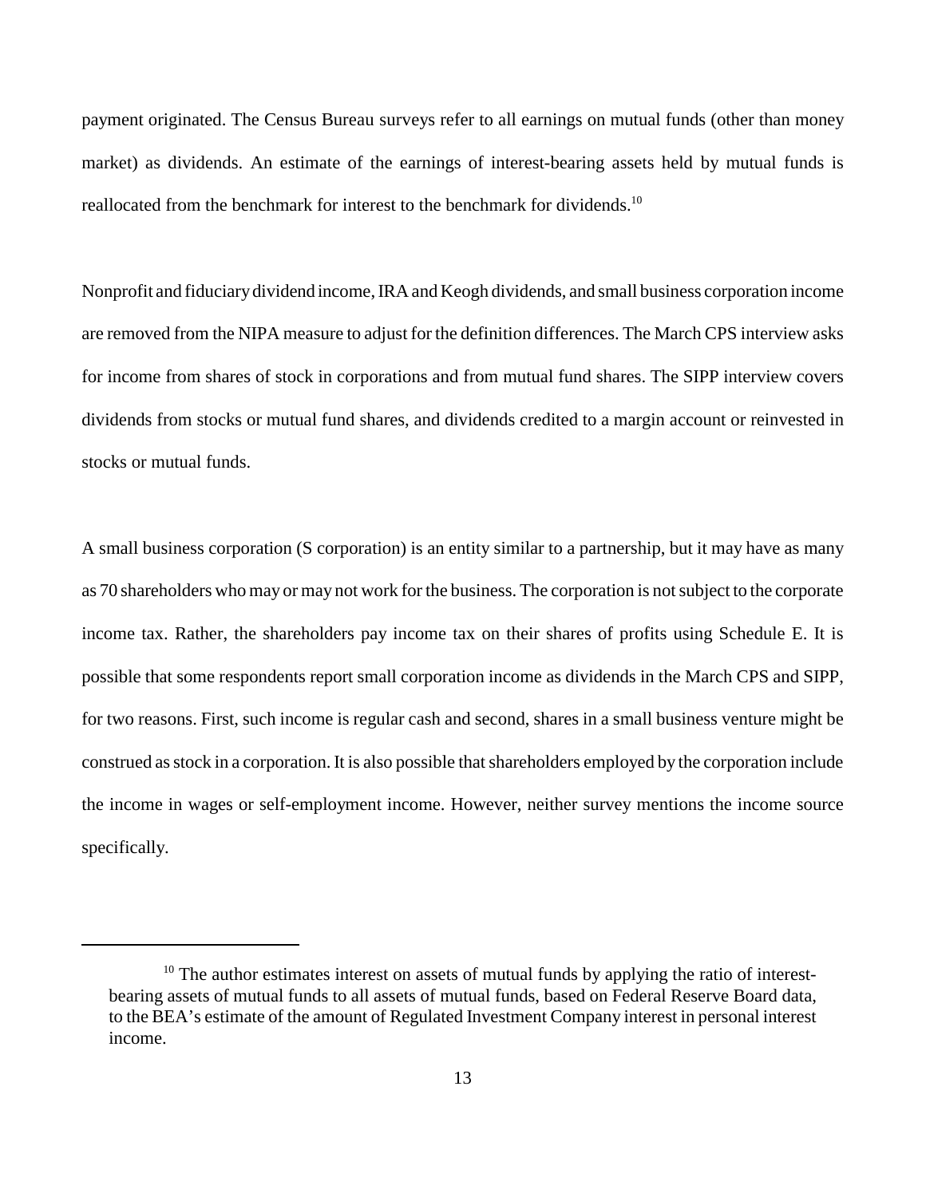payment originated. The Census Bureau surveys refer to all earnings on mutual funds (other than money market) as dividends. An estimate of the earnings of interest-bearing assets held by mutual funds is reallocated from the benchmark for interest to the benchmark for dividends.[10]

Nonprofit and fiduciary dividend income, IRA and Keogh dividends, and small business corporation income are removed from the NIPA measure to adjust for the definition differences. The March CPS interview asks for income from shares of stock in corporations and from mutual fund shares. The SIPP interview covers dividends from stocks or mutual fund shares, and dividends credited to a margin account or reinvested in stocks or mutual funds.

A small business corporation (S corporation) is an entity similar to a partnership, but it may have as many as 70 shareholders who may or may not work for the business. The corporation is not subject to the corporate income tax. Rather, the shareholders pay income tax on their shares of profits using Schedule E. It is possible that some respondents report small corporation income as dividends in the March CPS and SIPP, for two reasons. First, such income is regular cash and second, shares in a small business venture might be construed as stock in a corporation. It is also possible that shareholders employed by the corporation include the income in wages or self-employment income. However, neither survey mentions the income source specifically.

---

[10] The author estimates interest on assets of mutual funds by applying the ratio of interest-bearing assets of mutual funds to all assets of mutual funds, based on Federal Reserve Board data, to the BEA's estimate of the amount of Regulated Investment Company interest in personal interest income.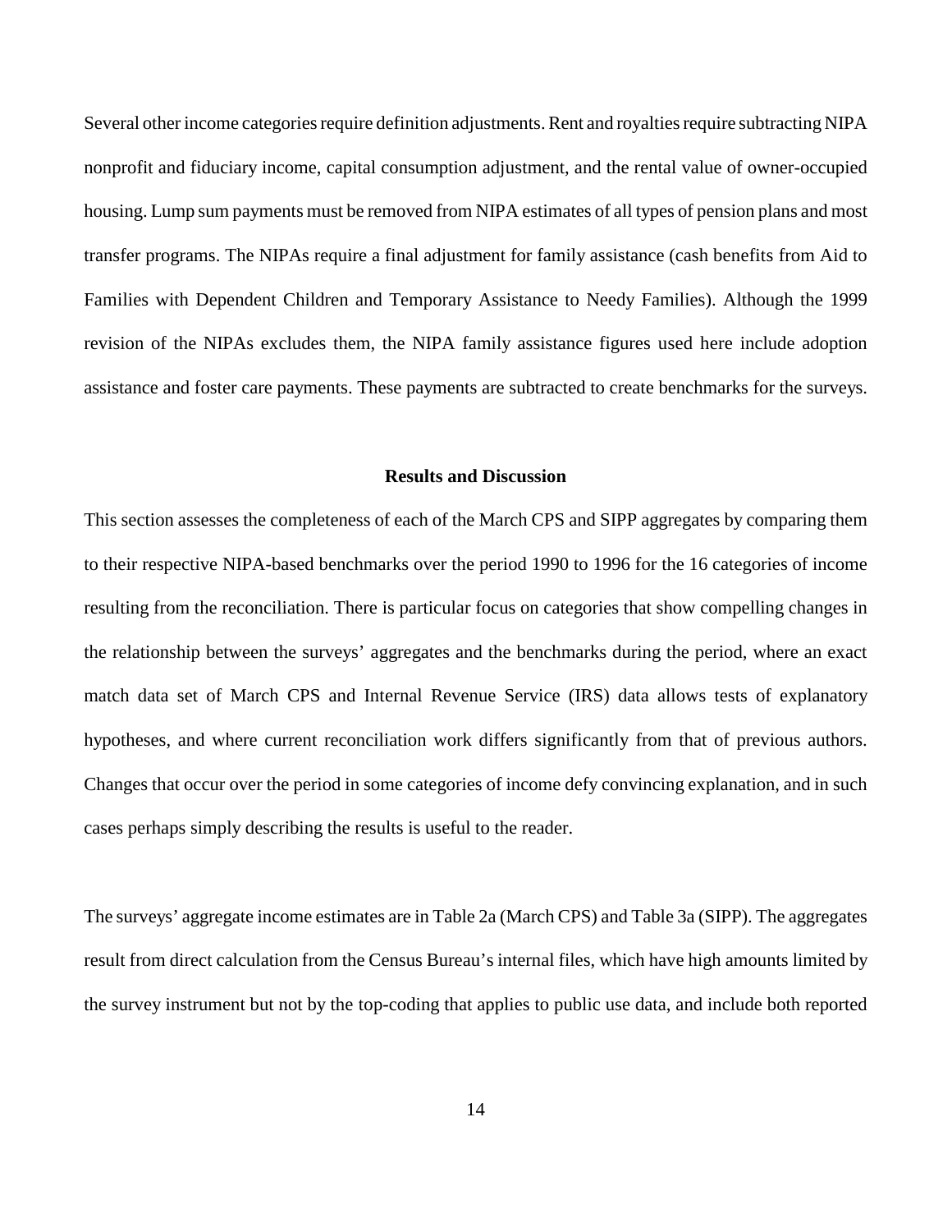Several other income categories require definition adjustments. Rent and royalties require subtracting NIPA nonprofit and fiduciary income, capital consumption adjustment, and the rental value of owner-occupied housing. Lump sum payments must be removed from NIPA estimates of all types of pension plans and most transfer programs. The NIPAs require a final adjustment for family assistance (cash benefits from Aid to Families with Dependent Children and Temporary Assistance to Needy Families). Although the 1999 revision of the NIPAs excludes them, the NIPA family assistance figures used here include adoption assistance and foster care payments. These payments are subtracted to create benchmarks for the surveys.

## Results and Discussion

This section assesses the completeness of each of the March CPS and SIPP aggregates by comparing them to their respective NIPA-based benchmarks over the period 1990 to 1996 for the 16 categories of income resulting from the reconciliation. There is particular focus on categories that show compelling changes in the relationship between the surveys' aggregates and the benchmarks during the period, where an exact match data set of March CPS and Internal Revenue Service (IRS) data allows tests of explanatory hypotheses, and where current reconciliation work differs significantly from that of previous authors. Changes that occur over the period in some categories of income defy convincing explanation, and in such cases perhaps simply describing the results is useful to the reader.

The surveys' aggregate income estimates are in Table 2a (March CPS) and Table 3a (SIPP). The aggregates result from direct calculation from the Census Bureau's internal files, which have high amounts limited by the survey instrument but not by the top-coding that applies to public use data, and include both reported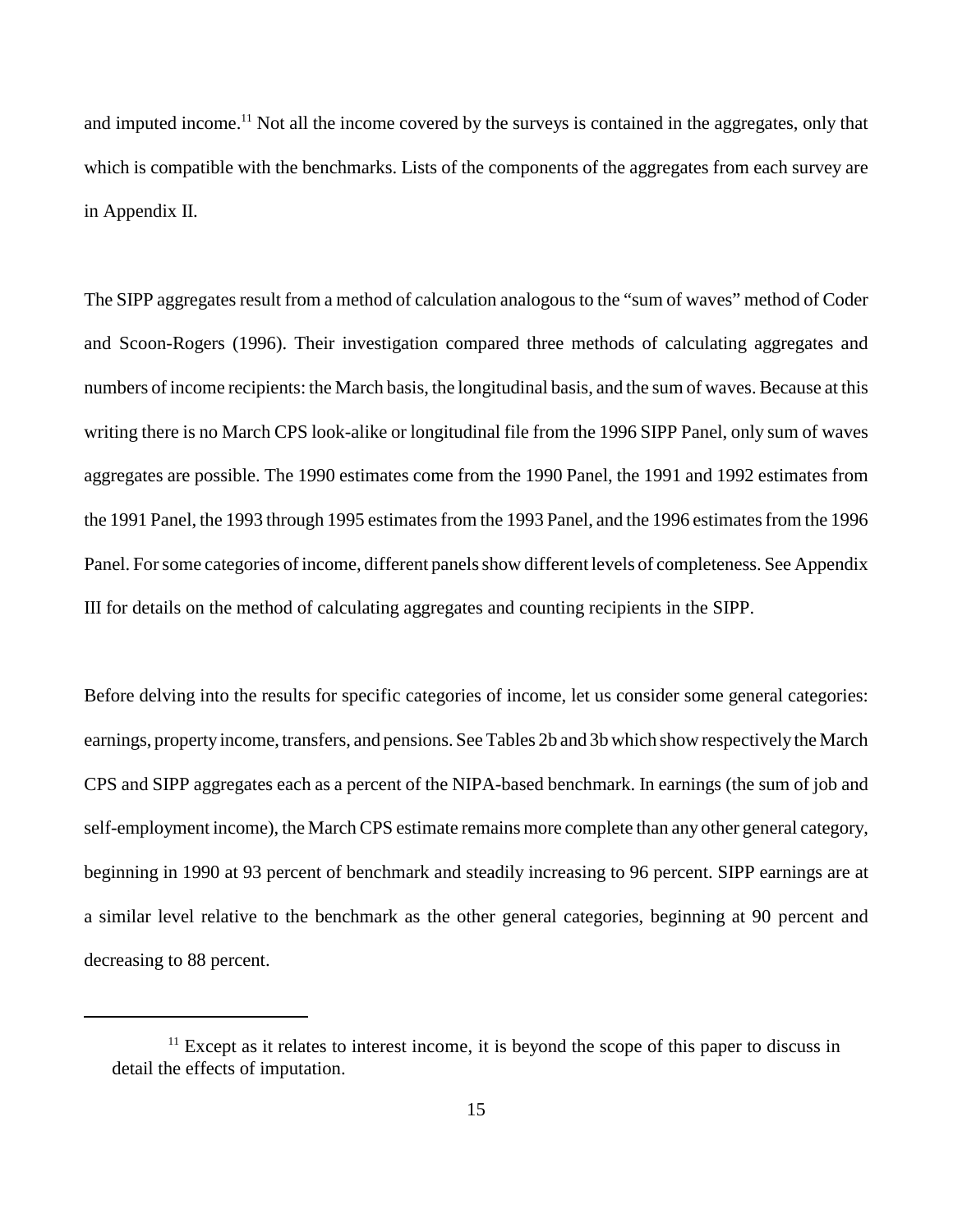and imputed income.[11] Not all the income covered by the surveys is contained in the aggregates, only that which is compatible with the benchmarks. Lists of the components of the aggregates from each survey are in Appendix II.

The SIPP aggregates result from a method of calculation analogous to the "sum of waves" method of Coder and Scoon-Rogers (1996). Their investigation compared three methods of calculating aggregates and numbers of income recipients: the March basis, the longitudinal basis, and the sum of waves. Because at this writing there is no March CPS look-alike or longitudinal file from the 1996 SIPP Panel, only sum of waves aggregates are possible. The 1990 estimates come from the 1990 Panel, the 1991 and 1992 estimates from the 1991 Panel, the 1993 through 1995 estimates from the 1993 Panel, and the 1996 estimates from the 1996 Panel. For some categories of income, different panels show different levels of completeness. See Appendix III for details on the method of calculating aggregates and counting recipients in the SIPP.

Before delving into the results for specific categories of income, let us consider some general categories: earnings, property income, transfers, and pensions. See Tables 2b and 3b which show respectively the March CPS and SIPP aggregates each as a percent of the NIPA-based benchmark. In earnings (the sum of job and self-employment income), the March CPS estimate remains more complete than any other general category, beginning in 1990 at 93 percent of benchmark and steadily increasing to 96 percent. SIPP earnings are at a similar level relative to the benchmark as the other general categories, beginning at 90 percent and decreasing to 88 percent.

---

[11] Except as it relates to interest income, it is beyond the scope of this paper to discuss in detail the effects of imputation.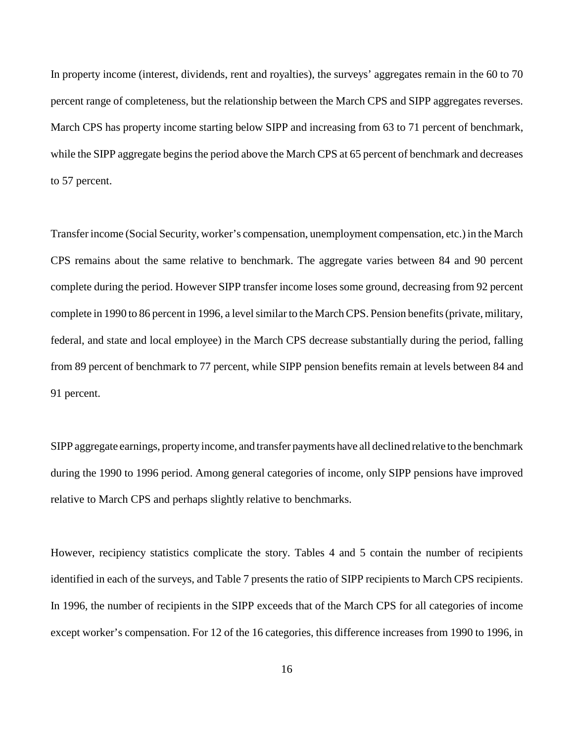In property income (interest, dividends, rent and royalties), the surveys' aggregates remain in the 60 to 70 percent range of completeness, but the relationship between the March CPS and SIPP aggregates reverses. March CPS has property income starting below SIPP and increasing from 63 to 71 percent of benchmark, while the SIPP aggregate begins the period above the March CPS at 65 percent of benchmark and decreases to 57 percent.

Transfer income (Social Security, worker's compensation, unemployment compensation, etc.) in the March CPS remains about the same relative to benchmark. The aggregate varies between 84 and 90 percent complete during the period. However SIPP transfer income loses some ground, decreasing from 92 percent complete in 1990 to 86 percent in 1996, a level similar to the March CPS. Pension benefits (private, military, federal, and state and local employee) in the March CPS decrease substantially during the period, falling from 89 percent of benchmark to 77 percent, while SIPP pension benefits remain at levels between 84 and 91 percent.

SIPP aggregate earnings, property income, and transfer payments have all declined relative to the benchmark during the 1990 to 1996 period. Among general categories of income, only SIPP pensions have improved relative to March CPS and perhaps slightly relative to benchmarks.

However, recipiency statistics complicate the story. Tables 4 and 5 contain the number of recipients identified in each of the surveys, and Table 7 presents the ratio of SIPP recipients to March CPS recipients. In 1996, the number of recipients in the SIPP exceeds that of the March CPS for all categories of income except worker's compensation. For 12 of the 16 categories, this difference increases from 1990 to 1996, in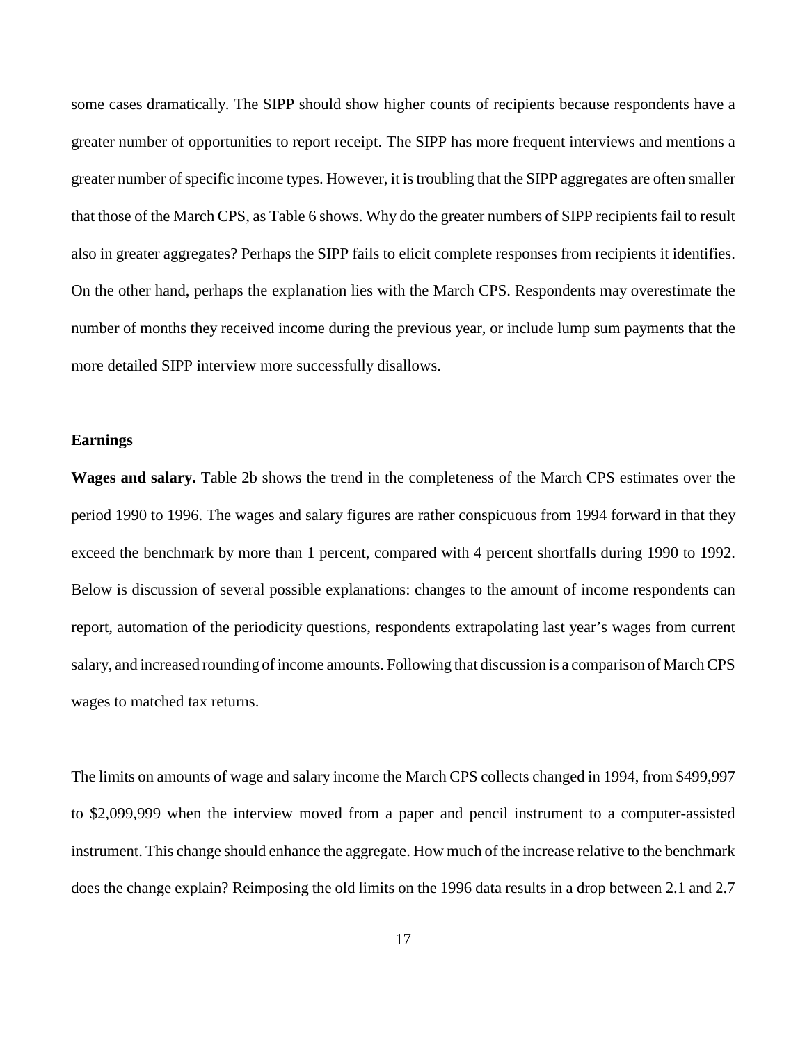some cases dramatically. The SIPP should show higher counts of recipients because respondents have a greater number of opportunities to report receipt. The SIPP has more frequent interviews and mentions a greater number of specific income types. However, it is troubling that the SIPP aggregates are often smaller that those of the March CPS, as Table 6 shows. Why do the greater numbers of SIPP recipients fail to result also in greater aggregates? Perhaps the SIPP fails to elicit complete responses from recipients it identifies. On the other hand, perhaps the explanation lies with the March CPS. Respondents may overestimate the number of months they received income during the previous year, or include lump sum payments that the more detailed SIPP interview more successfully disallows.

### Earnings

**Wages and salary.** Table 2b shows the trend in the completeness of the March CPS estimates over the period 1990 to 1996. The wages and salary figures are rather conspicuous from 1994 forward in that they exceed the benchmark by more than 1 percent, compared with 4 percent shortfalls during 1990 to 1992. Below is discussion of several possible explanations: changes to the amount of income respondents can report, automation of the periodicity questions, respondents extrapolating last year's wages from current salary, and increased rounding of income amounts. Following that discussion is a comparison of March CPS wages to matched tax returns.

The limits on amounts of wage and salary income the March CPS collects changed in 1994, from $499,997 to $2,099,999 when the interview moved from a paper and pencil instrument to a computer-assisted instrument. This change should enhance the aggregate. How much of the increase relative to the benchmark does the change explain? Reimposing the old limits on the 1996 data results in a drop between 2.1 and 2.7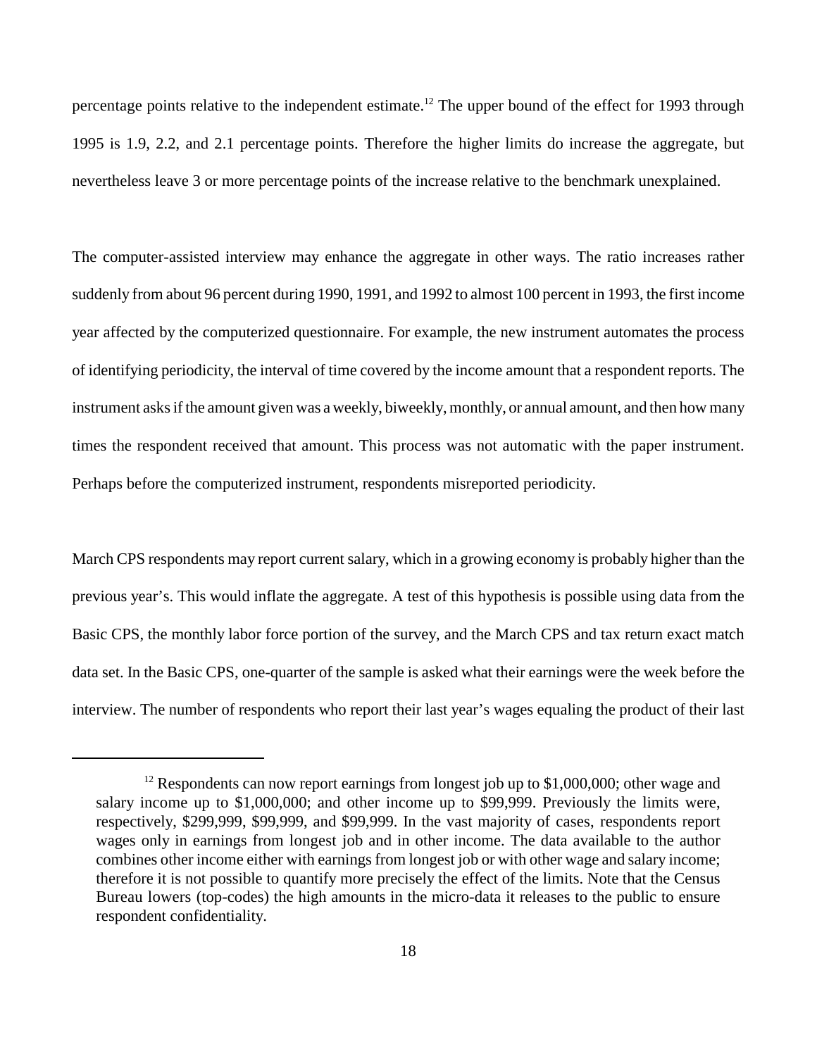percentage points relative to the independent estimate.[12] The upper bound of the effect for 1993 through 1995 is 1.9, 2.2, and 2.1 percentage points. Therefore the higher limits do increase the aggregate, but nevertheless leave 3 or more percentage points of the increase relative to the benchmark unexplained.

The computer-assisted interview may enhance the aggregate in other ways. The ratio increases rather suddenly from about 96 percent during 1990, 1991, and 1992 to almost 100 percent in 1993, the first income year affected by the computerized questionnaire. For example, the new instrument automates the process of identifying periodicity, the interval of time covered by the income amount that a respondent reports. The instrument asks if the amount given was a weekly, biweekly, monthly, or annual amount, and then how many times the respondent received that amount. This process was not automatic with the paper instrument. Perhaps before the computerized instrument, respondents misreported periodicity.

March CPS respondents may report current salary, which in a growing economy is probably higher than the previous year's. This would inflate the aggregate. A test of this hypothesis is possible using data from the Basic CPS, the monthly labor force portion of the survey, and the March CPS and tax return exact match data set. In the Basic CPS, one-quarter of the sample is asked what their earnings were the week before the interview. The number of respondents who report their last year's wages equaling the product of their last

---

[12] Respondents can now report earnings from longest job up to $1,000,000; other wage and salary income up to $1,000,000; and other income up to $99,999. Previously the limits were, respectively, $299,999, $99,999, and $99,999. In the vast majority of cases, respondents report wages only in earnings from longest job and in other income. The data available to the author combines other income either with earnings from longest job or with other wage and salary income; therefore it is not possible to quantify more precisely the effect of the limits. Note that the Census Bureau lowers (top-codes) the high amounts in the micro-data it releases to the public to ensure respondent confidentiality.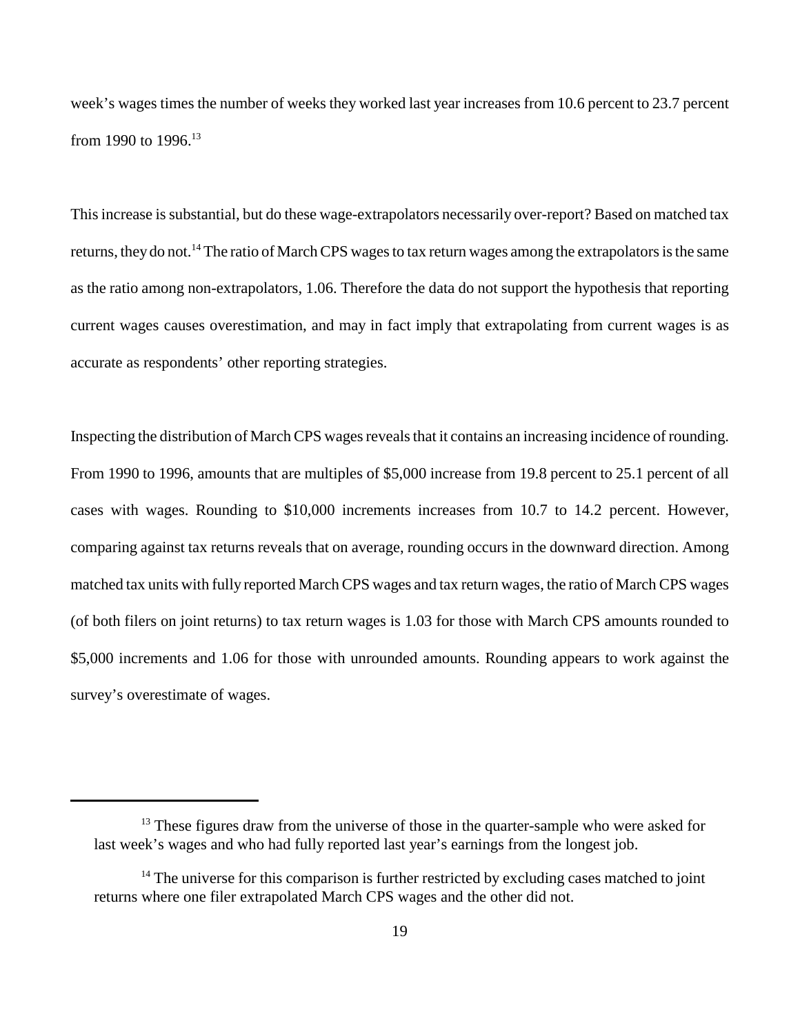week's wages times the number of weeks they worked last year increases from 10.6 percent to 23.7 percent from 1990 to 1996.[13]

This increase is substantial, but do these wage-extrapolators necessarily over-report? Based on matched tax returns, they do not.[14] The ratio of March CPS wages to tax return wages among the extrapolators is the same as the ratio among non-extrapolators, 1.06. Therefore the data do not support the hypothesis that reporting current wages causes overestimation, and may in fact imply that extrapolating from current wages is as accurate as respondents' other reporting strategies.

Inspecting the distribution of March CPS wages reveals that it contains an increasing incidence of rounding. From 1990 to 1996, amounts that are multiples of $5,000 increase from 19.8 percent to 25.1 percent of all cases with wages. Rounding to $10,000 increments increases from 10.7 to 14.2 percent. However, comparing against tax returns reveals that on average, rounding occurs in the downward direction. Among matched tax units with fully reported March CPS wages and tax return wages, the ratio of March CPS wages (of both filers on joint returns) to tax return wages is 1.03 for those with March CPS amounts rounded to $5,000 increments and 1.06 for those with unrounded amounts. Rounding appears to work against the survey's overestimate of wages.

---

[13] These figures draw from the universe of those in the quarter-sample who were asked for last week's wages and who had fully reported last year's earnings from the longest job.

[14] The universe for this comparison is further restricted by excluding cases matched to joint returns where one filer extrapolated March CPS wages and the other did not.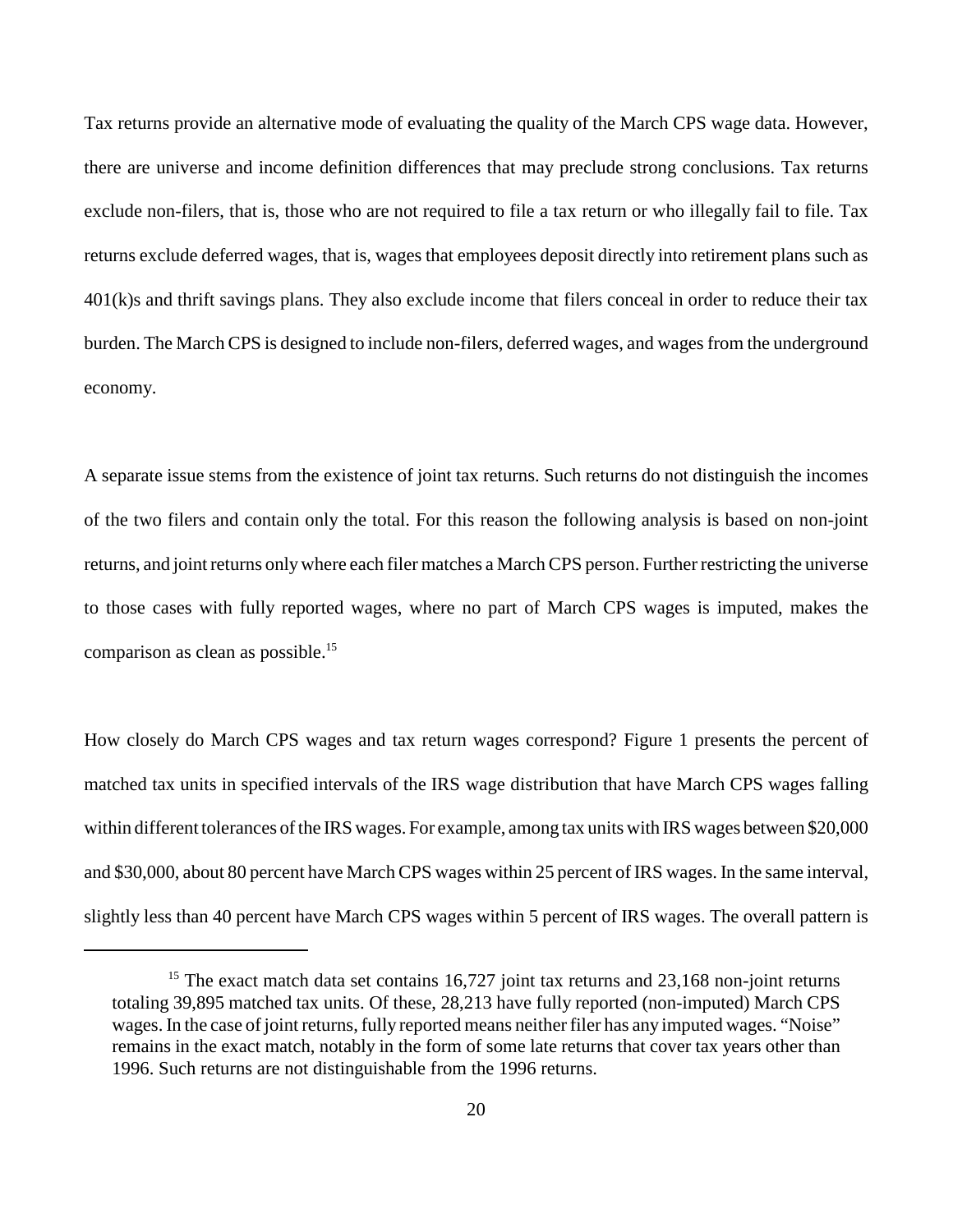Tax returns provide an alternative mode of evaluating the quality of the March CPS wage data. However, there are universe and income definition differences that may preclude strong conclusions. Tax returns exclude non-filers, that is, those who are not required to file a tax return or who illegally fail to file. Tax returns exclude deferred wages, that is, wages that employees deposit directly into retirement plans such as 401(k)s and thrift savings plans. They also exclude income that filers conceal in order to reduce their tax burden. The March CPS is designed to include non-filers, deferred wages, and wages from the underground economy.

A separate issue stems from the existence of joint tax returns. Such returns do not distinguish the incomes of the two filers and contain only the total. For this reason the following analysis is based on non-joint returns, and joint returns only where each filer matches a March CPS person. Further restricting the universe to those cases with fully reported wages, where no part of March CPS wages is imputed, makes the comparison as clean as possible.[15]

How closely do March CPS wages and tax return wages correspond? Figure 1 presents the percent of matched tax units in specified intervals of the IRS wage distribution that have March CPS wages falling within different tolerances of the IRS wages. For example, among tax units with IRS wages between $20,000 and $30,000, about 80 percent have March CPS wages within 25 percent of IRS wages. In the same interval, slightly less than 40 percent have March CPS wages within 5 percent of IRS wages. The overall pattern is

---

[15] The exact match data set contains 16,727 joint tax returns and 23,168 non-joint returns totaling 39,895 matched tax units. Of these, 28,213 have fully reported (non-imputed) March CPS wages. In the case of joint returns, fully reported means neither filer has any imputed wages. "Noise" remains in the exact match, notably in the form of some late returns that cover tax years other than 1996. Such returns are not distinguishable from the 1996 returns.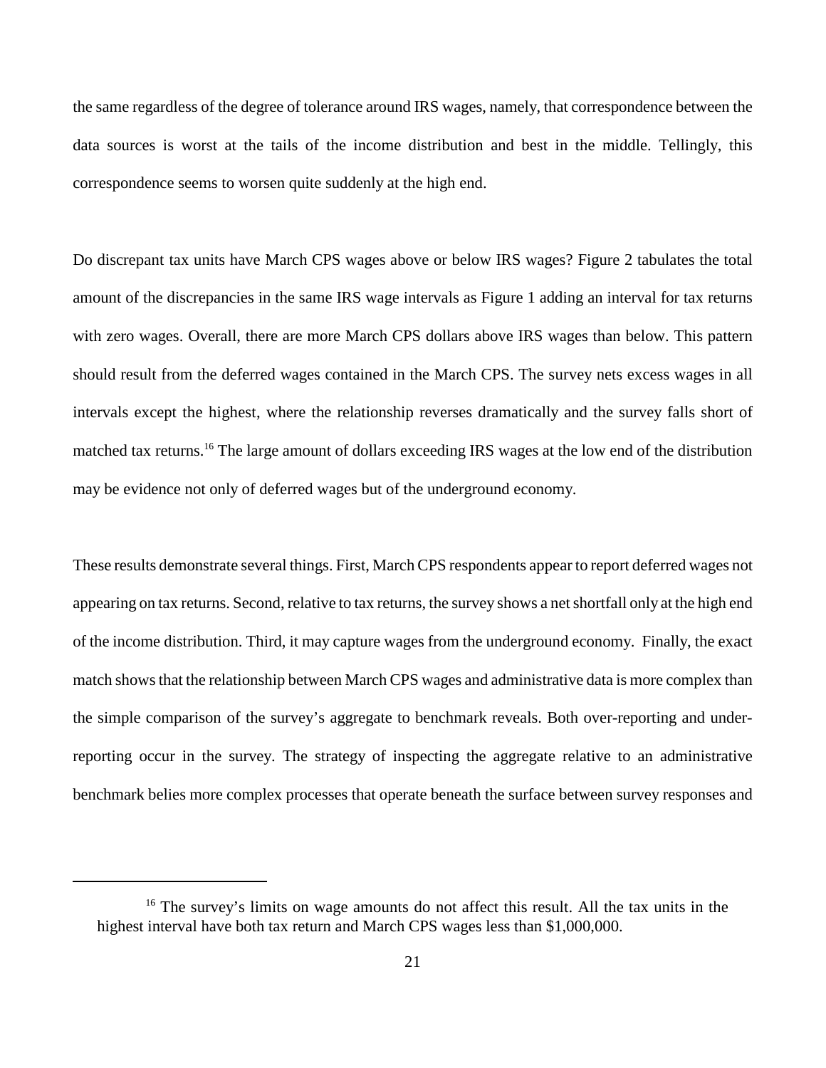the same regardless of the degree of tolerance around IRS wages, namely, that correspondence between the data sources is worst at the tails of the income distribution and best in the middle. Tellingly, this correspondence seems to worsen quite suddenly at the high end.

Do discrepant tax units have March CPS wages above or below IRS wages? Figure 2 tabulates the total amount of the discrepancies in the same IRS wage intervals as Figure 1 adding an interval for tax returns with zero wages. Overall, there are more March CPS dollars above IRS wages than below. This pattern should result from the deferred wages contained in the March CPS. The survey nets excess wages in all intervals except the highest, where the relationship reverses dramatically and the survey falls short of matched tax returns.[16] The large amount of dollars exceeding IRS wages at the low end of the distribution may be evidence not only of deferred wages but of the underground economy.

These results demonstrate several things. First, March CPS respondents appear to report deferred wages not appearing on tax returns. Second, relative to tax returns, the survey shows a net shortfall only at the high end of the income distribution. Third, it may capture wages from the underground economy. Finally, the exact match shows that the relationship between March CPS wages and administrative data is more complex than the simple comparison of the survey's aggregate to benchmark reveals. Both over-reporting and under-reporting occur in the survey. The strategy of inspecting the aggregate relative to an administrative benchmark belies more complex processes that operate beneath the surface between survey responses and

[16] The survey's limits on wage amounts do not affect this result. All the tax units in the highest interval have both tax return and March CPS wages less than $1,000,000.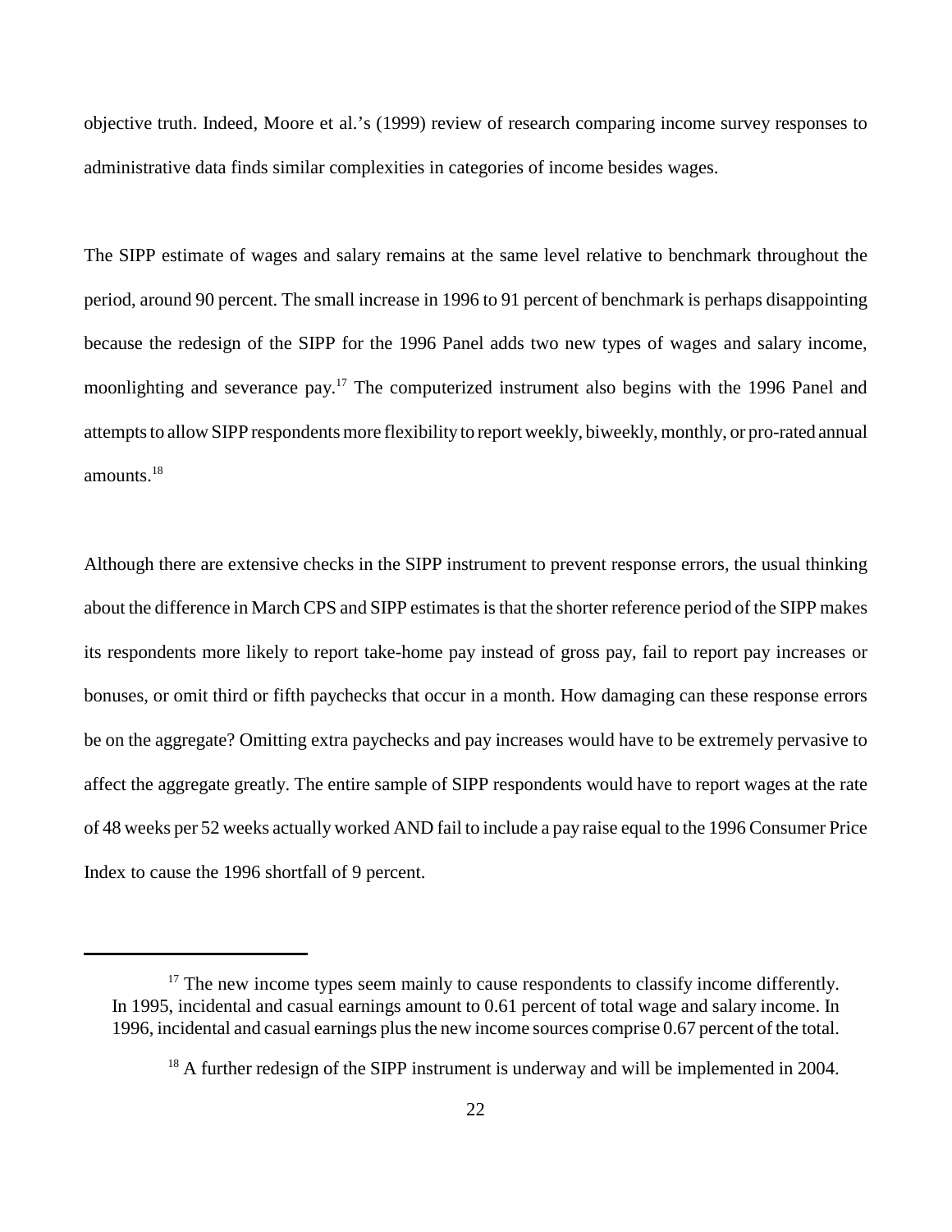objective truth. Indeed, Moore et al.'s (1999) review of research comparing income survey responses to administrative data finds similar complexities in categories of income besides wages.

The SIPP estimate of wages and salary remains at the same level relative to benchmark throughout the period, around 90 percent. The small increase in 1996 to 91 percent of benchmark is perhaps disappointing because the redesign of the SIPP for the 1996 Panel adds two new types of wages and salary income, moonlighting and severance pay.[17] The computerized instrument also begins with the 1996 Panel and attempts to allow SIPP respondents more flexibility to report weekly, biweekly, monthly, or pro-rated annual amounts.[18]

Although there are extensive checks in the SIPP instrument to prevent response errors, the usual thinking about the difference in March CPS and SIPP estimates is that the shorter reference period of the SIPP makes its respondents more likely to report take-home pay instead of gross pay, fail to report pay increases or bonuses, or omit third or fifth paychecks that occur in a month. How damaging can these response errors be on the aggregate? Omitting extra paychecks and pay increases would have to be extremely pervasive to affect the aggregate greatly. The entire sample of SIPP respondents would have to report wages at the rate of 48 weeks per 52 weeks actually worked AND fail to include a pay raise equal to the 1996 Consumer Price Index to cause the 1996 shortfall of 9 percent.

---

[17] The new income types seem mainly to cause respondents to classify income differently. In 1995, incidental and casual earnings amount to 0.61 percent of total wage and salary income. In 1996, incidental and casual earnings plus the new income sources comprise 0.67 percent of the total.

[18] A further redesign of the SIPP instrument is underway and will be implemented in 2004.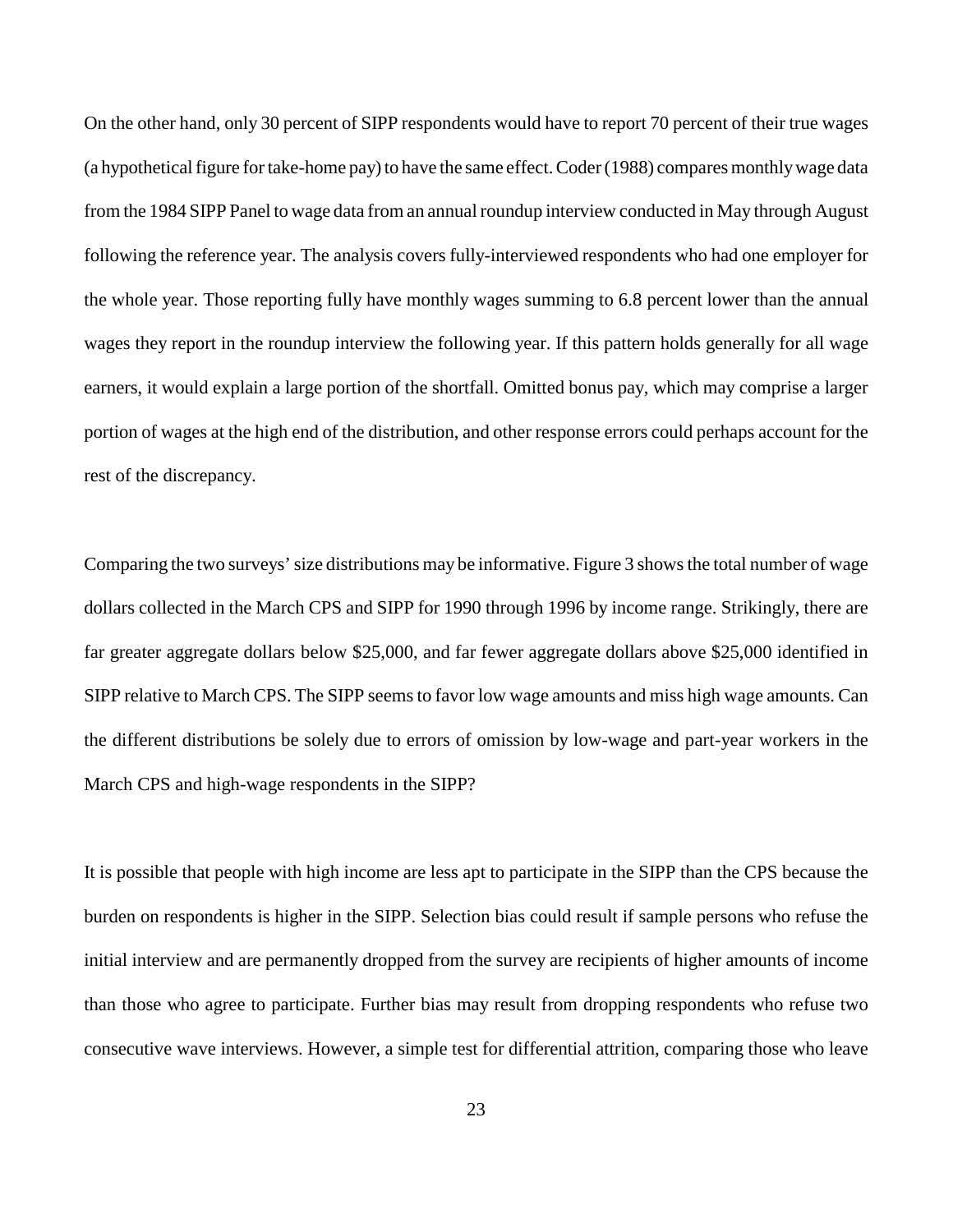On the other hand, only 30 percent of SIPP respondents would have to report 70 percent of their true wages (a hypothetical figure for take-home pay) to have the same effect. Coder (1988) compares monthly wage data from the 1984 SIPP Panel to wage data from an annual roundup interview conducted in May through August following the reference year. The analysis covers fully-interviewed respondents who had one employer for the whole year. Those reporting fully have monthly wages summing to 6.8 percent lower than the annual wages they report in the roundup interview the following year. If this pattern holds generally for all wage earners, it would explain a large portion of the shortfall. Omitted bonus pay, which may comprise a larger portion of wages at the high end of the distribution, and other response errors could perhaps account for the rest of the discrepancy.

Comparing the two surveys' size distributions may be informative. Figure 3 shows the total number of wage dollars collected in the March CPS and SIPP for 1990 through 1996 by income range. Strikingly, there are far greater aggregate dollars below $25,000, and far fewer aggregate dollars above $25,000 identified in SIPP relative to March CPS. The SIPP seems to favor low wage amounts and miss high wage amounts. Can the different distributions be solely due to errors of omission by low-wage and part-year workers in the March CPS and high-wage respondents in the SIPP?

It is possible that people with high income are less apt to participate in the SIPP than the CPS because the burden on respondents is higher in the SIPP. Selection bias could result if sample persons who refuse the initial interview and are permanently dropped from the survey are recipients of higher amounts of income than those who agree to participate. Further bias may result from dropping respondents who refuse two consecutive wave interviews. However, a simple test for differential attrition, comparing those who leave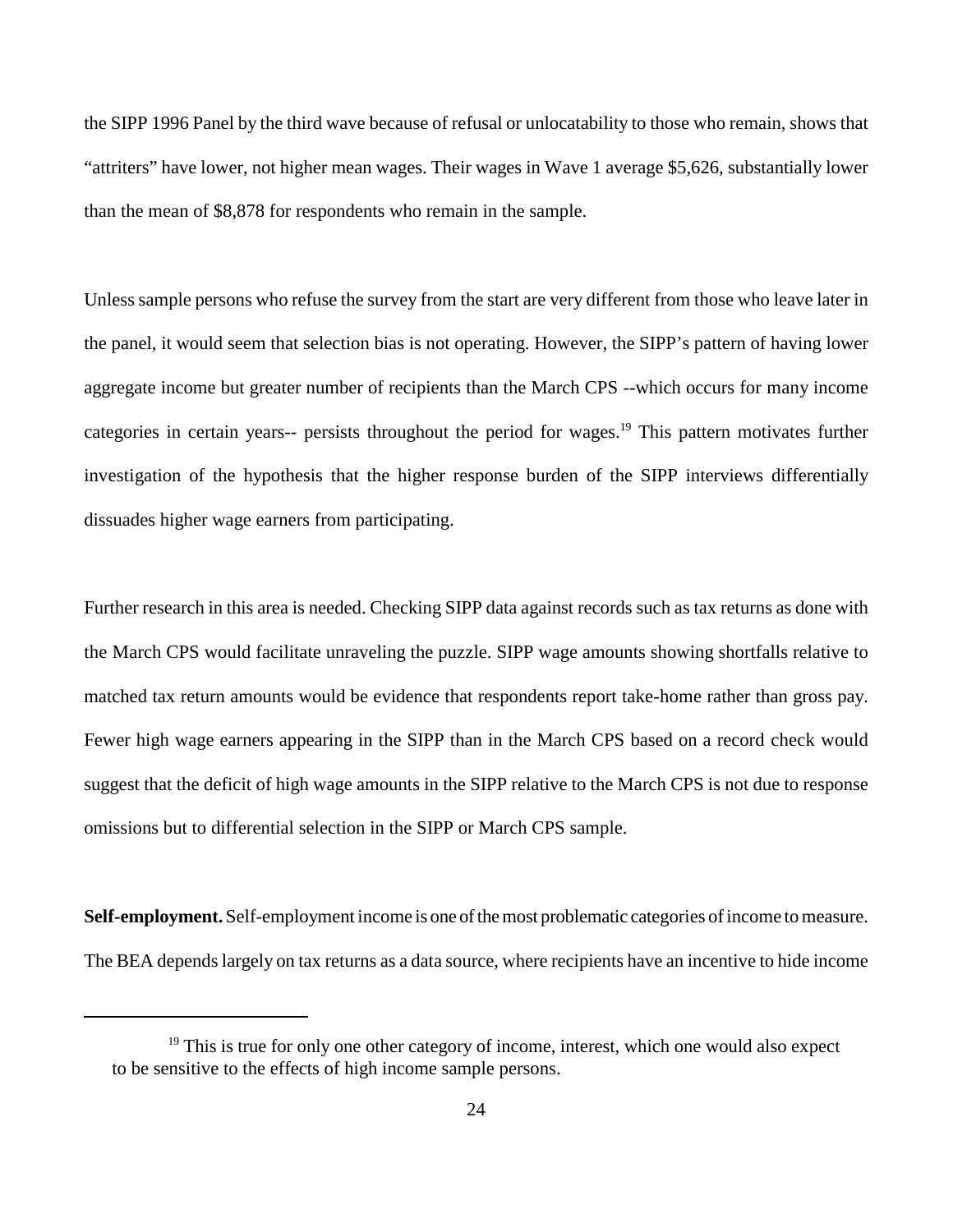the SIPP 1996 Panel by the third wave because of refusal or unlocatability to those who remain, shows that "attriters" have lower, not higher mean wages. Their wages in Wave 1 average $5,626, substantially lower than the mean of $8,878 for respondents who remain in the sample.

Unless sample persons who refuse the survey from the start are very different from those who leave later in the panel, it would seem that selection bias is not operating. However, the SIPP's pattern of having lower aggregate income but greater number of recipients than the March CPS --which occurs for many income categories in certain years-- persists throughout the period for wages.[19] This pattern motivates further investigation of the hypothesis that the higher response burden of the SIPP interviews differentially dissuades higher wage earners from participating.

Further research in this area is needed. Checking SIPP data against records such as tax returns as done with the March CPS would facilitate unraveling the puzzle. SIPP wage amounts showing shortfalls relative to matched tax return amounts would be evidence that respondents report take-home rather than gross pay. Fewer high wage earners appearing in the SIPP than in the March CPS based on a record check would suggest that the deficit of high wage amounts in the SIPP relative to the March CPS is not due to response omissions but to differential selection in the SIPP or March CPS sample.

**Self-employment.** Self-employment income is one of the most problematic categories of income to measure. The BEA depends largely on tax returns as a data source, where recipients have an incentive to hide income

---

[19] This is true for only one other category of income, interest, which one would also expect to be sensitive to the effects of high income sample persons.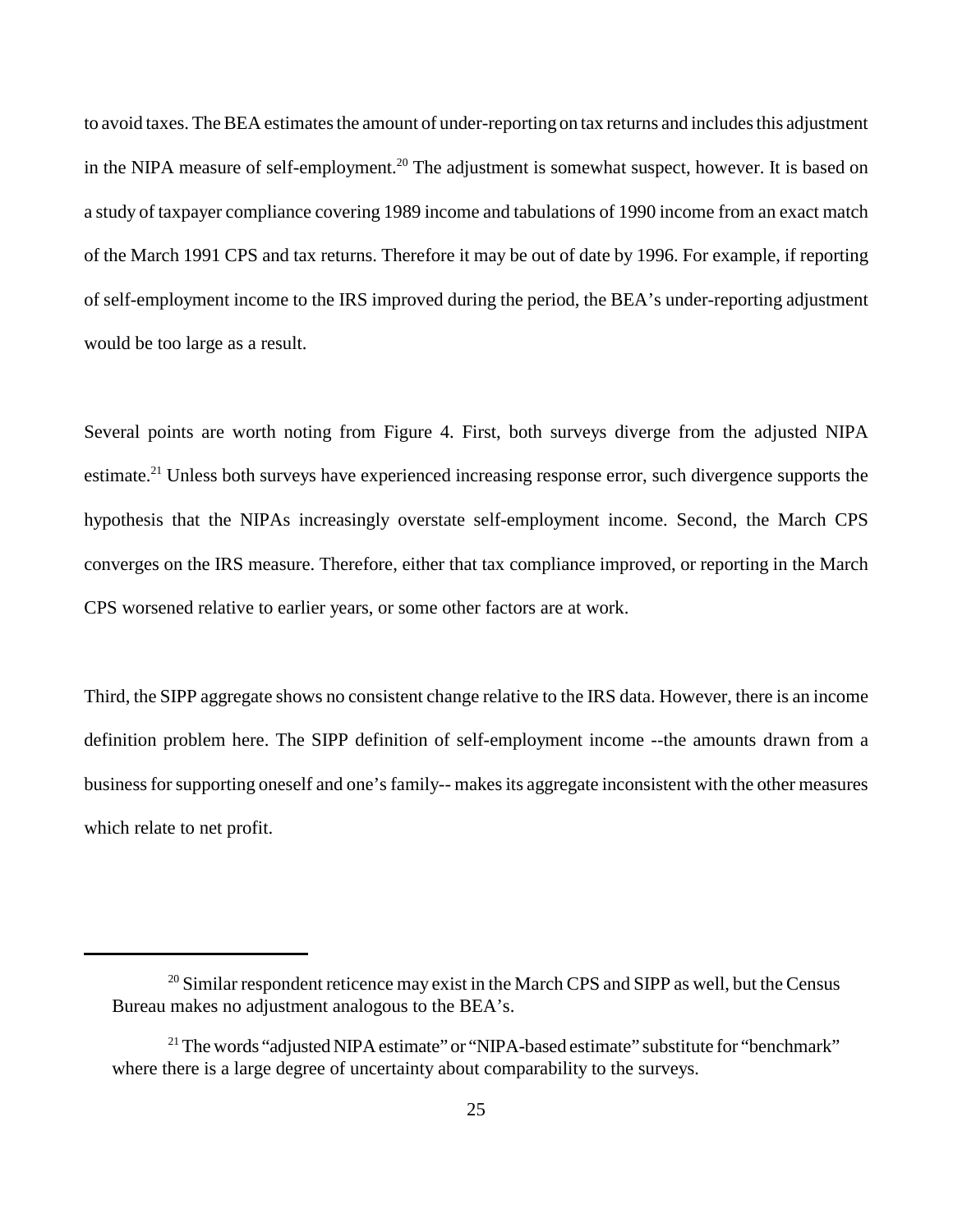to avoid taxes. The BEA estimates the amount of under-reporting on tax returns and includes this adjustment in the NIPA measure of self-employment.[20] The adjustment is somewhat suspect, however. It is based on a study of taxpayer compliance covering 1989 income and tabulations of 1990 income from an exact match of the March 1991 CPS and tax returns. Therefore it may be out of date by 1996. For example, if reporting of self-employment income to the IRS improved during the period, the BEA's under-reporting adjustment would be too large as a result.

Several points are worth noting from Figure 4. First, both surveys diverge from the adjusted NIPA estimate.[21] Unless both surveys have experienced increasing response error, such divergence supports the hypothesis that the NIPAs increasingly overstate self-employment income. Second, the March CPS converges on the IRS measure. Therefore, either that tax compliance improved, or reporting in the March CPS worsened relative to earlier years, or some other factors are at work.

Third, the SIPP aggregate shows no consistent change relative to the IRS data. However, there is an income definition problem here. The SIPP definition of self-employment income --the amounts drawn from a business for supporting oneself and one's family-- makes its aggregate inconsistent with the other measures which relate to net profit.

---

[20] Similar respondent reticence may exist in the March CPS and SIPP as well, but the Census Bureau makes no adjustment analogous to the BEA's.

[21] The words "adjusted NIPA estimate" or "NIPA-based estimate" substitute for "benchmark" where there is a large degree of uncertainty about comparability to the surveys.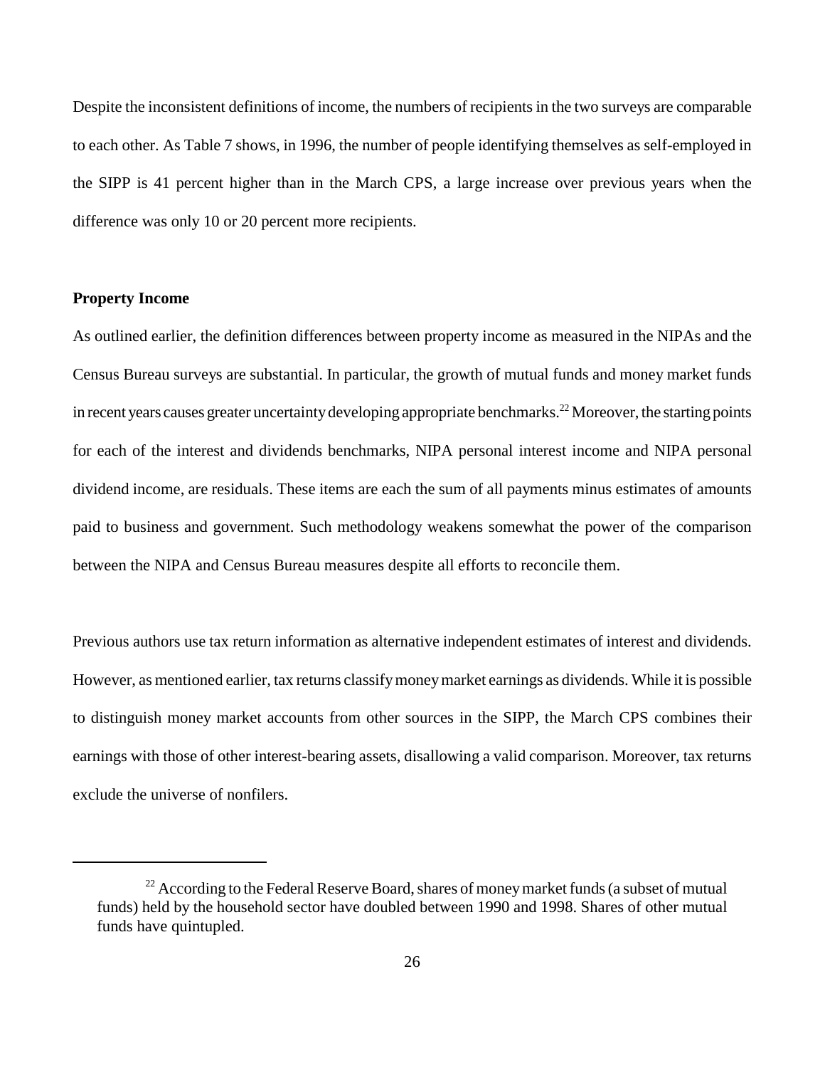Despite the inconsistent definitions of income, the numbers of recipients in the two surveys are comparable to each other. As Table 7 shows, in 1996, the number of people identifying themselves as self-employed in the SIPP is 41 percent higher than in the March CPS, a large increase over previous years when the difference was only 10 or 20 percent more recipients.

**Property Income**

As outlined earlier, the definition differences between property income as measured in the NIPAs and the Census Bureau surveys are substantial. In particular, the growth of mutual funds and money market funds in recent years causes greater uncertainty developing appropriate benchmarks.[22] Moreover, the starting points for each of the interest and dividends benchmarks, NIPA personal interest income and NIPA personal dividend income, are residuals. These items are each the sum of all payments minus estimates of amounts paid to business and government. Such methodology weakens somewhat the power of the comparison between the NIPA and Census Bureau measures despite all efforts to reconcile them.

Previous authors use tax return information as alternative independent estimates of interest and dividends. However, as mentioned earlier, tax returns classify money market earnings as dividends. While it is possible to distinguish money market accounts from other sources in the SIPP, the March CPS combines their earnings with those of other interest-bearing assets, disallowing a valid comparison. Moreover, tax returns exclude the universe of nonfilers.

[22] According to the Federal Reserve Board, shares of money market funds (a subset of mutual funds) held by the household sector have doubled between 1990 and 1998. Shares of other mutual funds have quintupled.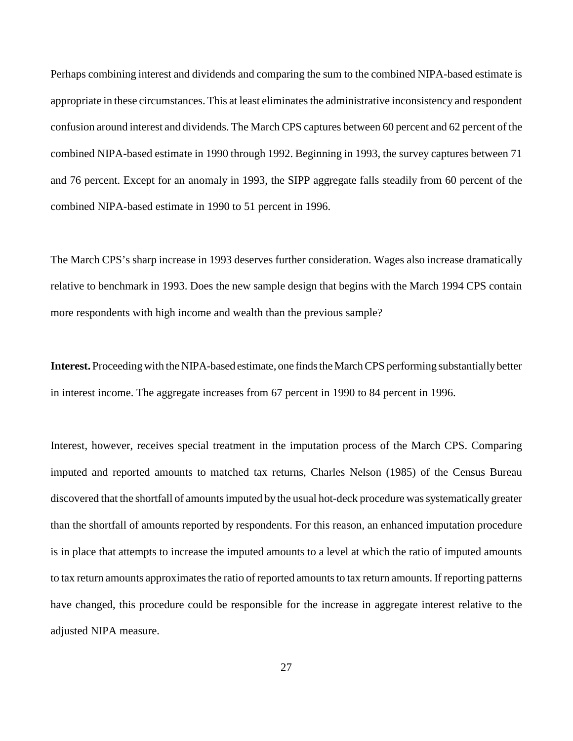Perhaps combining interest and dividends and comparing the sum to the combined NIPA-based estimate is appropriate in these circumstances. This at least eliminates the administrative inconsistency and respondent confusion around interest and dividends. The March CPS captures between 60 percent and 62 percent of the combined NIPA-based estimate in 1990 through 1992. Beginning in 1993, the survey captures between 71 and 76 percent. Except for an anomaly in 1993, the SIPP aggregate falls steadily from 60 percent of the combined NIPA-based estimate in 1990 to 51 percent in 1996.

The March CPS's sharp increase in 1993 deserves further consideration. Wages also increase dramatically relative to benchmark in 1993. Does the new sample design that begins with the March 1994 CPS contain more respondents with high income and wealth than the previous sample?

**Interest.** Proceeding with the NIPA-based estimate, one finds the March CPS performing substantially better in interest income. The aggregate increases from 67 percent in 1990 to 84 percent in 1996.

Interest, however, receives special treatment in the imputation process of the March CPS. Comparing imputed and reported amounts to matched tax returns, Charles Nelson (1985) of the Census Bureau discovered that the shortfall of amounts imputed by the usual hot-deck procedure was systematically greater than the shortfall of amounts reported by respondents. For this reason, an enhanced imputation procedure is in place that attempts to increase the imputed amounts to a level at which the ratio of imputed amounts to tax return amounts approximates the ratio of reported amounts to tax return amounts. If reporting patterns have changed, this procedure could be responsible for the increase in aggregate interest relative to the adjusted NIPA measure.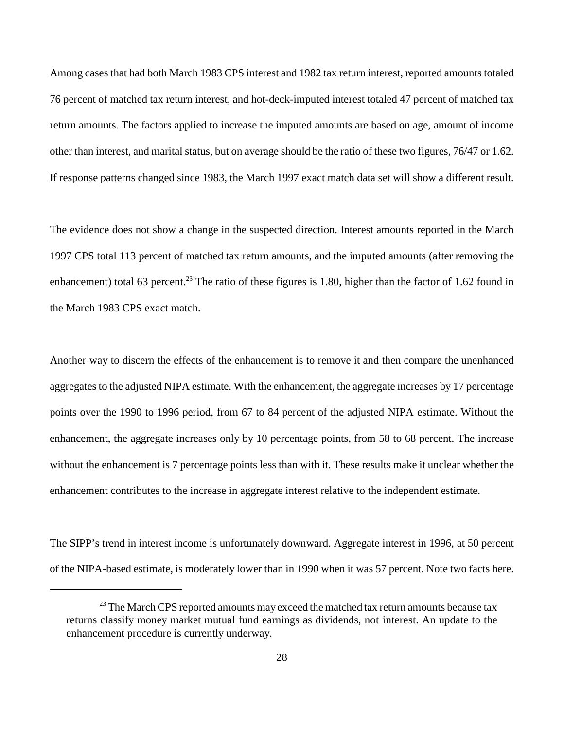Among cases that had both March 1983 CPS interest and 1982 tax return interest, reported amounts totaled 76 percent of matched tax return interest, and hot-deck-imputed interest totaled 47 percent of matched tax return amounts. The factors applied to increase the imputed amounts are based on age, amount of income other than interest, and marital status, but on average should be the ratio of these two figures, 76/47 or 1.62. If response patterns changed since 1983, the March 1997 exact match data set will show a different result.

The evidence does not show a change in the suspected direction. Interest amounts reported in the March 1997 CPS total 113 percent of matched tax return amounts, and the imputed amounts (after removing the enhancement) total 63 percent.[23] The ratio of these figures is 1.80, higher than the factor of 1.62 found in the March 1983 CPS exact match.

Another way to discern the effects of the enhancement is to remove it and then compare the unenhanced aggregates to the adjusted NIPA estimate. With the enhancement, the aggregate increases by 17 percentage points over the 1990 to 1996 period, from 67 to 84 percent of the adjusted NIPA estimate. Without the enhancement, the aggregate increases only by 10 percentage points, from 58 to 68 percent. The increase without the enhancement is 7 percentage points less than with it. These results make it unclear whether the enhancement contributes to the increase in aggregate interest relative to the independent estimate.

The SIPP's trend in interest income is unfortunately downward. Aggregate interest in 1996, at 50 percent of the NIPA-based estimate, is moderately lower than in 1990 when it was 57 percent. Note two facts here.

---

[23] The March CPS reported amounts may exceed the matched tax return amounts because tax returns classify money market mutual fund earnings as dividends, not interest. An update to the enhancement procedure is currently underway.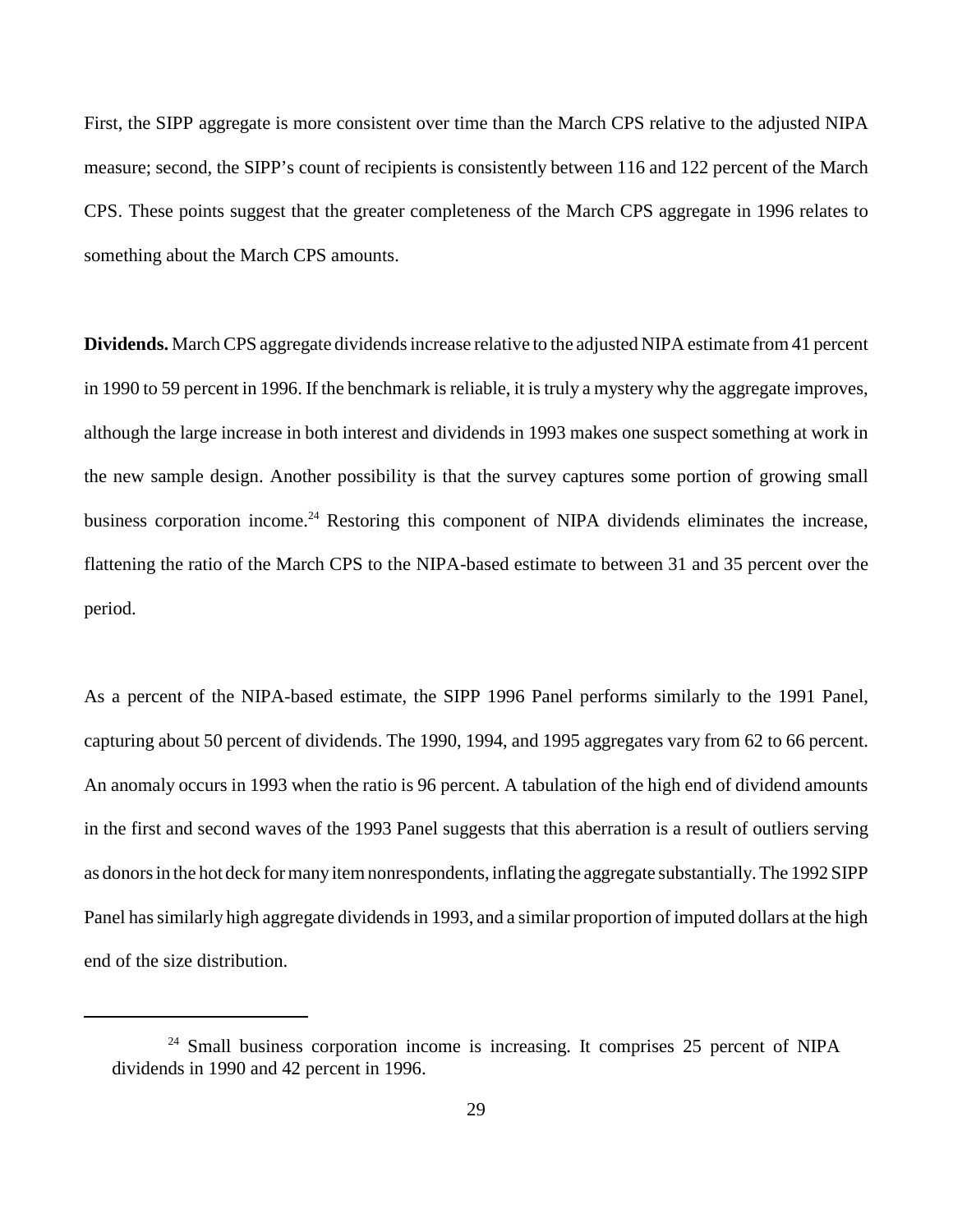First, the SIPP aggregate is more consistent over time than the March CPS relative to the adjusted NIPA measure; second, the SIPP's count of recipients is consistently between 116 and 122 percent of the March CPS. These points suggest that the greater completeness of the March CPS aggregate in 1996 relates to something about the March CPS amounts.

**Dividends.** March CPS aggregate dividends increase relative to the adjusted NIPA estimate from 41 percent in 1990 to 59 percent in 1996. If the benchmark is reliable, it is truly a mystery why the aggregate improves, although the large increase in both interest and dividends in 1993 makes one suspect something at work in the new sample design. Another possibility is that the survey captures some portion of growing small business corporation income.[24] Restoring this component of NIPA dividends eliminates the increase, flattening the ratio of the March CPS to the NIPA-based estimate to between 31 and 35 percent over the period.

As a percent of the NIPA-based estimate, the SIPP 1996 Panel performs similarly to the 1991 Panel, capturing about 50 percent of dividends. The 1990, 1994, and 1995 aggregates vary from 62 to 66 percent. An anomaly occurs in 1993 when the ratio is 96 percent. A tabulation of the high end of dividend amounts in the first and second waves of the 1993 Panel suggests that this aberration is a result of outliers serving as donors in the hot deck for many item nonrespondents, inflating the aggregate substantially. The 1992 SIPP Panel has similarly high aggregate dividends in 1993, and a similar proportion of imputed dollars at the high end of the size distribution.

---

[24] Small business corporation income is increasing. It comprises 25 percent of NIPA dividends in 1990 and 42 percent in 1996.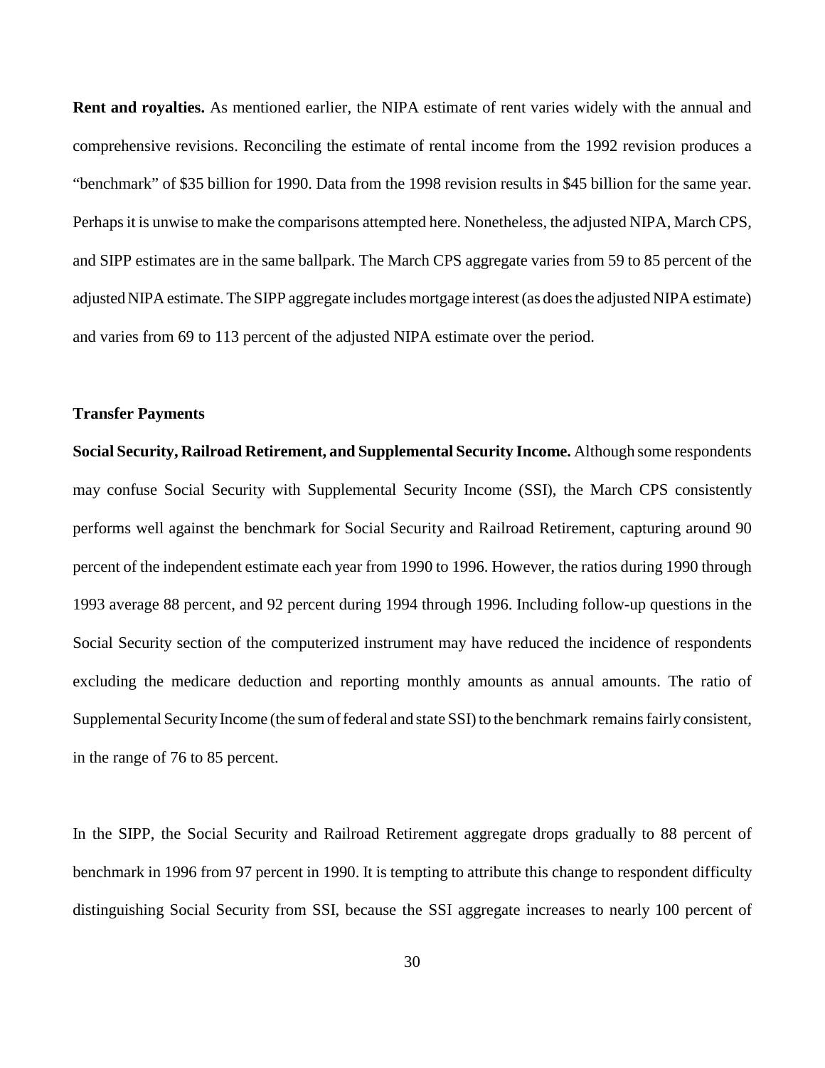**Rent and royalties.** As mentioned earlier, the NIPA estimate of rent varies widely with the annual and comprehensive revisions. Reconciling the estimate of rental income from the 1992 revision produces a "benchmark" of $35 billion for 1990. Data from the 1998 revision results in $45 billion for the same year. Perhaps it is unwise to make the comparisons attempted here. Nonetheless, the adjusted NIPA, March CPS, and SIPP estimates are in the same ballpark. The March CPS aggregate varies from 59 to 85 percent of the adjusted NIPA estimate. The SIPP aggregate includes mortgage interest (as does the adjusted NIPA estimate) and varies from 69 to 113 percent of the adjusted NIPA estimate over the period.

### Transfer Payments

**Social Security, Railroad Retirement, and Supplemental Security Income.** Although some respondents may confuse Social Security with Supplemental Security Income (SSI), the March CPS consistently performs well against the benchmark for Social Security and Railroad Retirement, capturing around 90 percent of the independent estimate each year from 1990 to 1996. However, the ratios during 1990 through 1993 average 88 percent, and 92 percent during 1994 through 1996. Including follow-up questions in the Social Security section of the computerized instrument may have reduced the incidence of respondents excluding the medicare deduction and reporting monthly amounts as annual amounts. The ratio of Supplemental Security Income (the sum of federal and state SSI) to the benchmark remains fairly consistent, in the range of 76 to 85 percent.

In the SIPP, the Social Security and Railroad Retirement aggregate drops gradually to 88 percent of benchmark in 1996 from 97 percent in 1990. It is tempting to attribute this change to respondent difficulty distinguishing Social Security from SSI, because the SSI aggregate increases to nearly 100 percent of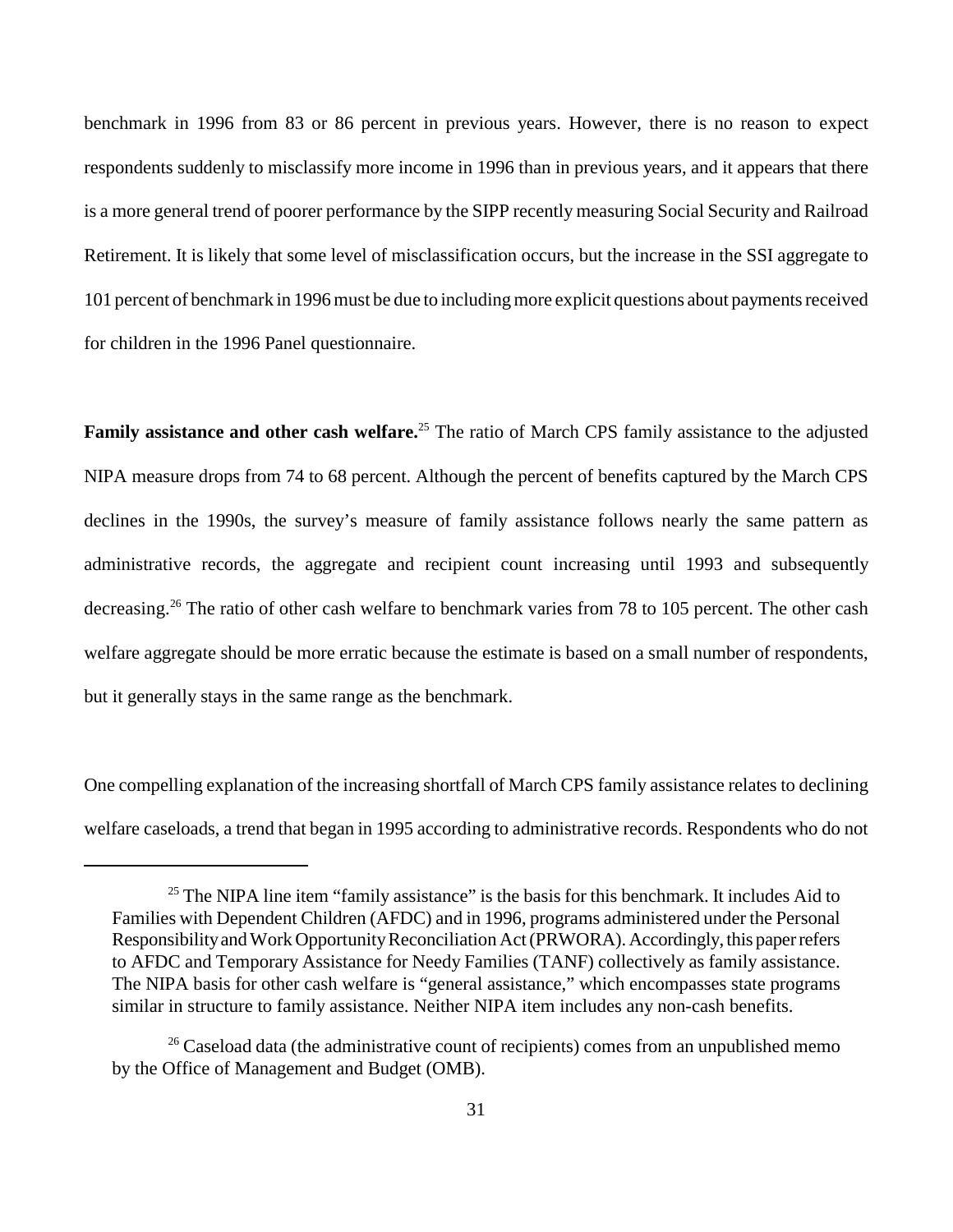benchmark in 1996 from 83 or 86 percent in previous years. However, there is no reason to expect respondents suddenly to misclassify more income in 1996 than in previous years, and it appears that there is a more general trend of poorer performance by the SIPP recently measuring Social Security and Railroad Retirement. It is likely that some level of misclassification occurs, but the increase in the SSI aggregate to 101 percent of benchmark in 1996 must be due to including more explicit questions about payments received for children in the 1996 Panel questionnaire.

**Family assistance and other cash welfare.**[25] The ratio of March CPS family assistance to the adjusted NIPA measure drops from 74 to 68 percent. Although the percent of benefits captured by the March CPS declines in the 1990s, the survey's measure of family assistance follows nearly the same pattern as administrative records, the aggregate and recipient count increasing until 1993 and subsequently decreasing.[26] The ratio of other cash welfare to benchmark varies from 78 to 105 percent. The other cash welfare aggregate should be more erratic because the estimate is based on a small number of respondents, but it generally stays in the same range as the benchmark.

One compelling explanation of the increasing shortfall of March CPS family assistance relates to declining welfare caseloads, a trend that began in 1995 according to administrative records. Respondents who do not

---

[25] The NIPA line item "family assistance" is the basis for this benchmark. It includes Aid to Families with Dependent Children (AFDC) and in 1996, programs administered under the Personal Responsibility and Work Opportunity Reconciliation Act (PRWORA). Accordingly, this paper refers to AFDC and Temporary Assistance for Needy Families (TANF) collectively as family assistance. The NIPA basis for other cash welfare is "general assistance," which encompasses state programs similar in structure to family assistance. Neither NIPA item includes any non-cash benefits.

[26] Caseload data (the administrative count of recipients) comes from an unpublished memo by the Office of Management and Budget (OMB).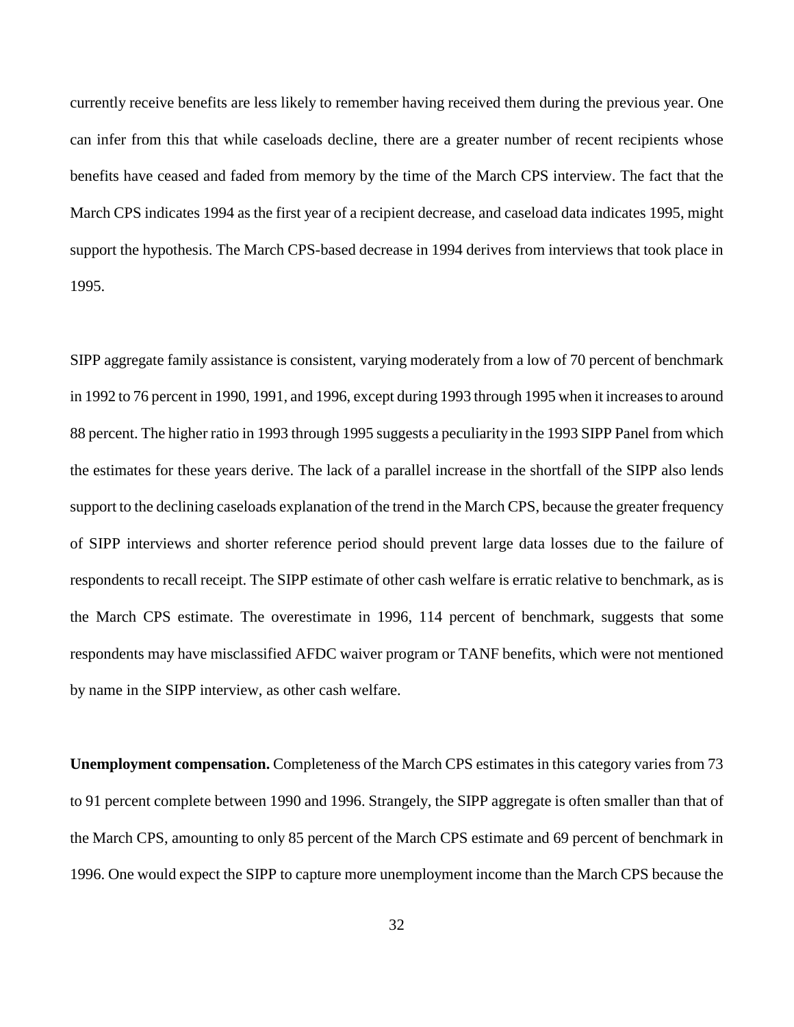currently receive benefits are less likely to remember having received them during the previous year. One can infer from this that while caseloads decline, there are a greater number of recent recipients whose benefits have ceased and faded from memory by the time of the March CPS interview. The fact that the March CPS indicates 1994 as the first year of a recipient decrease, and caseload data indicates 1995, might support the hypothesis. The March CPS-based decrease in 1994 derives from interviews that took place in 1995.

SIPP aggregate family assistance is consistent, varying moderately from a low of 70 percent of benchmark in 1992 to 76 percent in 1990, 1991, and 1996, except during 1993 through 1995 when it increases to around 88 percent. The higher ratio in 1993 through 1995 suggests a peculiarity in the 1993 SIPP Panel from which the estimates for these years derive. The lack of a parallel increase in the shortfall of the SIPP also lends support to the declining caseloads explanation of the trend in the March CPS, because the greater frequency of SIPP interviews and shorter reference period should prevent large data losses due to the failure of respondents to recall receipt. The SIPP estimate of other cash welfare is erratic relative to benchmark, as is the March CPS estimate. The overestimate in 1996, 114 percent of benchmark, suggests that some respondents may have misclassified AFDC waiver program or TANF benefits, which were not mentioned by name in the SIPP interview, as other cash welfare.

**Unemployment compensation.** Completeness of the March CPS estimates in this category varies from 73 to 91 percent complete between 1990 and 1996. Strangely, the SIPP aggregate is often smaller than that of the March CPS, amounting to only 85 percent of the March CPS estimate and 69 percent of benchmark in 1996. One would expect the SIPP to capture more unemployment income than the March CPS because the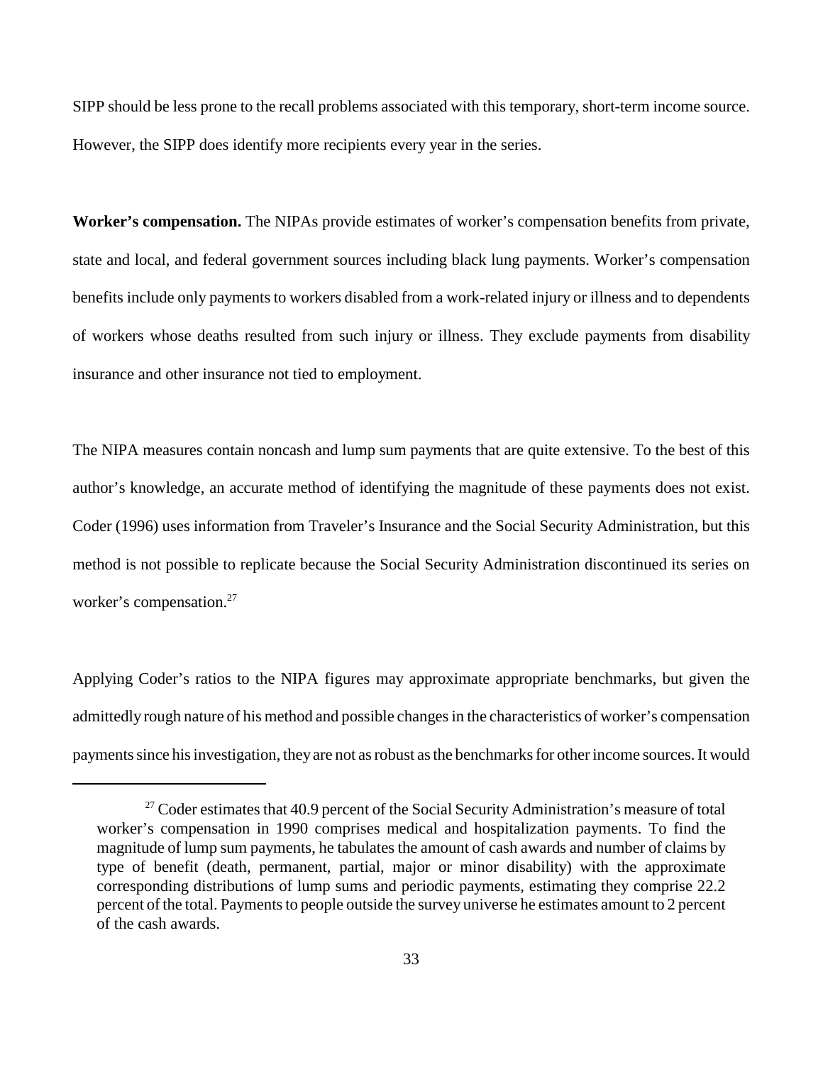SIPP should be less prone to the recall problems associated with this temporary, short-term income source. However, the SIPP does identify more recipients every year in the series.

**Worker's compensation.** The NIPAs provide estimates of worker's compensation benefits from private, state and local, and federal government sources including black lung payments. Worker's compensation benefits include only payments to workers disabled from a work-related injury or illness and to dependents of workers whose deaths resulted from such injury or illness. They exclude payments from disability insurance and other insurance not tied to employment.

The NIPA measures contain noncash and lump sum payments that are quite extensive. To the best of this author's knowledge, an accurate method of identifying the magnitude of these payments does not exist. Coder (1996) uses information from Traveler's Insurance and the Social Security Administration, but this method is not possible to replicate because the Social Security Administration discontinued its series on worker's compensation.[27]

Applying Coder's ratios to the NIPA figures may approximate appropriate benchmarks, but given the admittedly rough nature of his method and possible changes in the characteristics of worker's compensation payments since his investigation, they are not as robust as the benchmarks for other income sources. It would

---

[27] Coder estimates that 40.9 percent of the Social Security Administration's measure of total worker's compensation in 1990 comprises medical and hospitalization payments. To find the magnitude of lump sum payments, he tabulates the amount of cash awards and number of claims by type of benefit (death, permanent, partial, major or minor disability) with the approximate corresponding distributions of lump sums and periodic payments, estimating they comprise 22.2 percent of the total. Payments to people outside the survey universe he estimates amount to 2 percent of the cash awards.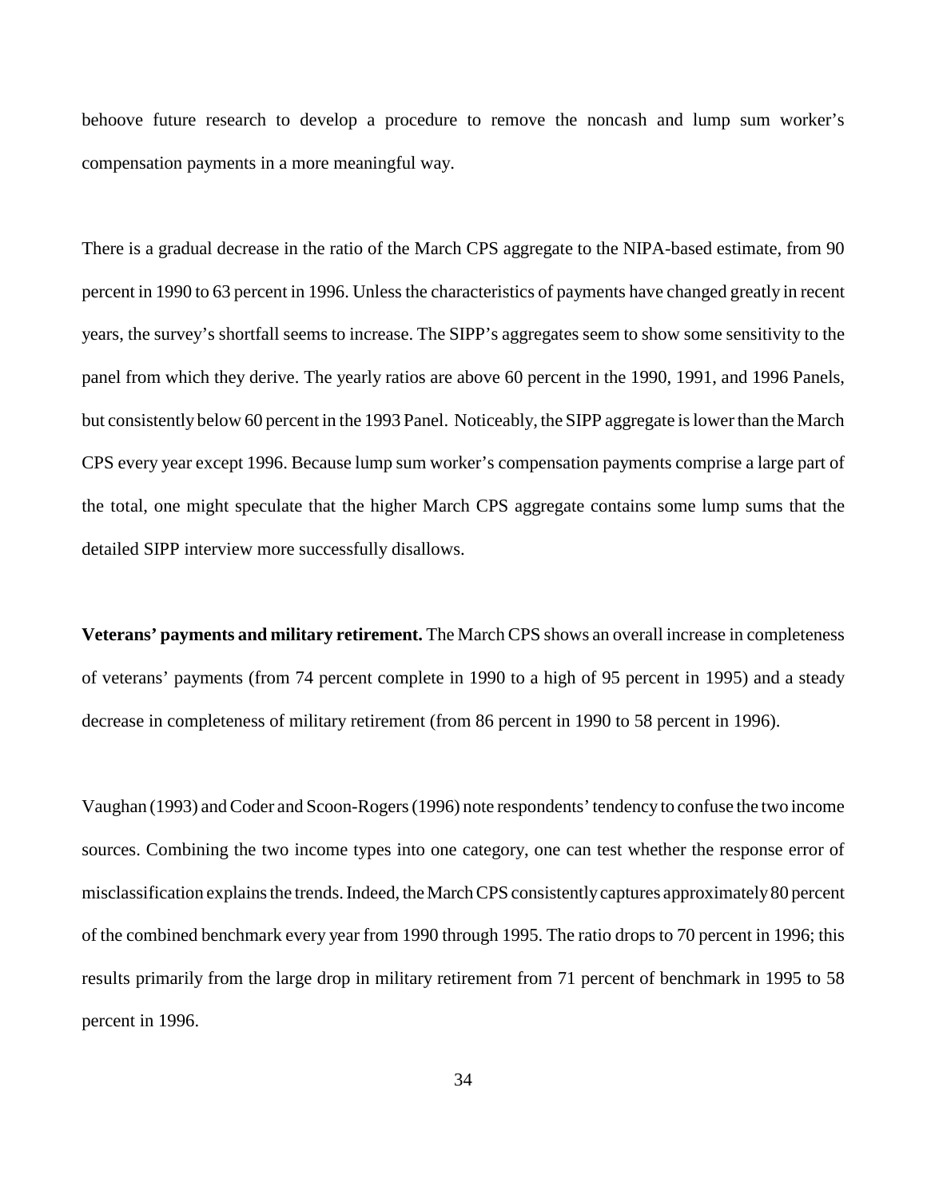behoove future research to develop a procedure to remove the noncash and lump sum worker's compensation payments in a more meaningful way.

There is a gradual decrease in the ratio of the March CPS aggregate to the NIPA-based estimate, from 90 percent in 1990 to 63 percent in 1996. Unless the characteristics of payments have changed greatly in recent years, the survey's shortfall seems to increase. The SIPP's aggregates seem to show some sensitivity to the panel from which they derive. The yearly ratios are above 60 percent in the 1990, 1991, and 1996 Panels, but consistently below 60 percent in the 1993 Panel. Noticeably, the SIPP aggregate is lower than the March CPS every year except 1996. Because lump sum worker's compensation payments comprise a large part of the total, one might speculate that the higher March CPS aggregate contains some lump sums that the detailed SIPP interview more successfully disallows.

**Veterans' payments and military retirement.** The March CPS shows an overall increase in completeness of veterans' payments (from 74 percent complete in 1990 to a high of 95 percent in 1995) and a steady decrease in completeness of military retirement (from 86 percent in 1990 to 58 percent in 1996).

Vaughan (1993) and Coder and Scoon-Rogers (1996) note respondents' tendency to confuse the two income sources. Combining the two income types into one category, one can test whether the response error of misclassification explains the trends. Indeed, the March CPS consistently captures approximately 80 percent of the combined benchmark every year from 1990 through 1995. The ratio drops to 70 percent in 1996; this results primarily from the large drop in military retirement from 71 percent of benchmark in 1995 to 58 percent in 1996.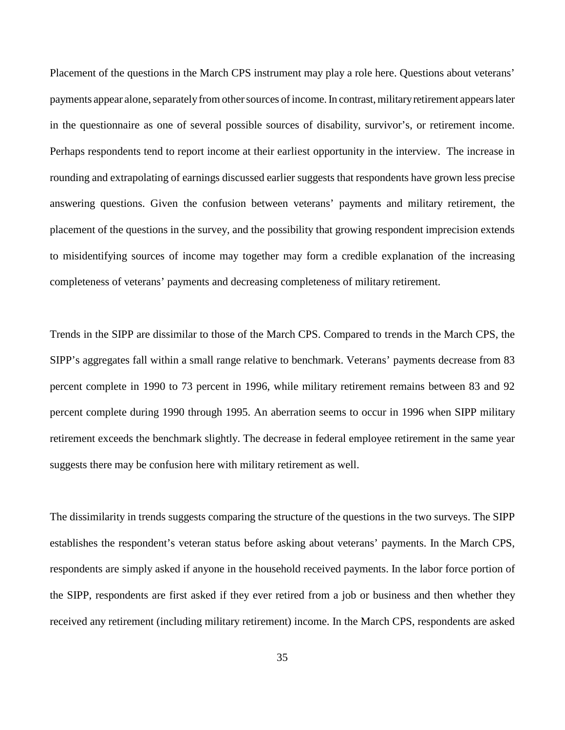Placement of the questions in the March CPS instrument may play a role here. Questions about veterans' payments appear alone, separately from other sources of income. In contrast, military retirement appears later in the questionnaire as one of several possible sources of disability, survivor's, or retirement income. Perhaps respondents tend to report income at their earliest opportunity in the interview. The increase in rounding and extrapolating of earnings discussed earlier suggests that respondents have grown less precise answering questions. Given the confusion between veterans' payments and military retirement, the placement of the questions in the survey, and the possibility that growing respondent imprecision extends to misidentifying sources of income may together may form a credible explanation of the increasing completeness of veterans' payments and decreasing completeness of military retirement.

Trends in the SIPP are dissimilar to those of the March CPS. Compared to trends in the March CPS, the SIPP's aggregates fall within a small range relative to benchmark. Veterans' payments decrease from 83 percent complete in 1990 to 73 percent in 1996, while military retirement remains between 83 and 92 percent complete during 1990 through 1995. An aberration seems to occur in 1996 when SIPP military retirement exceeds the benchmark slightly. The decrease in federal employee retirement in the same year suggests there may be confusion here with military retirement as well.

The dissimilarity in trends suggests comparing the structure of the questions in the two surveys. The SIPP establishes the respondent's veteran status before asking about veterans' payments. In the March CPS, respondents are simply asked if anyone in the household received payments. In the labor force portion of the SIPP, respondents are first asked if they ever retired from a job or business and then whether they received any retirement (including military retirement) income. In the March CPS, respondents are asked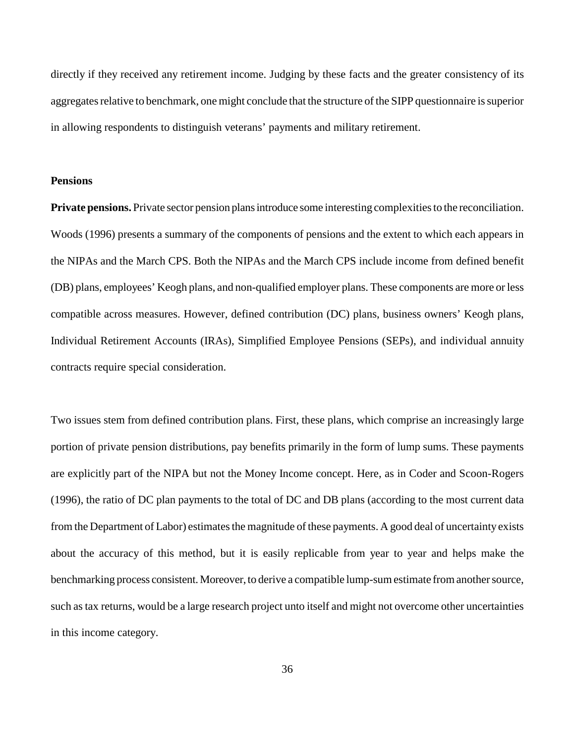directly if they received any retirement income. Judging by these facts and the greater consistency of its aggregates relative to benchmark, one might conclude that the structure of the SIPP questionnaire is superior in allowing respondents to distinguish veterans' payments and military retirement.

## Pensions

**Private pensions.** Private sector pension plans introduce some interesting complexities to the reconciliation. Woods (1996) presents a summary of the components of pensions and the extent to which each appears in the NIPAs and the March CPS. Both the NIPAs and the March CPS include income from defined benefit (DB) plans, employees' Keogh plans, and non-qualified employer plans. These components are more or less compatible across measures. However, defined contribution (DC) plans, business owners' Keogh plans, Individual Retirement Accounts (IRAs), Simplified Employee Pensions (SEPs), and individual annuity contracts require special consideration.

Two issues stem from defined contribution plans. First, these plans, which comprise an increasingly large portion of private pension distributions, pay benefits primarily in the form of lump sums. These payments are explicitly part of the NIPA but not the Money Income concept. Here, as in Coder and Scoon-Rogers (1996), the ratio of DC plan payments to the total of DC and DB plans (according to the most current data from the Department of Labor) estimates the magnitude of these payments. A good deal of uncertainty exists about the accuracy of this method, but it is easily replicable from year to year and helps make the benchmarking process consistent. Moreover, to derive a compatible lump-sum estimate from another source, such as tax returns, would be a large research project unto itself and might not overcome other uncertainties in this income category.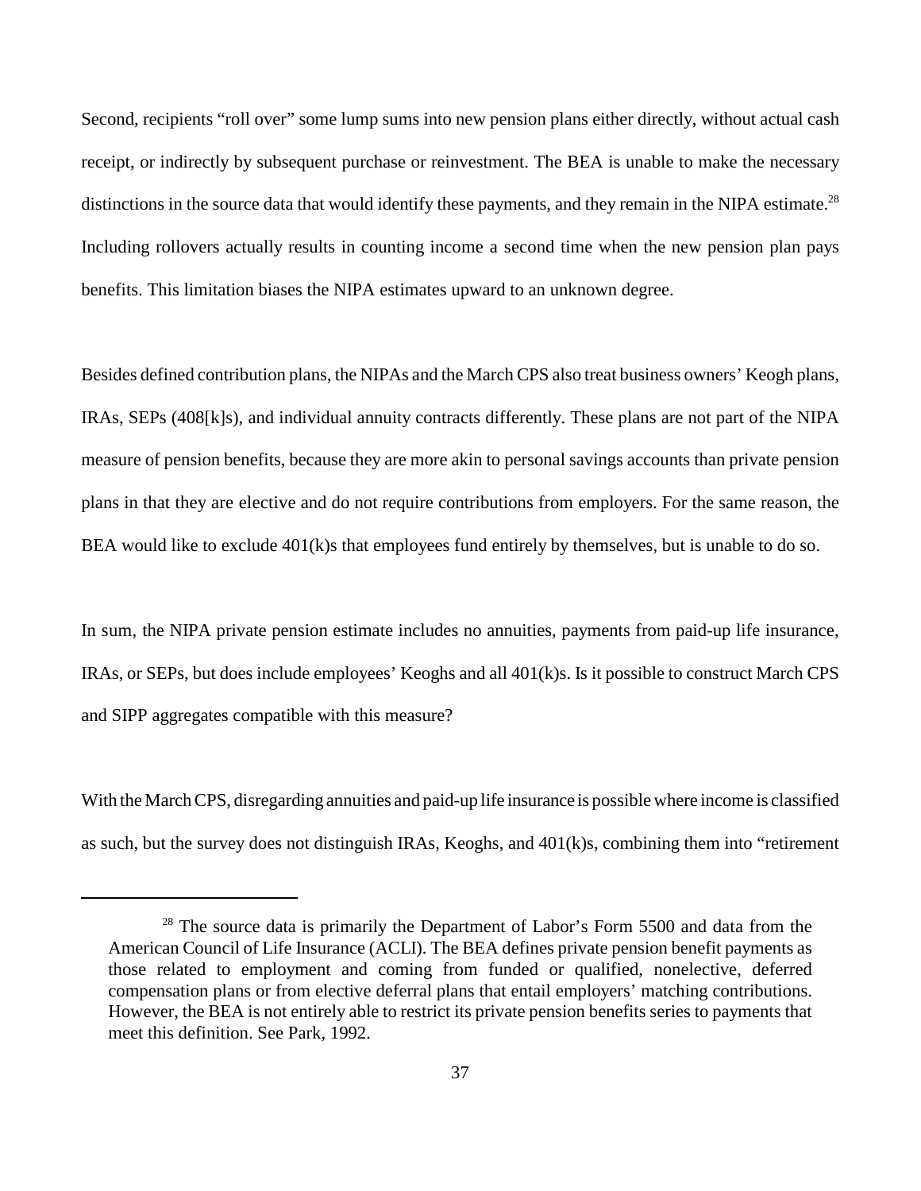Second, recipients "roll over" some lump sums into new pension plans either directly, without actual cash receipt, or indirectly by subsequent purchase or reinvestment. The BEA is unable to make the necessary distinctions in the source data that would identify these payments, and they remain in the NIPA estimate.[28] Including rollovers actually results in counting income a second time when the new pension plan pays benefits. This limitation biases the NIPA estimates upward to an unknown degree.

Besides defined contribution plans, the NIPAs and the March CPS also treat business owners' Keogh plans, IRAs, SEPs (408[k]s), and individual annuity contracts differently. These plans are not part of the NIPA measure of pension benefits, because they are more akin to personal savings accounts than private pension plans in that they are elective and do not require contributions from employers. For the same reason, the BEA would like to exclude 401(k)s that employees fund entirely by themselves, but is unable to do so.

In sum, the NIPA private pension estimate includes no annuities, payments from paid-up life insurance, IRAs, or SEPs, but does include employees' Keoghs and all 401(k)s. Is it possible to construct March CPS and SIPP aggregates compatible with this measure?

With the March CPS, disregarding annuities and paid-up life insurance is possible where income is classified as such, but the survey does not distinguish IRAs, Keoghs, and 401(k)s, combining them into "retirement

---

[28] The source data is primarily the Department of Labor's Form 5500 and data from the American Council of Life Insurance (ACLI). The BEA defines private pension benefit payments as those related to employment and coming from funded or qualified, nonelective, deferred compensation plans or from elective deferral plans that entail employers' matching contributions. However, the BEA is not entirely able to restrict its private pension benefits series to payments that meet this definition. See Park, 1992.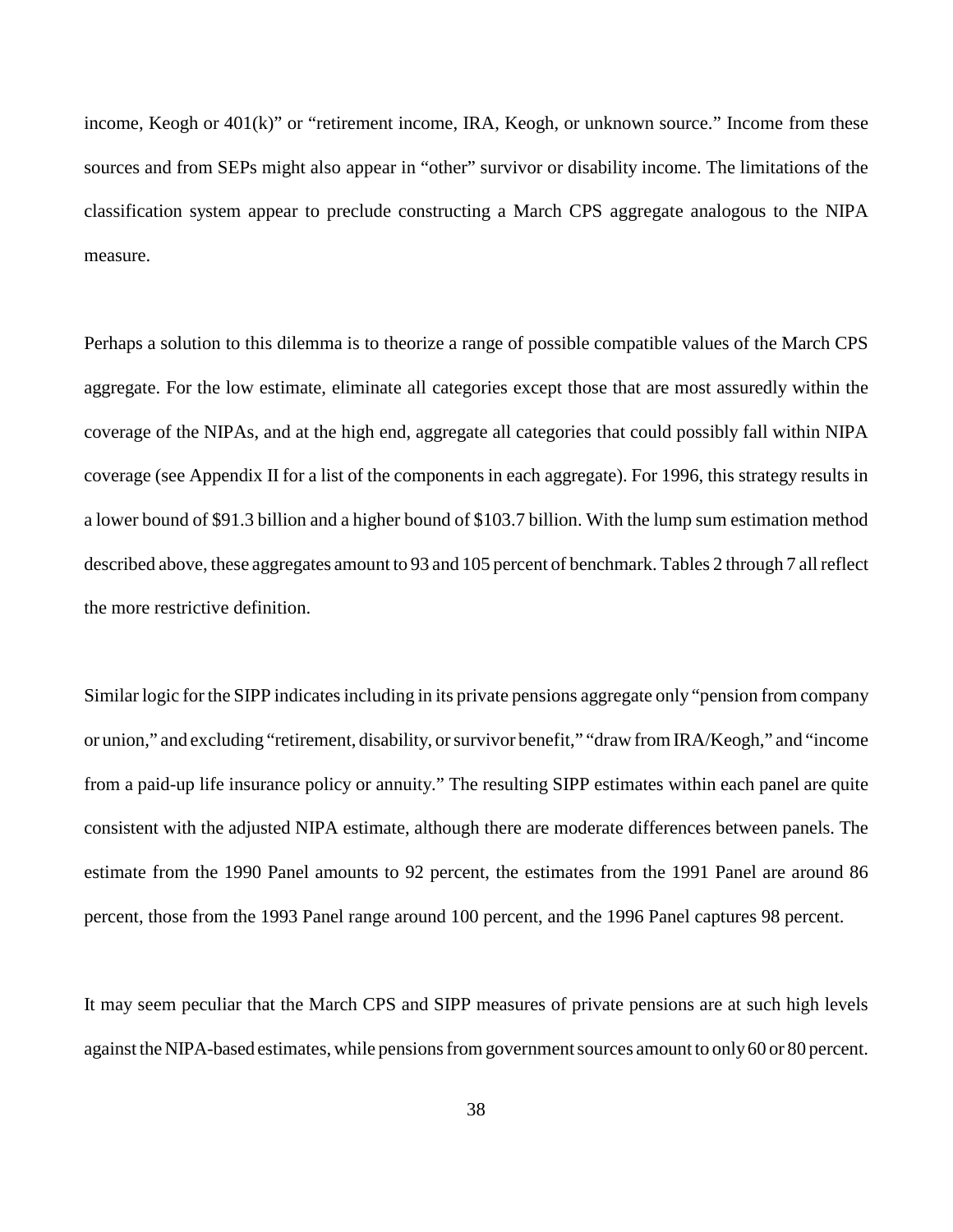income, Keogh or 401(k)" or "retirement income, IRA, Keogh, or unknown source." Income from these sources and from SEPs might also appear in "other" survivor or disability income. The limitations of the classification system appear to preclude constructing a March CPS aggregate analogous to the NIPA measure.

Perhaps a solution to this dilemma is to theorize a range of possible compatible values of the March CPS aggregate. For the low estimate, eliminate all categories except those that are most assuredly within the coverage of the NIPAs, and at the high end, aggregate all categories that could possibly fall within NIPA coverage (see Appendix II for a list of the components in each aggregate). For 1996, this strategy results in a lower bound of $91.3 billion and a higher bound of $103.7 billion. With the lump sum estimation method described above, these aggregates amount to 93 and 105 percent of benchmark. Tables 2 through 7 all reflect the more restrictive definition.

Similar logic for the SIPP indicates including in its private pensions aggregate only "pension from company or union," and excluding "retirement, disability, or survivor benefit," "draw from IRA/Keogh," and "income from a paid-up life insurance policy or annuity." The resulting SIPP estimates within each panel are quite consistent with the adjusted NIPA estimate, although there are moderate differences between panels. The estimate from the 1990 Panel amounts to 92 percent, the estimates from the 1991 Panel are around 86 percent, those from the 1993 Panel range around 100 percent, and the 1996 Panel captures 98 percent.

It may seem peculiar that the March CPS and SIPP measures of private pensions are at such high levels against the NIPA-based estimates, while pensions from government sources amount to only 60 or 80 percent.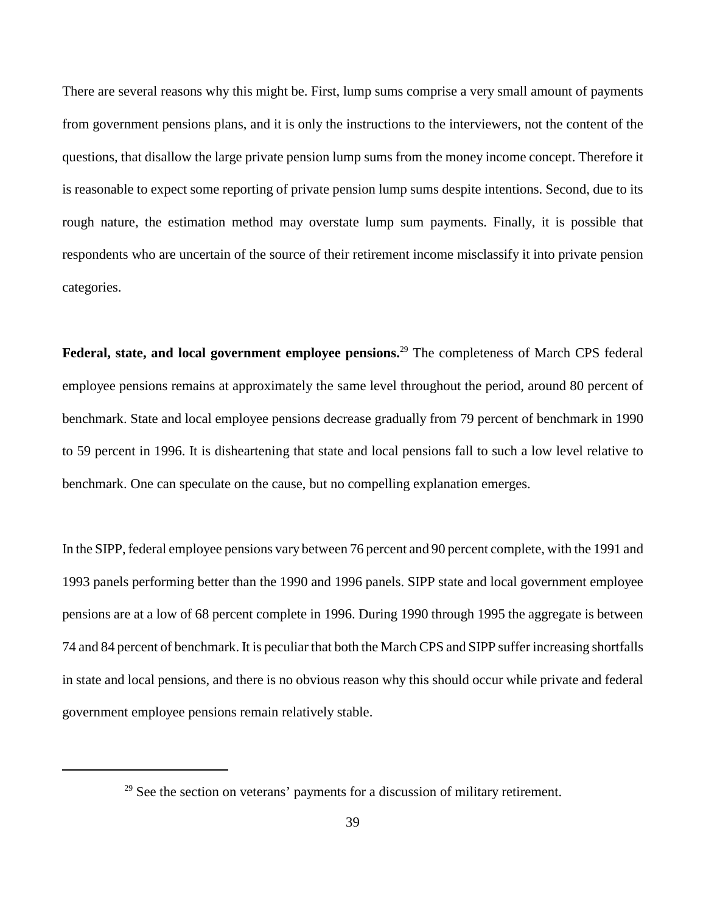There are several reasons why this might be. First, lump sums comprise a very small amount of payments from government pensions plans, and it is only the instructions to the interviewers, not the content of the questions, that disallow the large private pension lump sums from the money income concept. Therefore it is reasonable to expect some reporting of private pension lump sums despite intentions. Second, due to its rough nature, the estimation method may overstate lump sum payments. Finally, it is possible that respondents who are uncertain of the source of their retirement income misclassify it into private pension categories.

**Federal, state, and local government employee pensions.**[29] The completeness of March CPS federal employee pensions remains at approximately the same level throughout the period, around 80 percent of benchmark. State and local employee pensions decrease gradually from 79 percent of benchmark in 1990 to 59 percent in 1996. It is disheartening that state and local pensions fall to such a low level relative to benchmark. One can speculate on the cause, but no compelling explanation emerges.

In the SIPP, federal employee pensions vary between 76 percent and 90 percent complete, with the 1991 and 1993 panels performing better than the 1990 and 1996 panels. SIPP state and local government employee pensions are at a low of 68 percent complete in 1996. During 1990 through 1995 the aggregate is between 74 and 84 percent of benchmark. It is peculiar that both the March CPS and SIPP suffer increasing shortfalls in state and local pensions, and there is no obvious reason why this should occur while private and federal government employee pensions remain relatively stable.

---

[29] See the section on veterans' payments for a discussion of military retirement.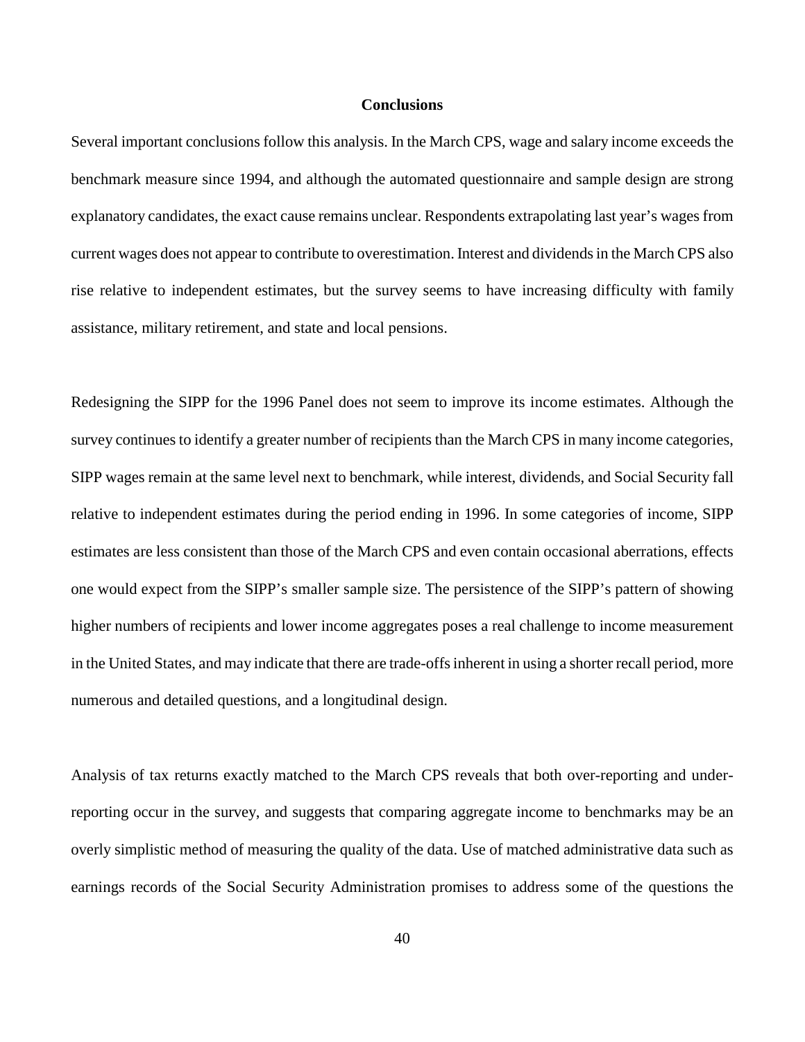## Conclusions

Several important conclusions follow this analysis. In the March CPS, wage and salary income exceeds the benchmark measure since 1994, and although the automated questionnaire and sample design are strong explanatory candidates, the exact cause remains unclear. Respondents extrapolating last year's wages from current wages does not appear to contribute to overestimation. Interest and dividends in the March CPS also rise relative to independent estimates, but the survey seems to have increasing difficulty with family assistance, military retirement, and state and local pensions.

Redesigning the SIPP for the 1996 Panel does not seem to improve its income estimates. Although the survey continues to identify a greater number of recipients than the March CPS in many income categories, SIPP wages remain at the same level next to benchmark, while interest, dividends, and Social Security fall relative to independent estimates during the period ending in 1996. In some categories of income, SIPP estimates are less consistent than those of the March CPS and even contain occasional aberrations, effects one would expect from the SIPP's smaller sample size. The persistence of the SIPP's pattern of showing higher numbers of recipients and lower income aggregates poses a real challenge to income measurement in the United States, and may indicate that there are trade-offs inherent in using a shorter recall period, more numerous and detailed questions, and a longitudinal design.

Analysis of tax returns exactly matched to the March CPS reveals that both over-reporting and under-reporting occur in the survey, and suggests that comparing aggregate income to benchmarks may be an overly simplistic method of measuring the quality of the data. Use of matched administrative data such as earnings records of the Social Security Administration promises to address some of the questions the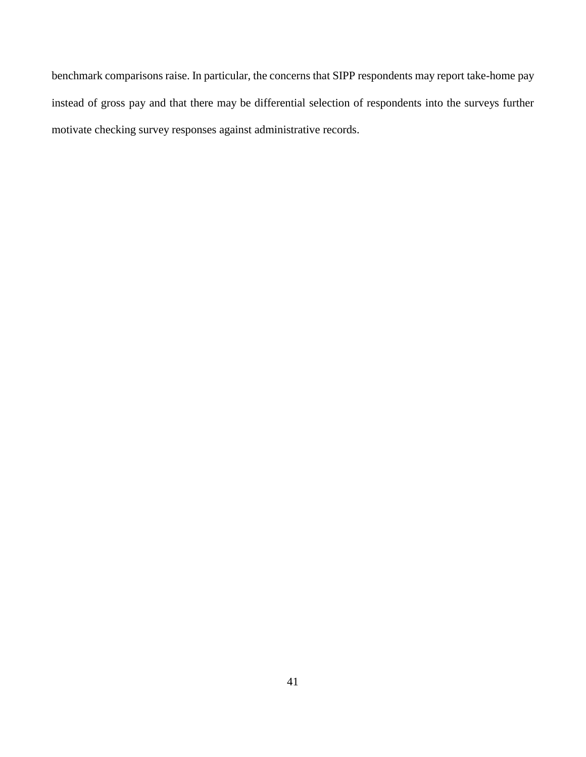benchmark comparisons raise. In particular, the concerns that SIPP respondents may report take-home pay instead of gross pay and that there may be differential selection of respondents into the surveys further motivate checking survey responses against administrative records.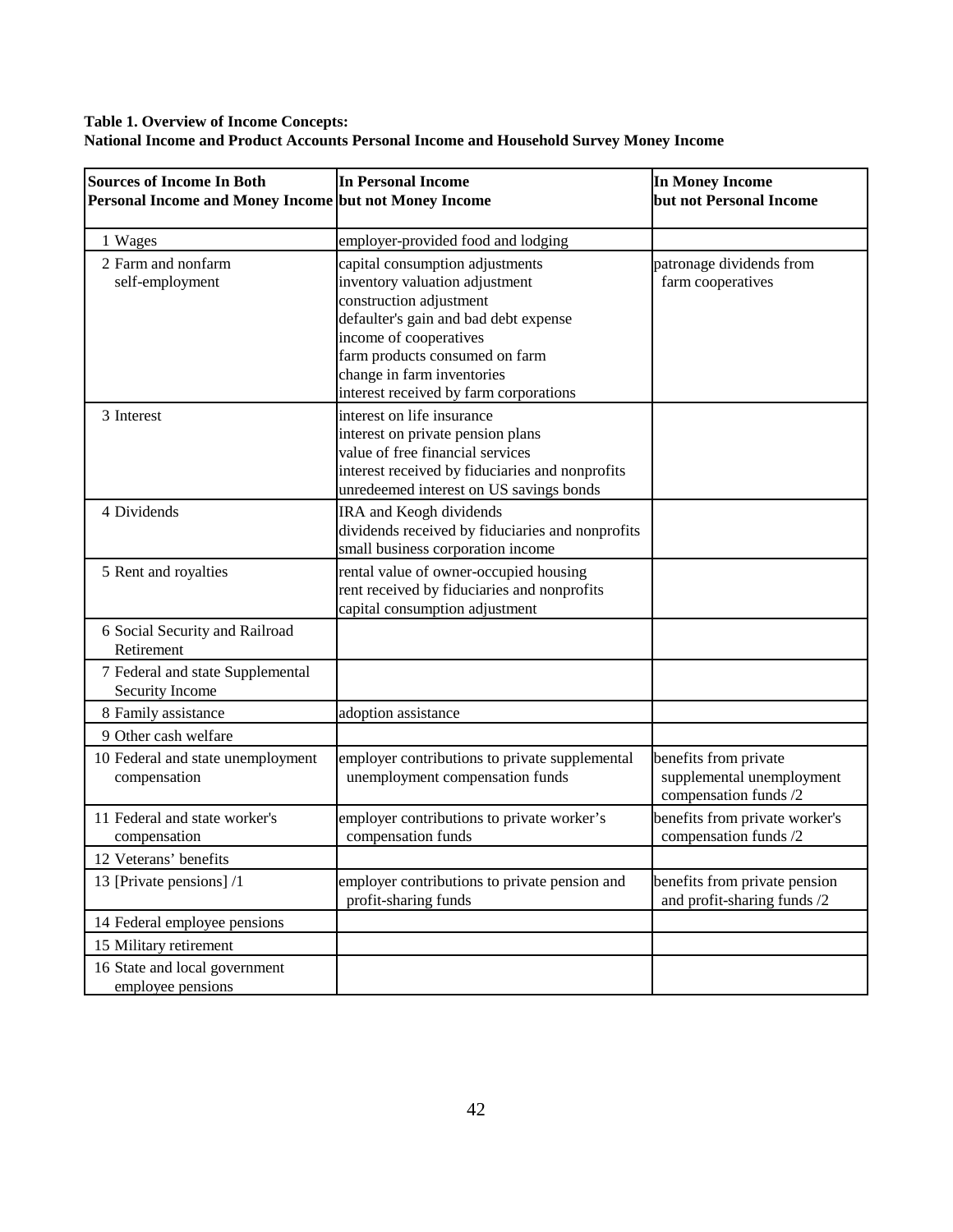**Table 1. Overview of Income Concepts:**
**National Income and Product Accounts Personal Income and Household Survey Money Income**

| **Sources of Income In Both Personal Income and Money Income** | **In Personal Income but not Money Income** | **In Money Income but not Personal Income** |
|---|---|---|
| 1 Wages | employer-provided food and lodging | |
| 2 Farm and nonfarm self-employment | capital consumption adjustments<br>inventory valuation adjustment<br>construction adjustment<br>defaulter's gain and bad debt expense<br>income of cooperatives<br>farm products consumed on farm<br>change in farm inventories<br>interest received by farm corporations | patronage dividends from farm cooperatives |
| 3 Interest | interest on life insurance<br>interest on private pension plans<br>value of free financial services<br>interest received by fiduciaries and nonprofits<br>unredeemed interest on US savings bonds | |
| 4 Dividends | IRA and Keogh dividends<br>dividends received by fiduciaries and nonprofits<br>small business corporation income | |
| 5 Rent and royalties | rental value of owner-occupied housing<br>rent received by fiduciaries and nonprofits<br>capital consumption adjustment | |
| 6 Social Security and Railroad Retirement | | |
| 7 Federal and state Supplemental Security Income | | |
| 8 Family assistance | adoption assistance | |
| 9 Other cash welfare | | |
| 10 Federal and state unemployment compensation | employer contributions to private supplemental unemployment compensation funds | benefits from private supplemental unemployment compensation funds /2 |
| 11 Federal and state worker's compensation | employer contributions to private worker's compensation funds | benefits from private worker's compensation funds /2 |
| 12 Veterans' benefits | | |
| 13 [Private pensions] /1 | employer contributions to private pension and profit-sharing funds | benefits from private pension and profit-sharing funds /2 |
| 14 Federal employee pensions | | |
| 15 Military retirement | | |
| 16 State and local government employee pensions | | |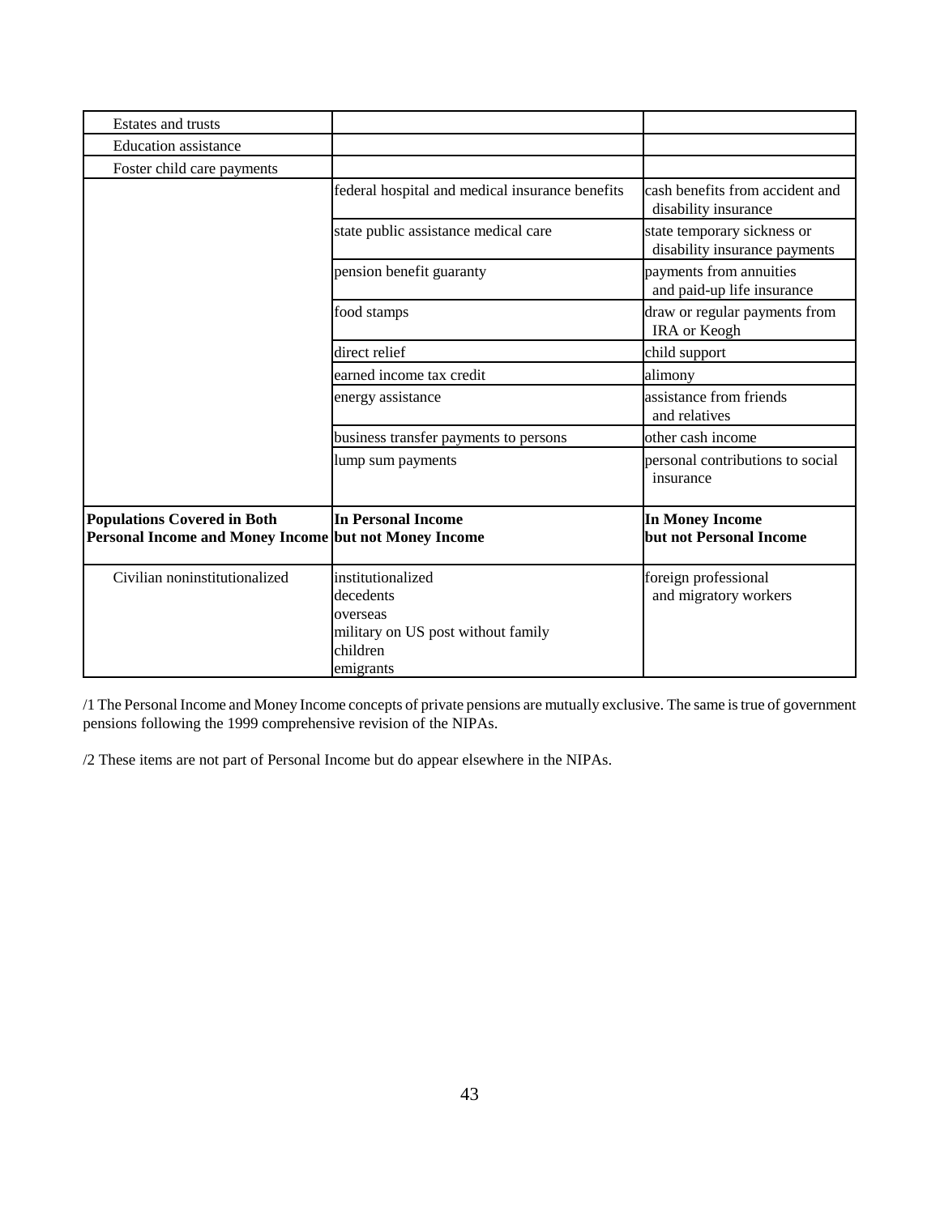| | | |
|---|---|---|
| Estates and trusts | | |
| Education assistance | | |
| Foster child care payments | | |
| | federal hospital and medical insurance benefits | cash benefits from accident and disability insurance |
| | state public assistance medical care | state temporary sickness or disability insurance payments |
| | pension benefit guaranty | payments from annuities and paid-up life insurance |
| | food stamps | draw or regular payments from IRA or Keogh |
| | direct relief | child support |
| | earned income tax credit | alimony |
| | energy assistance | assistance from friends and relatives |
| | business transfer payments to persons | other cash income |
| | lump sum payments | personal contributions to social insurance |
| **Populations Covered in Both Personal Income and Money Income** | **In Personal Income but not Money Income** | **In Money Income but not Personal Income** |
| Civilian noninstitutionalized | institutionalized<br>decedents<br>overseas<br>military on US post without family<br>children<br>emigrants | foreign professional and migratory workers |

/1 The Personal Income and Money Income concepts of private pensions are mutually exclusive. The same is true of government pensions following the 1999 comprehensive revision of the NIPAs.

/2 These items are not part of Personal Income but do appear elsewhere in the NIPAs.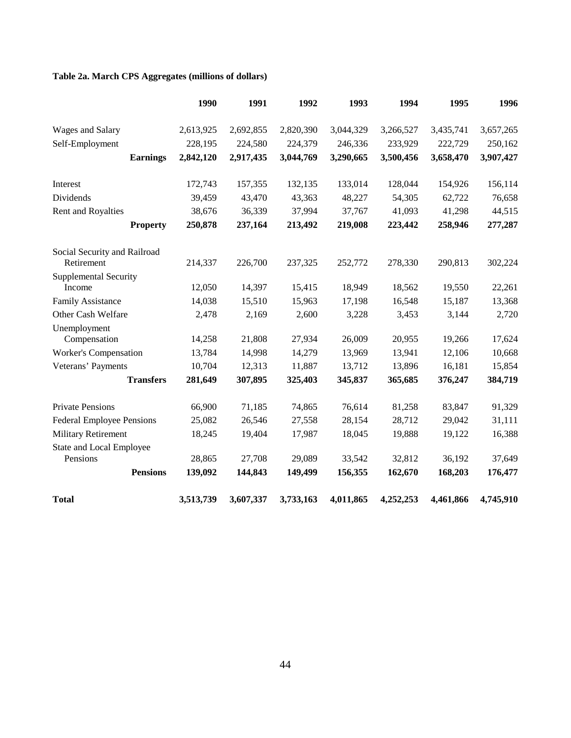**Table 2a. March CPS Aggregates (millions of dollars)**

| | 1990 | 1991 | 1992 | 1993 | 1994 | 1995 | 1996 |
|---|---|---|---|---|---|---|---|
| Wages and Salary | 2,613,925 | 2,692,855 | 2,820,390 | 3,044,329 | 3,266,527 | 3,435,741 | 3,657,265 |
| Self-Employment | 228,195 | 224,580 | 224,379 | 246,336 | 233,929 | 222,729 | 250,162 |
| **Earnings** | **2,842,120** | **2,917,435** | **3,044,769** | **3,290,665** | **3,500,456** | **3,658,470** | **3,907,427** |
| Interest | 172,743 | 157,355 | 132,135 | 133,014 | 128,044 | 154,926 | 156,114 |
| Dividends | 39,459 | 43,470 | 43,363 | 48,227 | 54,305 | 62,722 | 76,658 |
| Rent and Royalties | 38,676 | 36,339 | 37,994 | 37,767 | 41,093 | 41,298 | 44,515 |
| **Property** | **250,878** | **237,164** | **213,492** | **219,008** | **223,442** | **258,946** | **277,287** |
| Social Security and Railroad Retirement | 214,337 | 226,700 | 237,325 | 252,772 | 278,330 | 290,813 | 302,224 |
| Supplemental Security Income | 12,050 | 14,397 | 15,415 | 18,949 | 18,562 | 19,550 | 22,261 |
| Family Assistance | 14,038 | 15,510 | 15,963 | 17,198 | 16,548 | 15,187 | 13,368 |
| Other Cash Welfare | 2,478 | 2,169 | 2,600 | 3,228 | 3,453 | 3,144 | 2,720 |
| Unemployment Compensation | 14,258 | 21,808 | 27,934 | 26,009 | 20,955 | 19,266 | 17,624 |
| Worker's Compensation | 13,784 | 14,998 | 14,279 | 13,969 | 13,941 | 12,106 | 10,668 |
| Veterans' Payments | 10,704 | 12,313 | 11,887 | 13,712 | 13,896 | 16,181 | 15,854 |
| **Transfers** | **281,649** | **307,895** | **325,403** | **345,837** | **365,685** | **376,247** | **384,719** |
| Private Pensions | 66,900 | 71,185 | 74,865 | 76,614 | 81,258 | 83,847 | 91,329 |
| Federal Employee Pensions | 25,082 | 26,546 | 27,558 | 28,154 | 28,712 | 29,042 | 31,111 |
| Military Retirement | 18,245 | 19,404 | 17,987 | 18,045 | 19,888 | 19,122 | 16,388 |
| State and Local Employee Pensions | 28,865 | 27,708 | 29,089 | 33,542 | 32,812 | 36,192 | 37,649 |
| **Pensions** | **139,092** | **144,843** | **149,499** | **156,355** | **162,670** | **168,203** | **176,477** |
| **Total** | **3,513,739** | **3,607,337** | **3,733,163** | **4,011,865** | **4,252,253** | **4,461,866** | **4,745,910** |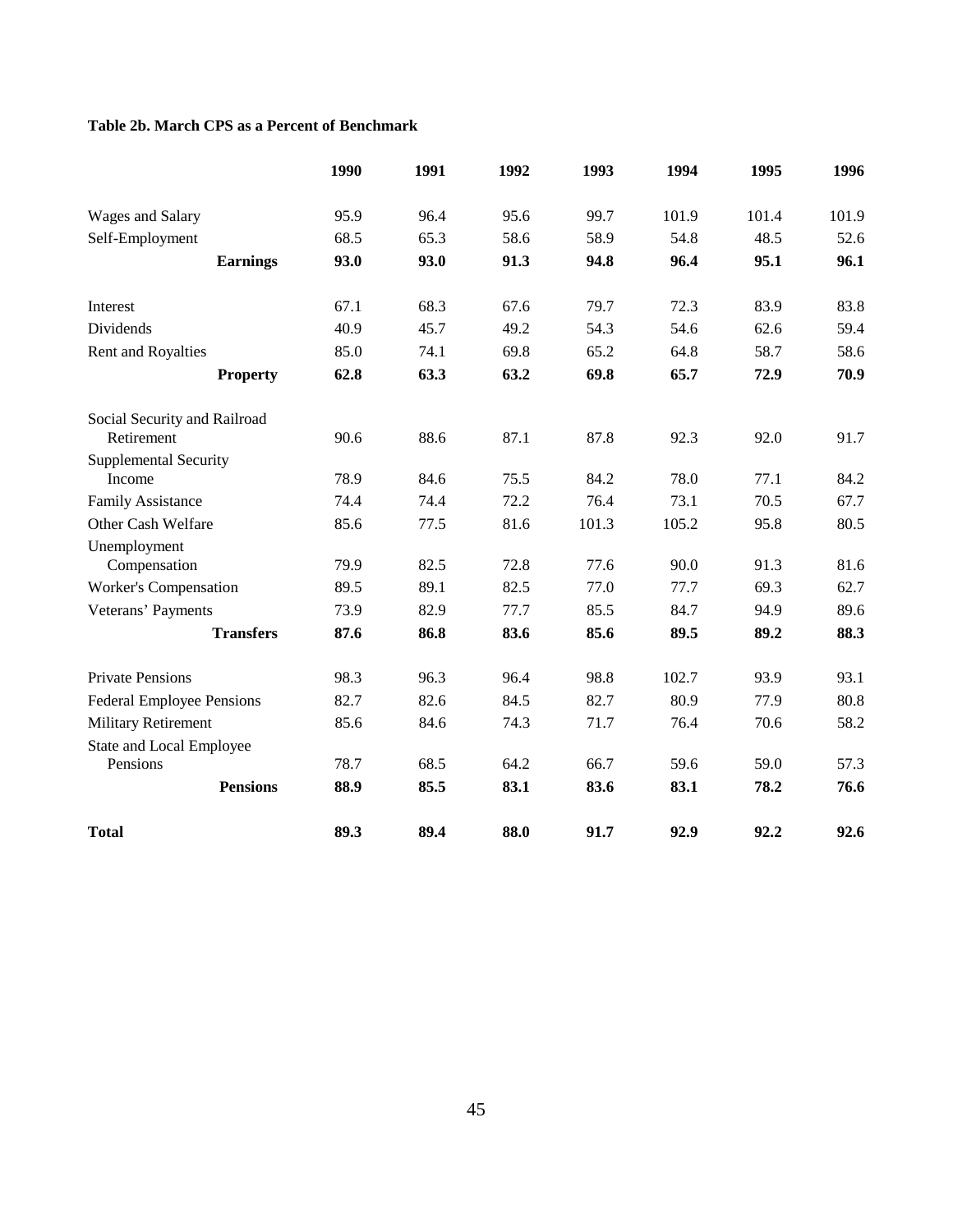**Table 2b. March CPS as a Percent of Benchmark**

| | 1990 | 1991 | 1992 | 1993 | 1994 | 1995 | 1996 |
|---|---|---|---|---|---|---|---|
| Wages and Salary | 95.9 | 96.4 | 95.6 | 99.7 | 101.9 | 101.4 | 101.9 |
| Self-Employment | 68.5 | 65.3 | 58.6 | 58.9 | 54.8 | 48.5 | 52.6 |
| **Earnings** | **93.0** | **93.0** | **91.3** | **94.8** | **96.4** | **95.1** | **96.1** |
| Interest | 67.1 | 68.3 | 67.6 | 79.7 | 72.3 | 83.9 | 83.8 |
| Dividends | 40.9 | 45.7 | 49.2 | 54.3 | 54.6 | 62.6 | 59.4 |
| Rent and Royalties | 85.0 | 74.1 | 69.8 | 65.2 | 64.8 | 58.7 | 58.6 |
| **Property** | **62.8** | **63.3** | **63.2** | **69.8** | **65.7** | **72.9** | **70.9** |
| Social Security and Railroad Retirement | 90.6 | 88.6 | 87.1 | 87.8 | 92.3 | 92.0 | 91.7 |
| Supplemental Security Income | 78.9 | 84.6 | 75.5 | 84.2 | 78.0 | 77.1 | 84.2 |
| Family Assistance | 74.4 | 74.4 | 72.2 | 76.4 | 73.1 | 70.5 | 67.7 |
| Other Cash Welfare | 85.6 | 77.5 | 81.6 | 101.3 | 105.2 | 95.8 | 80.5 |
| Unemployment Compensation | 79.9 | 82.5 | 72.8 | 77.6 | 90.0 | 91.3 | 81.6 |
| Worker's Compensation | 89.5 | 89.1 | 82.5 | 77.0 | 77.7 | 69.3 | 62.7 |
| Veterans' Payments | 73.9 | 82.9 | 77.7 | 85.5 | 84.7 | 94.9 | 89.6 |
| **Transfers** | **87.6** | **86.8** | **83.6** | **85.6** | **89.5** | **89.2** | **88.3** |
| Private Pensions | 98.3 | 96.3 | 96.4 | 98.8 | 102.7 | 93.9 | 93.1 |
| Federal Employee Pensions | 82.7 | 82.6 | 84.5 | 82.7 | 80.9 | 77.9 | 80.8 |
| Military Retirement | 85.6 | 84.6 | 74.3 | 71.7 | 76.4 | 70.6 | 58.2 |
| State and Local Employee Pensions | 78.7 | 68.5 | 64.2 | 66.7 | 59.6 | 59.0 | 57.3 |
| **Pensions** | **88.9** | **85.5** | **83.1** | **83.6** | **83.1** | **78.2** | **76.6** |
| **Total** | **89.3** | **89.4** | **88.0** | **91.7** | **92.9** | **92.2** | **92.6** |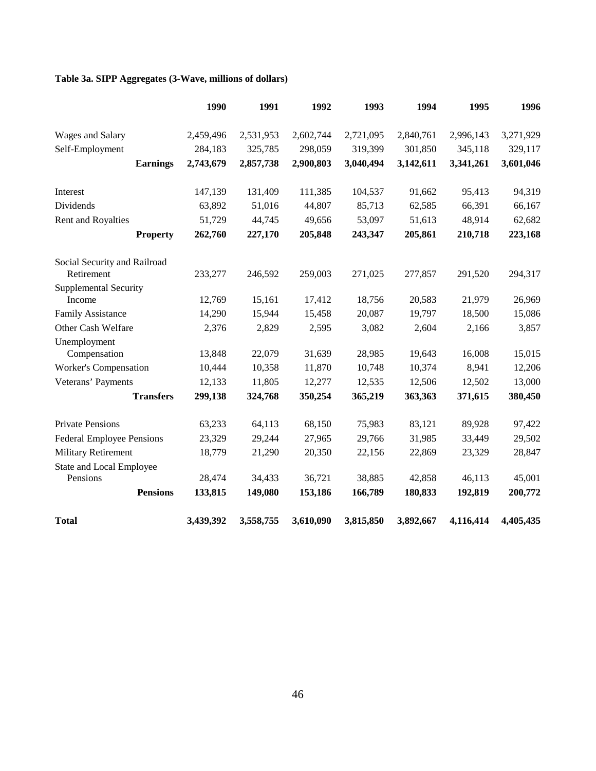**Table 3a. SIPP Aggregates (3-Wave, millions of dollars)**

| | 1990 | 1991 | 1992 | 1993 | 1994 | 1995 | 1996 |
|---|---|---|---|---|---|---|---|
| Wages and Salary | 2,459,496 | 2,531,953 | 2,602,744 | 2,721,095 | 2,840,761 | 2,996,143 | 3,271,929 |
| Self-Employment | 284,183 | 325,785 | 298,059 | 319,399 | 301,850 | 345,118 | 329,117 |
| **Earnings** | **2,743,679** | **2,857,738** | **2,900,803** | **3,040,494** | **3,142,611** | **3,341,261** | **3,601,046** |
| Interest | 147,139 | 131,409 | 111,385 | 104,537 | 91,662 | 95,413 | 94,319 |
| Dividends | 63,892 | 51,016 | 44,807 | 85,713 | 62,585 | 66,391 | 66,167 |
| Rent and Royalties | 51,729 | 44,745 | 49,656 | 53,097 | 51,613 | 48,914 | 62,682 |
| **Property** | **262,760** | **227,170** | **205,848** | **243,347** | **205,861** | **210,718** | **223,168** |
| Social Security and Railroad Retirement | 233,277 | 246,592 | 259,003 | 271,025 | 277,857 | 291,520 | 294,317 |
| Supplemental Security Income | 12,769 | 15,161 | 17,412 | 18,756 | 20,583 | 21,979 | 26,969 |
| Family Assistance | 14,290 | 15,944 | 15,458 | 20,087 | 19,797 | 18,500 | 15,086 |
| Other Cash Welfare | 2,376 | 2,829 | 2,595 | 3,082 | 2,604 | 2,166 | 3,857 |
| Unemployment Compensation | 13,848 | 22,079 | 31,639 | 28,985 | 19,643 | 16,008 | 15,015 |
| Worker's Compensation | 10,444 | 10,358 | 11,870 | 10,748 | 10,374 | 8,941 | 12,206 |
| Veterans' Payments | 12,133 | 11,805 | 12,277 | 12,535 | 12,506 | 12,502 | 13,000 |
| **Transfers** | **299,138** | **324,768** | **350,254** | **365,219** | **363,363** | **371,615** | **380,450** |
| Private Pensions | 63,233 | 64,113 | 68,150 | 75,983 | 83,121 | 89,928 | 97,422 |
| Federal Employee Pensions | 23,329 | 29,244 | 27,965 | 29,766 | 31,985 | 33,449 | 29,502 |
| Military Retirement | 18,779 | 21,290 | 20,350 | 22,156 | 22,869 | 23,329 | 28,847 |
| State and Local Employee Pensions | 28,474 | 34,433 | 36,721 | 38,885 | 42,858 | 46,113 | 45,001 |
| **Pensions** | **133,815** | **149,080** | **153,186** | **166,789** | **180,833** | **192,819** | **200,772** |
| **Total** | **3,439,392** | **3,558,755** | **3,610,090** | **3,815,850** | **3,892,667** | **4,116,414** | **4,405,435** |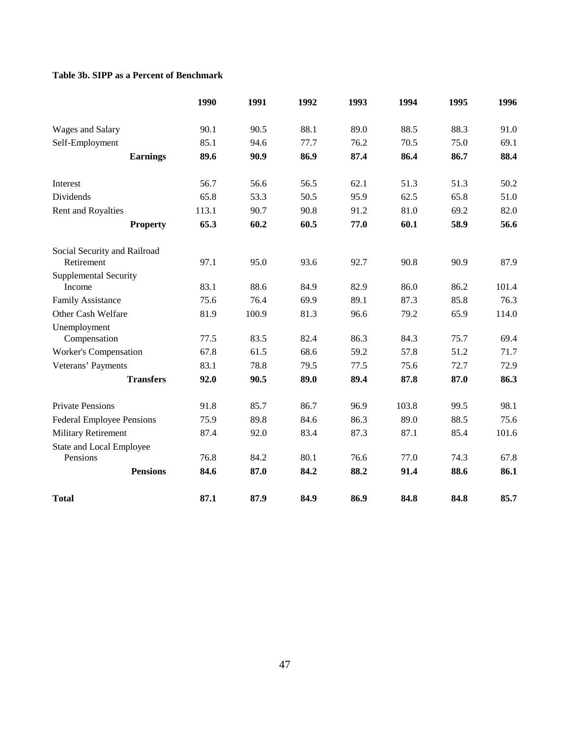**Table 3b. SIPP as a Percent of Benchmark**

| | 1990 | 1991 | 1992 | 1993 | 1994 | 1995 | 1996 |
|---|---|---|---|---|---|---|---|
| Wages and Salary | 90.1 | 90.5 | 88.1 | 89.0 | 88.5 | 88.3 | 91.0 |
| Self-Employment | 85.1 | 94.6 | 77.7 | 76.2 | 70.5 | 75.0 | 69.1 |
| **Earnings** | **89.6** | **90.9** | **86.9** | **87.4** | **86.4** | **86.7** | **88.4** |
| Interest | 56.7 | 56.6 | 56.5 | 62.1 | 51.3 | 51.3 | 50.2 |
| Dividends | 65.8 | 53.3 | 50.5 | 95.9 | 62.5 | 65.8 | 51.0 |
| Rent and Royalties | 113.1 | 90.7 | 90.8 | 91.2 | 81.0 | 69.2 | 82.0 |
| **Property** | **65.3** | **60.2** | **60.5** | **77.0** | **60.1** | **58.9** | **56.6** |
| Social Security and Railroad Retirement | 97.1 | 95.0 | 93.6 | 92.7 | 90.8 | 90.9 | 87.9 |
| Supplemental Security Income | 83.1 | 88.6 | 84.9 | 82.9 | 86.0 | 86.2 | 101.4 |
| Family Assistance | 75.6 | 76.4 | 69.9 | 89.1 | 87.3 | 85.8 | 76.3 |
| Other Cash Welfare | 81.9 | 100.9 | 81.3 | 96.6 | 79.2 | 65.9 | 114.0 |
| Unemployment Compensation | 77.5 | 83.5 | 82.4 | 86.3 | 84.3 | 75.7 | 69.4 |
| Worker's Compensation | 67.8 | 61.5 | 68.6 | 59.2 | 57.8 | 51.2 | 71.7 |
| Veterans' Payments | 83.1 | 78.8 | 79.5 | 77.5 | 75.6 | 72.7 | 72.9 |
| **Transfers** | **92.0** | **90.5** | **89.0** | **89.4** | **87.8** | **87.0** | **86.3** |
| Private Pensions | 91.8 | 85.7 | 86.7 | 96.9 | 103.8 | 99.5 | 98.1 |
| Federal Employee Pensions | 75.9 | 89.8 | 84.6 | 86.3 | 89.0 | 88.5 | 75.6 |
| Military Retirement | 87.4 | 92.0 | 83.4 | 87.3 | 87.1 | 85.4 | 101.6 |
| State and Local Employee Pensions | 76.8 | 84.2 | 80.1 | 76.6 | 77.0 | 74.3 | 67.8 |
| **Pensions** | **84.6** | **87.0** | **84.2** | **88.2** | **91.4** | **88.6** | **86.1** |
| **Total** | **87.1** | **87.9** | **84.9** | **86.9** | **84.8** | **84.8** | **85.7** |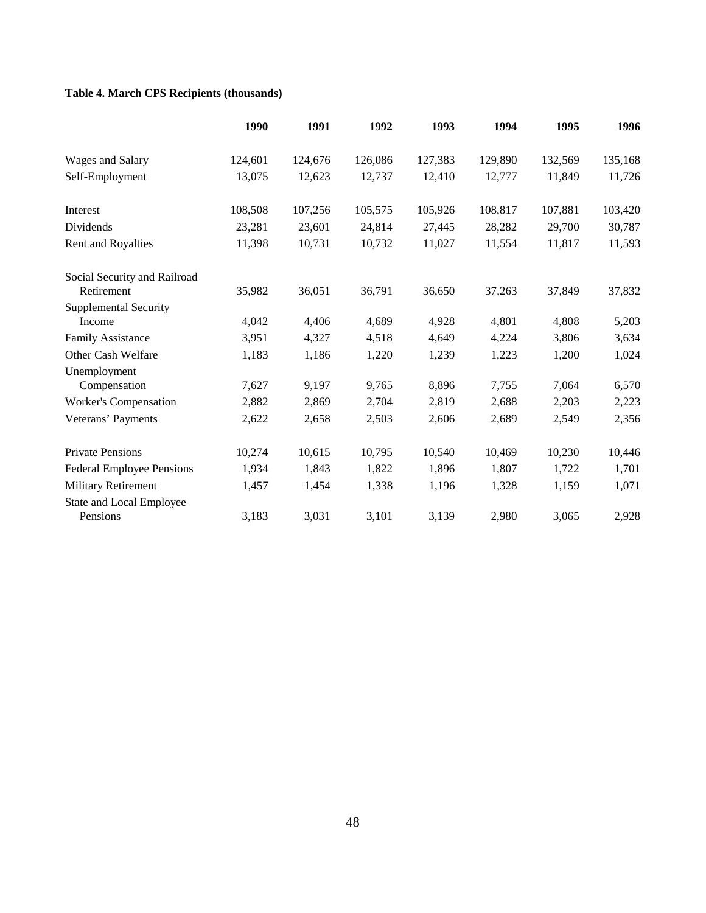**Table 4. March CPS Recipients (thousands)**

| | 1990 | 1991 | 1992 | 1993 | 1994 | 1995 | 1996 |
|---|---|---|---|---|---|---|---|
| Wages and Salary | 124,601 | 124,676 | 126,086 | 127,383 | 129,890 | 132,569 | 135,168 |
| Self-Employment | 13,075 | 12,623 | 12,737 | 12,410 | 12,777 | 11,849 | 11,726 |
| Interest | 108,508 | 107,256 | 105,575 | 105,926 | 108,817 | 107,881 | 103,420 |
| Dividends | 23,281 | 23,601 | 24,814 | 27,445 | 28,282 | 29,700 | 30,787 |
| Rent and Royalties | 11,398 | 10,731 | 10,732 | 11,027 | 11,554 | 11,817 | 11,593 |
| Social Security and Railroad Retirement | 35,982 | 36,051 | 36,791 | 36,650 | 37,263 | 37,849 | 37,832 |
| Supplemental Security Income | 4,042 | 4,406 | 4,689 | 4,928 | 4,801 | 4,808 | 5,203 |
| Family Assistance | 3,951 | 4,327 | 4,518 | 4,649 | 4,224 | 3,806 | 3,634 |
| Other Cash Welfare | 1,183 | 1,186 | 1,220 | 1,239 | 1,223 | 1,200 | 1,024 |
| Unemployment Compensation | 7,627 | 9,197 | 9,765 | 8,896 | 7,755 | 7,064 | 6,570 |
| Worker's Compensation | 2,882 | 2,869 | 2,704 | 2,819 | 2,688 | 2,203 | 2,223 |
| Veterans' Payments | 2,622 | 2,658 | 2,503 | 2,606 | 2,689 | 2,549 | 2,356 |
| Private Pensions | 10,274 | 10,615 | 10,795 | 10,540 | 10,469 | 10,230 | 10,446 |
| Federal Employee Pensions | 1,934 | 1,843 | 1,822 | 1,896 | 1,807 | 1,722 | 1,701 |
| Military Retirement | 1,457 | 1,454 | 1,338 | 1,196 | 1,328 | 1,159 | 1,071 |
| State and Local Employee Pensions | 3,183 | 3,031 | 3,101 | 3,139 | 2,980 | 3,065 | 2,928 |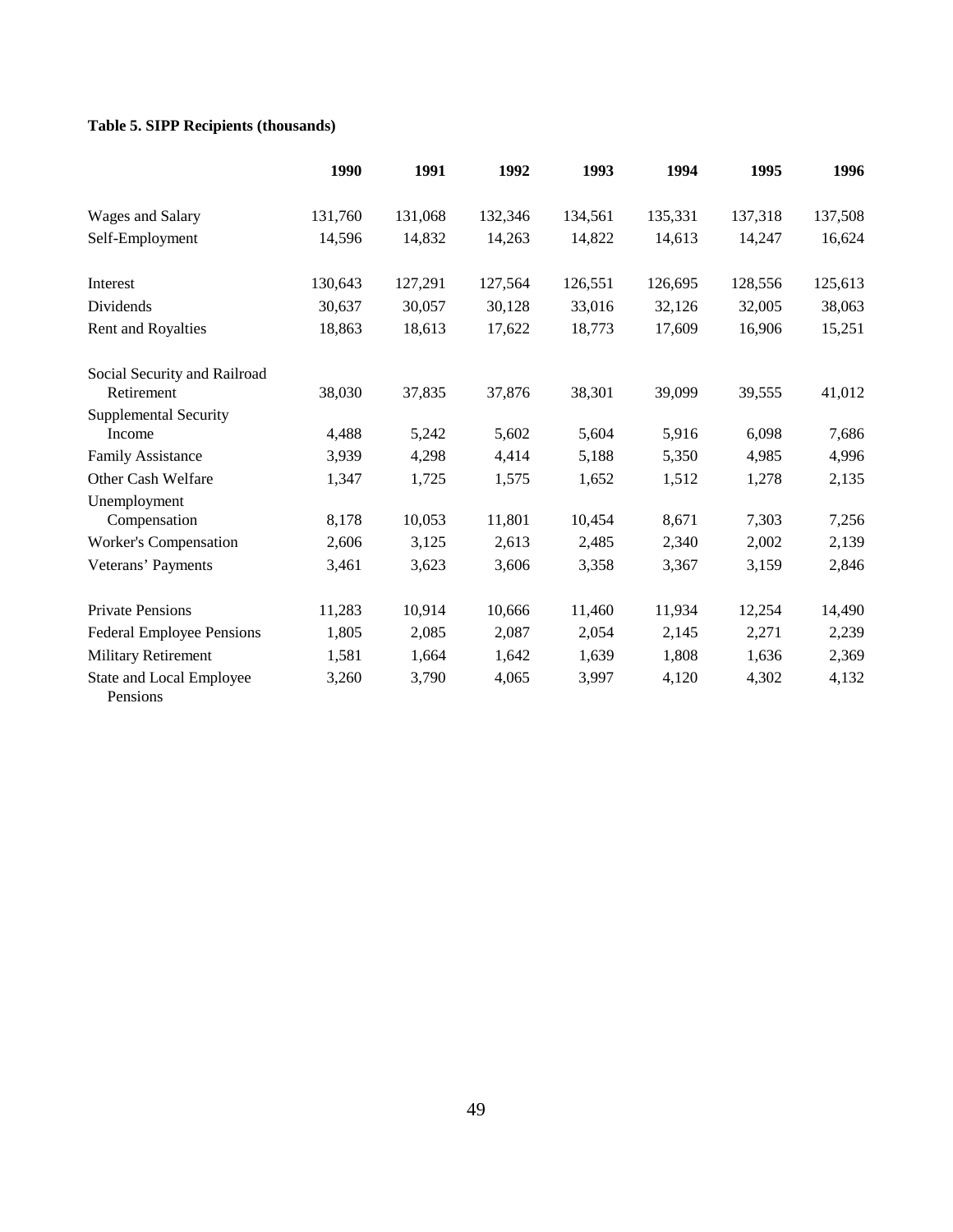**Table 5. SIPP Recipients (thousands)**

| | 1990 | 1991 | 1992 | 1993 | 1994 | 1995 | 1996 |
|---|---|---|---|---|---|---|---|
| Wages and Salary | 131,760 | 131,068 | 132,346 | 134,561 | 135,331 | 137,318 | 137,508 |
| Self-Employment | 14,596 | 14,832 | 14,263 | 14,822 | 14,613 | 14,247 | 16,624 |
| Interest | 130,643 | 127,291 | 127,564 | 126,551 | 126,695 | 128,556 | 125,613 |
| Dividends | 30,637 | 30,057 | 30,128 | 33,016 | 32,126 | 32,005 | 38,063 |
| Rent and Royalties | 18,863 | 18,613 | 17,622 | 18,773 | 17,609 | 16,906 | 15,251 |
| Social Security and Railroad Retirement | 38,030 | 37,835 | 37,876 | 38,301 | 39,099 | 39,555 | 41,012 |
| Supplemental Security Income | 4,488 | 5,242 | 5,602 | 5,604 | 5,916 | 6,098 | 7,686 |
| Family Assistance | 3,939 | 4,298 | 4,414 | 5,188 | 5,350 | 4,985 | 4,996 |
| Other Cash Welfare | 1,347 | 1,725 | 1,575 | 1,652 | 1,512 | 1,278 | 2,135 |
| Unemployment Compensation | 8,178 | 10,053 | 11,801 | 10,454 | 8,671 | 7,303 | 7,256 |
| Worker's Compensation | 2,606 | 3,125 | 2,613 | 2,485 | 2,340 | 2,002 | 2,139 |
| Veterans' Payments | 3,461 | 3,623 | 3,606 | 3,358 | 3,367 | 3,159 | 2,846 |
| Private Pensions | 11,283 | 10,914 | 10,666 | 11,460 | 11,934 | 12,254 | 14,490 |
| Federal Employee Pensions | 1,805 | 2,085 | 2,087 | 2,054 | 2,145 | 2,271 | 2,239 |
| Military Retirement | 1,581 | 1,664 | 1,642 | 1,639 | 1,808 | 1,636 | 2,369 |
| State and Local Employee Pensions | 3,260 | 3,790 | 4,065 | 3,997 | 4,120 | 4,302 | 4,132 |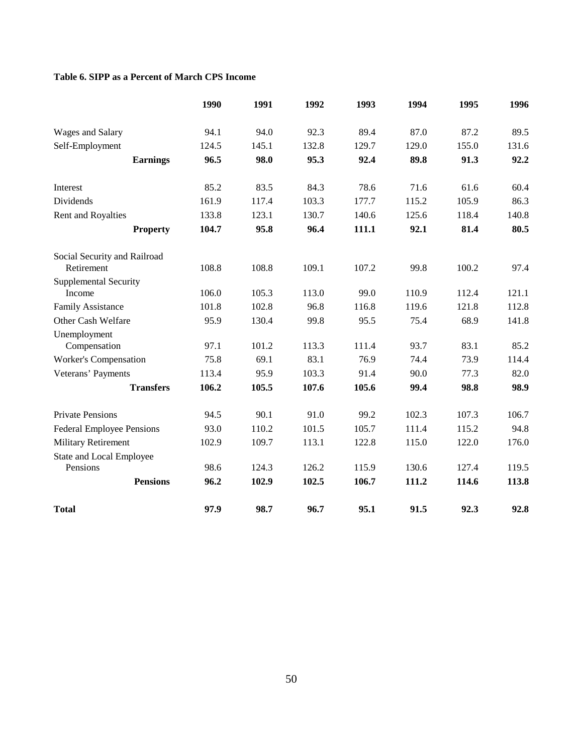**Table 6. SIPP as a Percent of March CPS Income**

| | 1990 | 1991 | 1992 | 1993 | 1994 | 1995 | 1996 |
|---|---|---|---|---|---|---|---|
| Wages and Salary | 94.1 | 94.0 | 92.3 | 89.4 | 87.0 | 87.2 | 89.5 |
| Self-Employment | 124.5 | 145.1 | 132.8 | 129.7 | 129.0 | 155.0 | 131.6 |
| **Earnings** | **96.5** | **98.0** | **95.3** | **92.4** | **89.8** | **91.3** | **92.2** |
| Interest | 85.2 | 83.5 | 84.3 | 78.6 | 71.6 | 61.6 | 60.4 |
| Dividends | 161.9 | 117.4 | 103.3 | 177.7 | 115.2 | 105.9 | 86.3 |
| Rent and Royalties | 133.8 | 123.1 | 130.7 | 140.6 | 125.6 | 118.4 | 140.8 |
| **Property** | **104.7** | **95.8** | **96.4** | **111.1** | **92.1** | **81.4** | **80.5** |
| Social Security and Railroad Retirement | 108.8 | 108.8 | 109.1 | 107.2 | 99.8 | 100.2 | 97.4 |
| Supplemental Security Income | 106.0 | 105.3 | 113.0 | 99.0 | 110.9 | 112.4 | 121.1 |
| Family Assistance | 101.8 | 102.8 | 96.8 | 116.8 | 119.6 | 121.8 | 112.8 |
| Other Cash Welfare | 95.9 | 130.4 | 99.8 | 95.5 | 75.4 | 68.9 | 141.8 |
| Unemployment Compensation | 97.1 | 101.2 | 113.3 | 111.4 | 93.7 | 83.1 | 85.2 |
| Worker's Compensation | 75.8 | 69.1 | 83.1 | 76.9 | 74.4 | 73.9 | 114.4 |
| Veterans' Payments | 113.4 | 95.9 | 103.3 | 91.4 | 90.0 | 77.3 | 82.0 |
| **Transfers** | **106.2** | **105.5** | **107.6** | **105.6** | **99.4** | **98.8** | **98.9** |
| Private Pensions | 94.5 | 90.1 | 91.0 | 99.2 | 102.3 | 107.3 | 106.7 |
| Federal Employee Pensions | 93.0 | 110.2 | 101.5 | 105.7 | 111.4 | 115.2 | 94.8 |
| Military Retirement | 102.9 | 109.7 | 113.1 | 122.8 | 115.0 | 122.0 | 176.0 |
| State and Local Employee Pensions | 98.6 | 124.3 | 126.2 | 115.9 | 130.6 | 127.4 | 119.5 |
| **Pensions** | **96.2** | **102.9** | **102.5** | **106.7** | **111.2** | **114.6** | **113.8** |
| **Total** | **97.9** | **98.7** | **96.7** | **95.1** | **91.5** | **92.3** | **92.8** |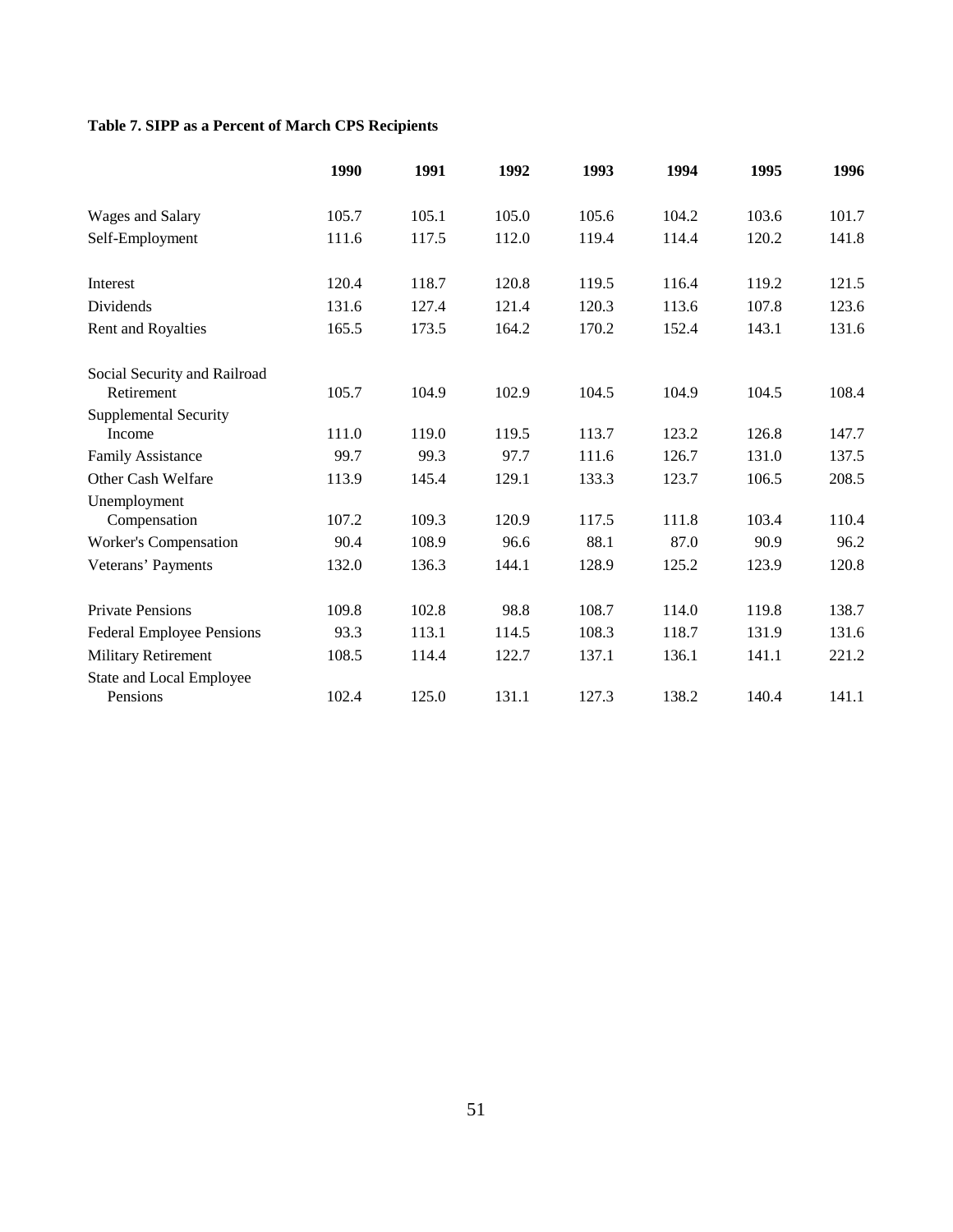**Table 7. SIPP as a Percent of March CPS Recipients**

| | 1990 | 1991 | 1992 | 1993 | 1994 | 1995 | 1996 |
|---|---|---|---|---|---|---|---|
| Wages and Salary | 105.7 | 105.1 | 105.0 | 105.6 | 104.2 | 103.6 | 101.7 |
| Self-Employment | 111.6 | 117.5 | 112.0 | 119.4 | 114.4 | 120.2 | 141.8 |
| Interest | 120.4 | 118.7 | 120.8 | 119.5 | 116.4 | 119.2 | 121.5 |
| Dividends | 131.6 | 127.4 | 121.4 | 120.3 | 113.6 | 107.8 | 123.6 |
| Rent and Royalties | 165.5 | 173.5 | 164.2 | 170.2 | 152.4 | 143.1 | 131.6 |
| Social Security and Railroad Retirement | 105.7 | 104.9 | 102.9 | 104.5 | 104.9 | 104.5 | 108.4 |
| Supplemental Security Income | 111.0 | 119.0 | 119.5 | 113.7 | 123.2 | 126.8 | 147.7 |
| Family Assistance | 99.7 | 99.3 | 97.7 | 111.6 | 126.7 | 131.0 | 137.5 |
| Other Cash Welfare | 113.9 | 145.4 | 129.1 | 133.3 | 123.7 | 106.5 | 208.5 |
| Unemployment Compensation | 107.2 | 109.3 | 120.9 | 117.5 | 111.8 | 103.4 | 110.4 |
| Worker's Compensation | 90.4 | 108.9 | 96.6 | 88.1 | 87.0 | 90.9 | 96.2 |
| Veterans' Payments | 132.0 | 136.3 | 144.1 | 128.9 | 125.2 | 123.9 | 120.8 |
| Private Pensions | 109.8 | 102.8 | 98.8 | 108.7 | 114.0 | 119.8 | 138.7 |
| Federal Employee Pensions | 93.3 | 113.1 | 114.5 | 108.3 | 118.7 | 131.9 | 131.6 |
| Military Retirement | 108.5 | 114.4 | 122.7 | 137.1 | 136.1 | 141.1 | 221.2 |
| State and Local Employee Pensions | 102.4 | 125.0 | 131.1 | 127.3 | 138.2 | 140.4 | 141.1 |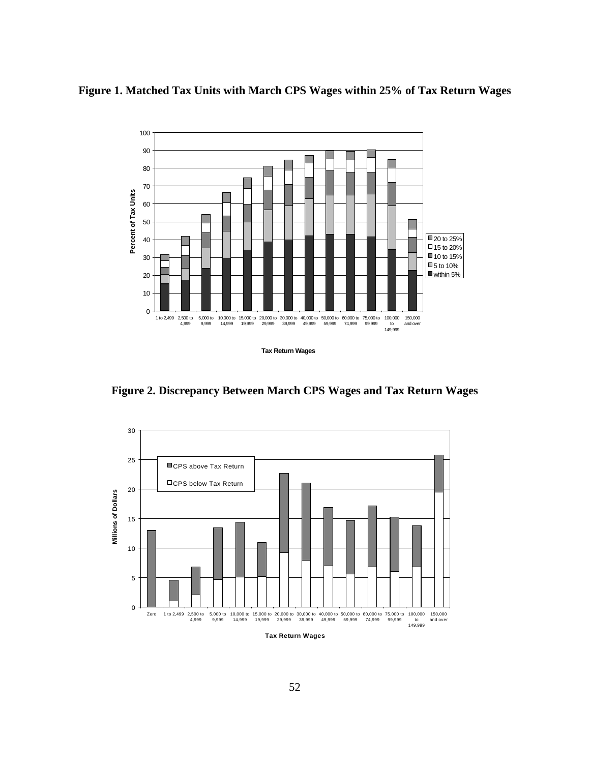**Figure 1. Matched Tax Units with March CPS Wages within 25% of Tax Return Wages**

**Figure 2. Discrepancy Between March CPS Wages and Tax Return Wages**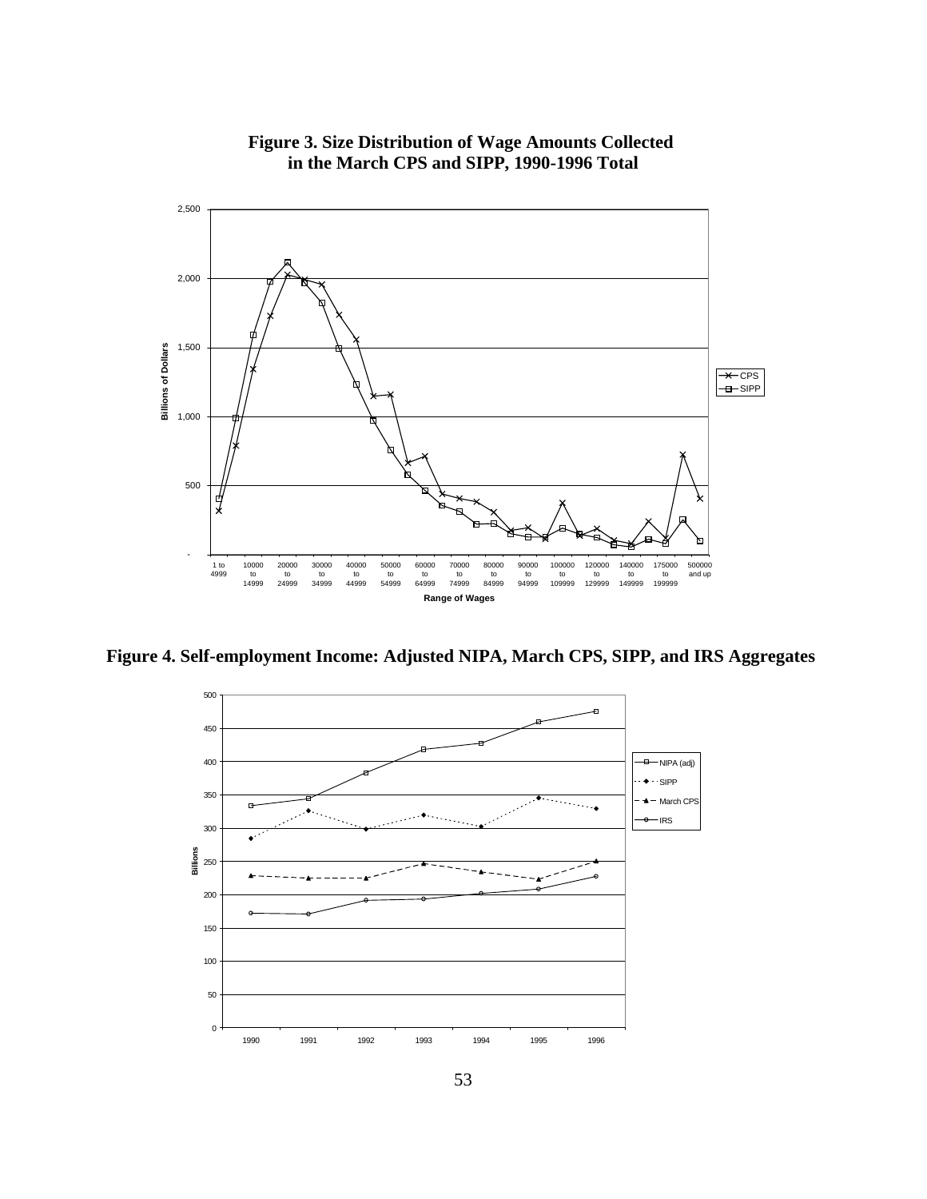**Figure 3. Size Distribution of Wage Amounts Collected in the March CPS and SIPP, 1990-1996 Total**

**Figure 4. Self-employment Income: Adjusted NIPA, March CPS, SIPP, and IRS Aggregates**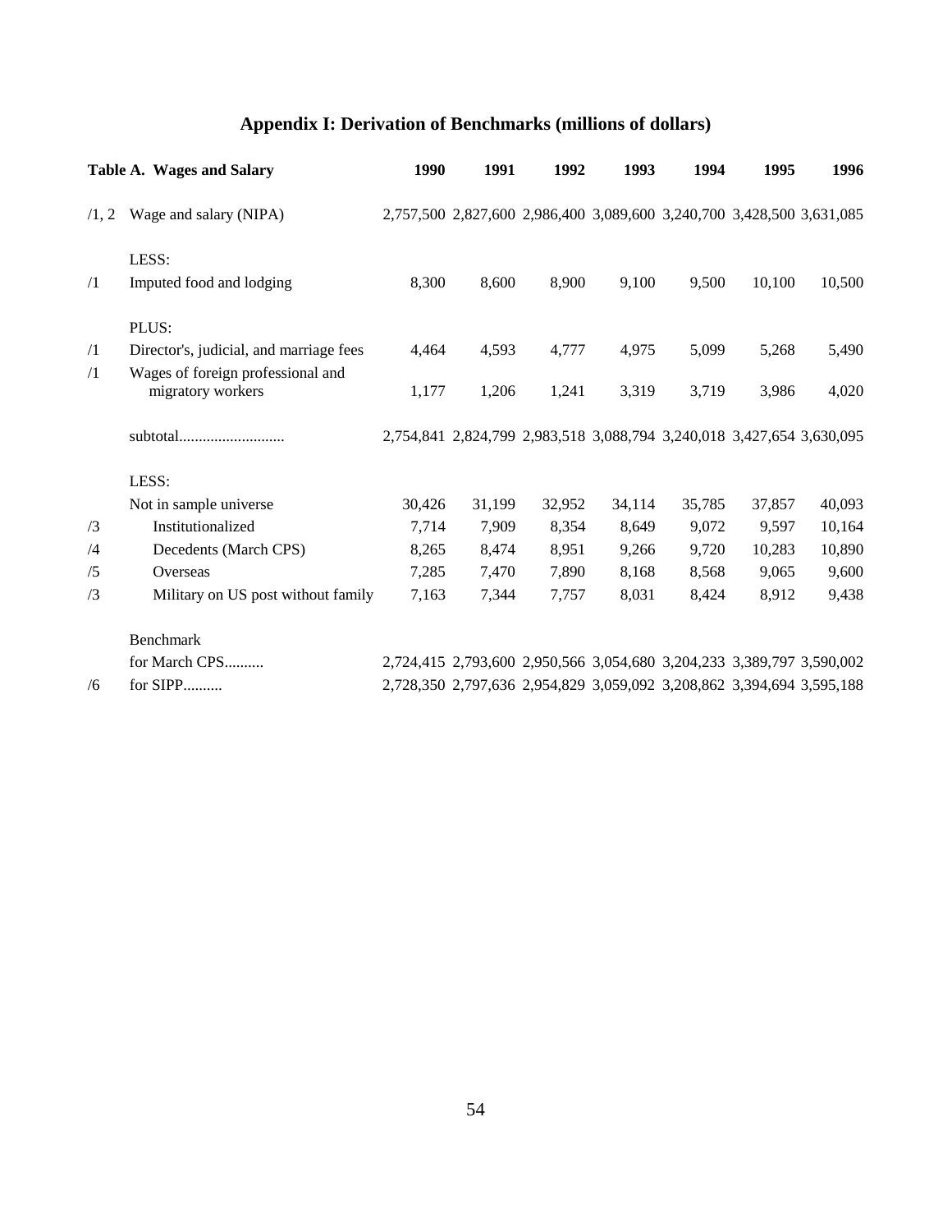## Appendix I: Derivation of Benchmarks (millions of dollars)

| | **Table A. Wages and Salary** | **1990** | **1991** | **1992** | **1993** | **1994** | **1995** | **1996** |
|---|---|---|---|---|---|---|---|---|
| /1, 2 | Wage and salary (NIPA) | 2,757,500 | 2,827,600 | 2,986,400 | 3,089,600 | 3,240,700 | 3,428,500 | 3,631,085 |
| | LESS: | | | | | | | |
| /1 | Imputed food and lodging | 8,300 | 8,600 | 8,900 | 9,100 | 9,500 | 10,100 | 10,500 |
| | PLUS: | | | | | | | |
| /1 | Director's, judicial, and marriage fees | 4,464 | 4,593 | 4,777 | 4,975 | 5,099 | 5,268 | 5,490 |
| /1 | Wages of foreign professional and migratory workers | 1,177 | 1,206 | 1,241 | 3,319 | 3,719 | 3,986 | 4,020 |
| | subtotal.......................... | 2,754,841 | 2,824,799 | 2,983,518 | 3,088,794 | 3,240,018 | 3,427,654 | 3,630,095 |
| | LESS: | | | | | | | |
| | Not in sample universe | 30,426 | 31,199 | 32,952 | 34,114 | 35,785 | 37,857 | 40,093 |
| /3 | Institutionalized | 7,714 | 7,909 | 8,354 | 8,649 | 9,072 | 9,597 | 10,164 |
| /4 | Decedents (March CPS) | 8,265 | 8,474 | 8,951 | 9,266 | 9,720 | 10,283 | 10,890 |
| /5 | Overseas | 7,285 | 7,470 | 7,890 | 8,168 | 8,568 | 9,065 | 9,600 |
| /3 | Military on US post without family | 7,163 | 7,344 | 7,757 | 8,031 | 8,424 | 8,912 | 9,438 |
| | Benchmark | | | | | | | |
| | for March CPS.......... | 2,724,415 | 2,793,600 | 2,950,566 | 3,054,680 | 3,204,233 | 3,389,797 | 3,590,002 |
| /6 | for SIPP.......... | 2,728,350 | 2,797,636 | 2,954,829 | 3,059,092 | 3,208,862 | 3,394,694 | 3,595,188 |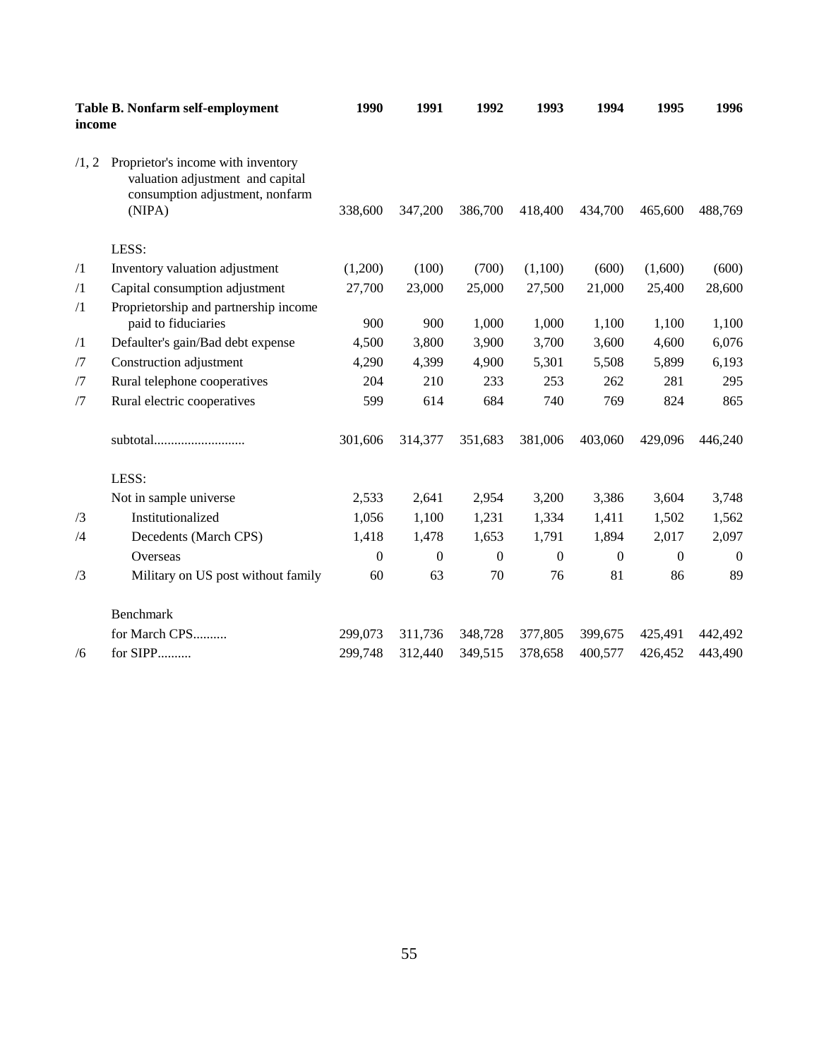| | Table B. Nonfarm self-employment income | 1990 | 1991 | 1992 | 1993 | 1994 | 1995 | 1996 |
|---|---|---|---|---|---|---|---|---|
| /1, 2 | Proprietor's income with inventory valuation adjustment and capital consumption adjustment, nonfarm (NIPA) | 338,600 | 347,200 | 386,700 | 418,400 | 434,700 | 465,600 | 488,769 |
| | LESS: | | | | | | | |
| /1 | Inventory valuation adjustment | (1,200) | (100) | (700) | (1,100) | (600) | (1,600) | (600) |
| /1 | Capital consumption adjustment | 27,700 | 23,000 | 25,000 | 27,500 | 21,000 | 25,400 | 28,600 |
| /1 | Proprietorship and partnership income paid to fiduciaries | 900 | 900 | 1,000 | 1,000 | 1,100 | 1,100 | 1,100 |
| /1 | Defaulter's gain/Bad debt expense | 4,500 | 3,800 | 3,900 | 3,700 | 3,600 | 4,600 | 6,076 |
| /7 | Construction adjustment | 4,290 | 4,399 | 4,900 | 5,301 | 5,508 | 5,899 | 6,193 |
| /7 | Rural telephone cooperatives | 204 | 210 | 233 | 253 | 262 | 281 | 295 |
| /7 | Rural electric cooperatives | 599 | 614 | 684 | 740 | 769 | 824 | 865 |
| | subtotal.......................... | 301,606 | 314,377 | 351,683 | 381,006 | 403,060 | 429,096 | 446,240 |
| | LESS: | | | | | | | |
| | Not in sample universe | 2,533 | 2,641 | 2,954 | 3,200 | 3,386 | 3,604 | 3,748 |
| /3 | Institutionalized | 1,056 | 1,100 | 1,231 | 1,334 | 1,411 | 1,502 | 1,562 |
| /4 | Decedents (March CPS) | 1,418 | 1,478 | 1,653 | 1,791 | 1,894 | 2,017 | 2,097 |
| | Overseas | 0 | 0 | 0 | 0 | 0 | 0 | 0 |
| /3 | Military on US post without family | 60 | 63 | 70 | 76 | 81 | 86 | 89 |
| | Benchmark | | | | | | | |
| | for March CPS.......... | 299,073 | 311,736 | 348,728 | 377,805 | 399,675 | 425,491 | 442,492 |
| /6 | for SIPP.......... | 299,748 | 312,440 | 349,515 | 378,658 | 400,577 | 426,452 | 443,490 |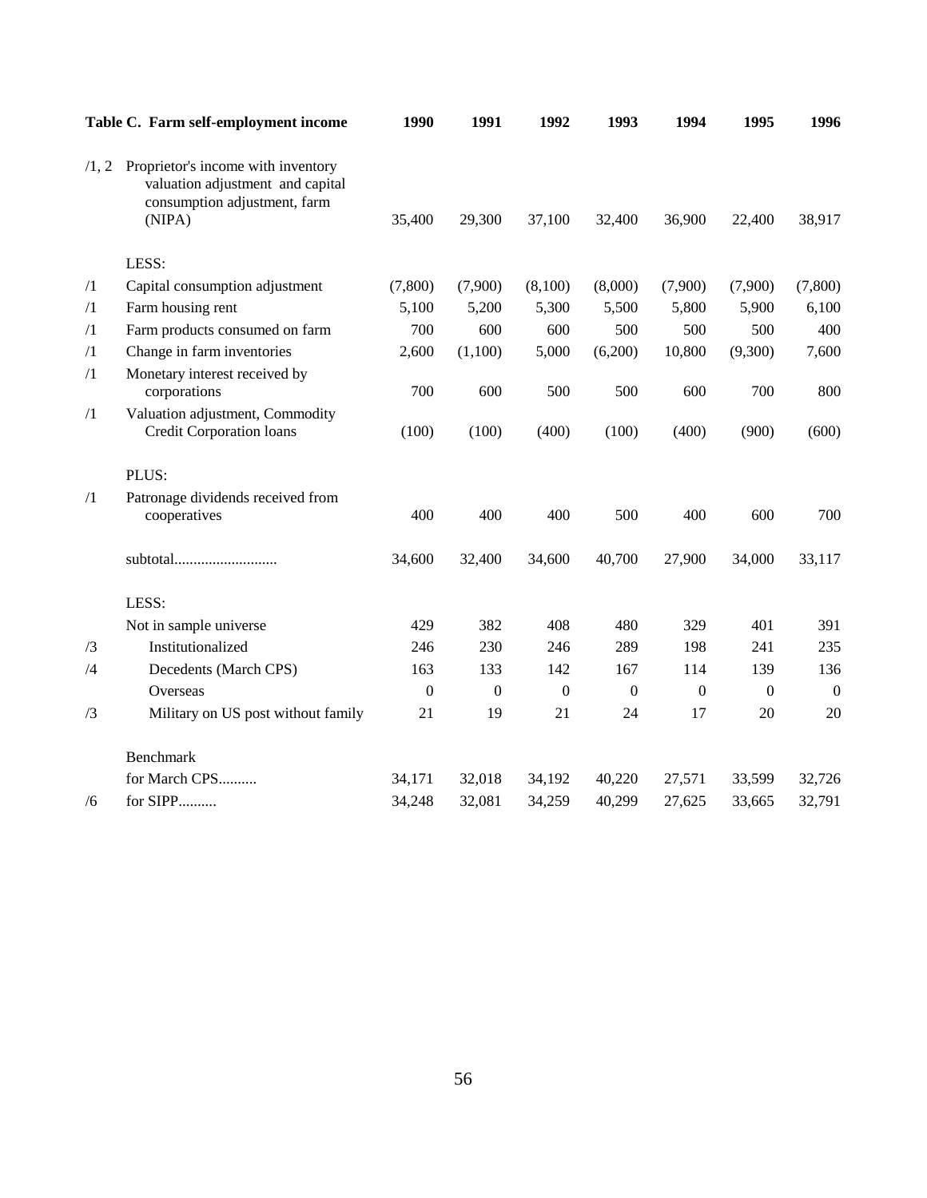| | Table C. Farm self-employment income | 1990 | 1991 | 1992 | 1993 | 1994 | 1995 | 1996 |
|---|---|---|---|---|---|---|---|---|
| /1, 2 | Proprietor's income with inventory valuation adjustment and capital consumption adjustment, farm (NIPA) | 35,400 | 29,300 | 37,100 | 32,400 | 36,900 | 22,400 | 38,917 |
| | LESS: | | | | | | | |
| /1 | Capital consumption adjustment | (7,800) | (7,900) | (8,100) | (8,000) | (7,900) | (7,900) | (7,800) |
| /1 | Farm housing rent | 5,100 | 5,200 | 5,300 | 5,500 | 5,800 | 5,900 | 6,100 |
| /1 | Farm products consumed on farm | 700 | 600 | 600 | 500 | 500 | 500 | 400 |
| /1 | Change in farm inventories | 2,600 | (1,100) | 5,000 | (6,200) | 10,800 | (9,300) | 7,600 |
| /1 | Monetary interest received by corporations | 700 | 600 | 500 | 500 | 600 | 700 | 800 |
| /1 | Valuation adjustment, Commodity Credit Corporation loans | (100) | (100) | (400) | (100) | (400) | (900) | (600) |
| | PLUS: | | | | | | | |
| /1 | Patronage dividends received from cooperatives | 400 | 400 | 400 | 500 | 400 | 600 | 700 |
| | subtotal.......................... | 34,600 | 32,400 | 34,600 | 40,700 | 27,900 | 34,000 | 33,117 |
| | LESS: | | | | | | | |
| | Not in sample universe | 429 | 382 | 408 | 480 | 329 | 401 | 391 |
| /3 | Institutionalized | 246 | 230 | 246 | 289 | 198 | 241 | 235 |
| /4 | Decedents (March CPS) | 163 | 133 | 142 | 167 | 114 | 139 | 136 |
| | Overseas | 0 | 0 | 0 | 0 | 0 | 0 | 0 |
| /3 | Military on US post without family | 21 | 19 | 21 | 24 | 17 | 20 | 20 |
| | Benchmark | | | | | | | |
| | for March CPS.......... | 34,171 | 32,018 | 34,192 | 40,220 | 27,571 | 33,599 | 32,726 |
| /6 | for SIPP.......... | 34,248 | 32,081 | 34,259 | 40,299 | 27,625 | 33,665 | 32,791 |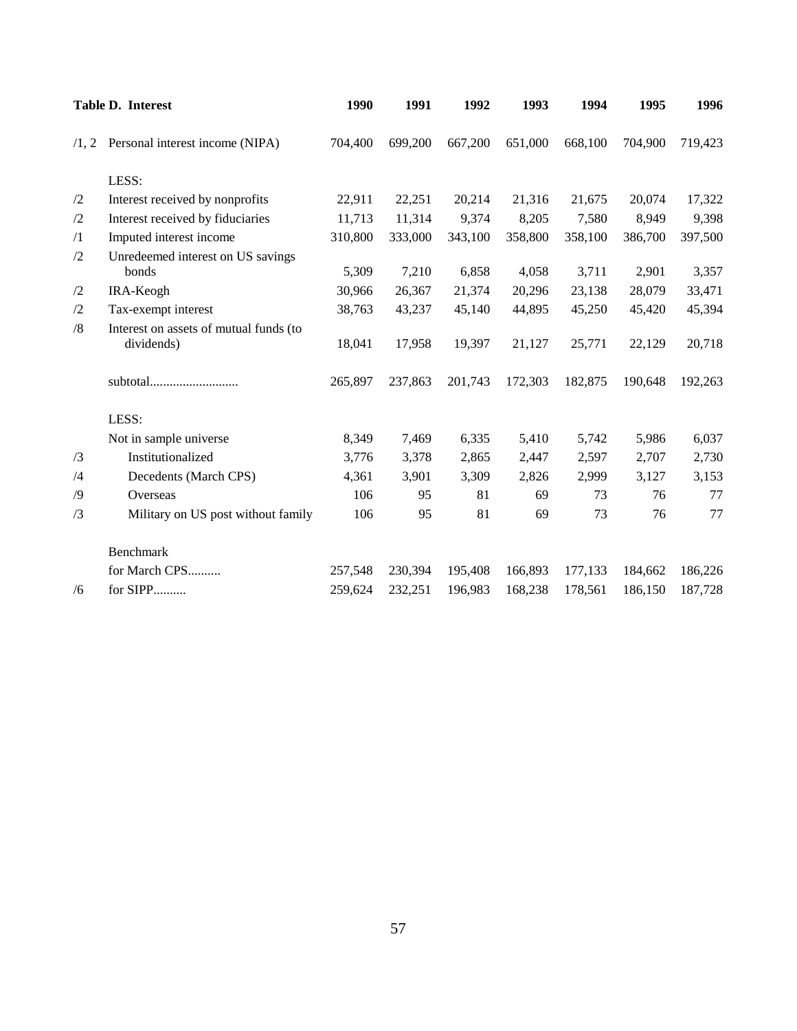| | Table D. Interest | 1990 | 1991 | 1992 | 1993 | 1994 | 1995 | 1996 |
|---|---|---|---|---|---|---|---|---|
| /1, 2 | Personal interest income (NIPA) | 704,400 | 699,200 | 667,200 | 651,000 | 668,100 | 704,900 | 719,423 |
| | LESS: | | | | | | | |
| /2 | Interest received by nonprofits | 22,911 | 22,251 | 20,214 | 21,316 | 21,675 | 20,074 | 17,322 |
| /2 | Interest received by fiduciaries | 11,713 | 11,314 | 9,374 | 8,205 | 7,580 | 8,949 | 9,398 |
| /1 | Imputed interest income | 310,800 | 333,000 | 343,100 | 358,800 | 358,100 | 386,700 | 397,500 |
| /2 | Unredeemed interest on US savings bonds | 5,309 | 7,210 | 6,858 | 4,058 | 3,711 | 2,901 | 3,357 |
| /2 | IRA-Keogh | 30,966 | 26,367 | 21,374 | 20,296 | 23,138 | 28,079 | 33,471 |
| /2 | Tax-exempt interest | 38,763 | 43,237 | 45,140 | 44,895 | 45,250 | 45,420 | 45,394 |
| /8 | Interest on assets of mutual funds (to dividends) | 18,041 | 17,958 | 19,397 | 21,127 | 25,771 | 22,129 | 20,718 |
| | subtotal.......................... | 265,897 | 237,863 | 201,743 | 172,303 | 182,875 | 190,648 | 192,263 |
| | LESS: | | | | | | | |
| | Not in sample universe | 8,349 | 7,469 | 6,335 | 5,410 | 5,742 | 5,986 | 6,037 |
| /3 | Institutionalized | 3,776 | 3,378 | 2,865 | 2,447 | 2,597 | 2,707 | 2,730 |
| /4 | Decedents (March CPS) | 4,361 | 3,901 | 3,309 | 2,826 | 2,999 | 3,127 | 3,153 |
| /9 | Overseas | 106 | 95 | 81 | 69 | 73 | 76 | 77 |
| /3 | Military on US post without family | 106 | 95 | 81 | 69 | 73 | 76 | 77 |
| | Benchmark | | | | | | | |
| | for March CPS.......... | 257,548 | 230,394 | 195,408 | 166,893 | 177,133 | 184,662 | 186,226 |
| /6 | for SIPP.......... | 259,624 | 232,251 | 196,983 | 168,238 | 178,561 | 186,150 | 187,728 |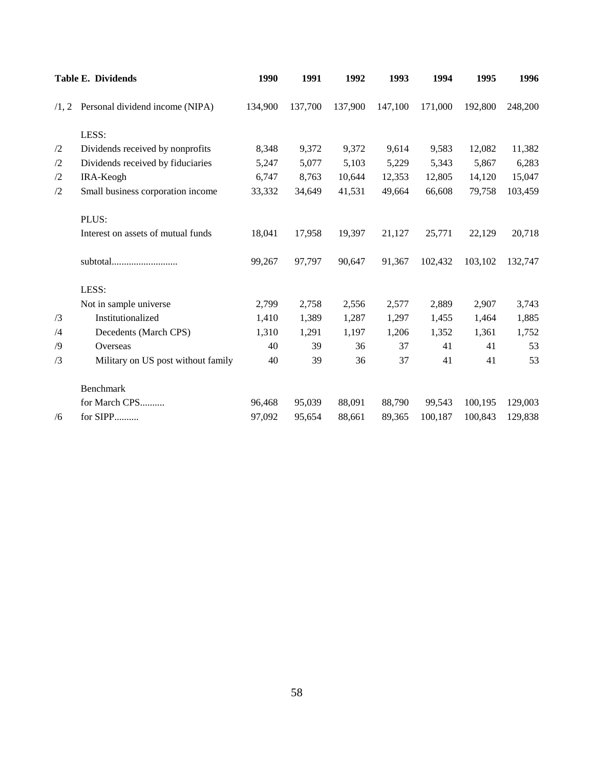| | Table E. Dividends | 1990 | 1991 | 1992 | 1993 | 1994 | 1995 | 1996 |
|---|---|---|---|---|---|---|---|---|
| /1, 2 | Personal dividend income (NIPA) | 134,900 | 137,700 | 137,900 | 147,100 | 171,000 | 192,800 | 248,200 |
| | LESS: | | | | | | | |
| /2 | Dividends received by nonprofits | 8,348 | 9,372 | 9,372 | 9,614 | 9,583 | 12,082 | 11,382 |
| /2 | Dividends received by fiduciaries | 5,247 | 5,077 | 5,103 | 5,229 | 5,343 | 5,867 | 6,283 |
| /2 | IRA-Keogh | 6,747 | 8,763 | 10,644 | 12,353 | 12,805 | 14,120 | 15,047 |
| /2 | Small business corporation income | 33,332 | 34,649 | 41,531 | 49,664 | 66,608 | 79,758 | 103,459 |
| | PLUS: | | | | | | | |
| | Interest on assets of mutual funds | 18,041 | 17,958 | 19,397 | 21,127 | 25,771 | 22,129 | 20,718 |
| | subtotal.......................... | 99,267 | 97,797 | 90,647 | 91,367 | 102,432 | 103,102 | 132,747 |
| | LESS: | | | | | | | |
| | Not in sample universe | 2,799 | 2,758 | 2,556 | 2,577 | 2,889 | 2,907 | 3,743 |
| /3 | Institutionalized | 1,410 | 1,389 | 1,287 | 1,297 | 1,455 | 1,464 | 1,885 |
| /4 | Decedents (March CPS) | 1,310 | 1,291 | 1,197 | 1,206 | 1,352 | 1,361 | 1,752 |
| /9 | Overseas | 40 | 39 | 36 | 37 | 41 | 41 | 53 |
| /3 | Military on US post without family | 40 | 39 | 36 | 37 | 41 | 41 | 53 |
| | Benchmark | | | | | | | |
| | for March CPS.......... | 96,468 | 95,039 | 88,091 | 88,790 | 99,543 | 100,195 | 129,003 |
| /6 | for SIPP.......... | 97,092 | 95,654 | 88,661 | 89,365 | 100,187 | 100,843 | 129,838 |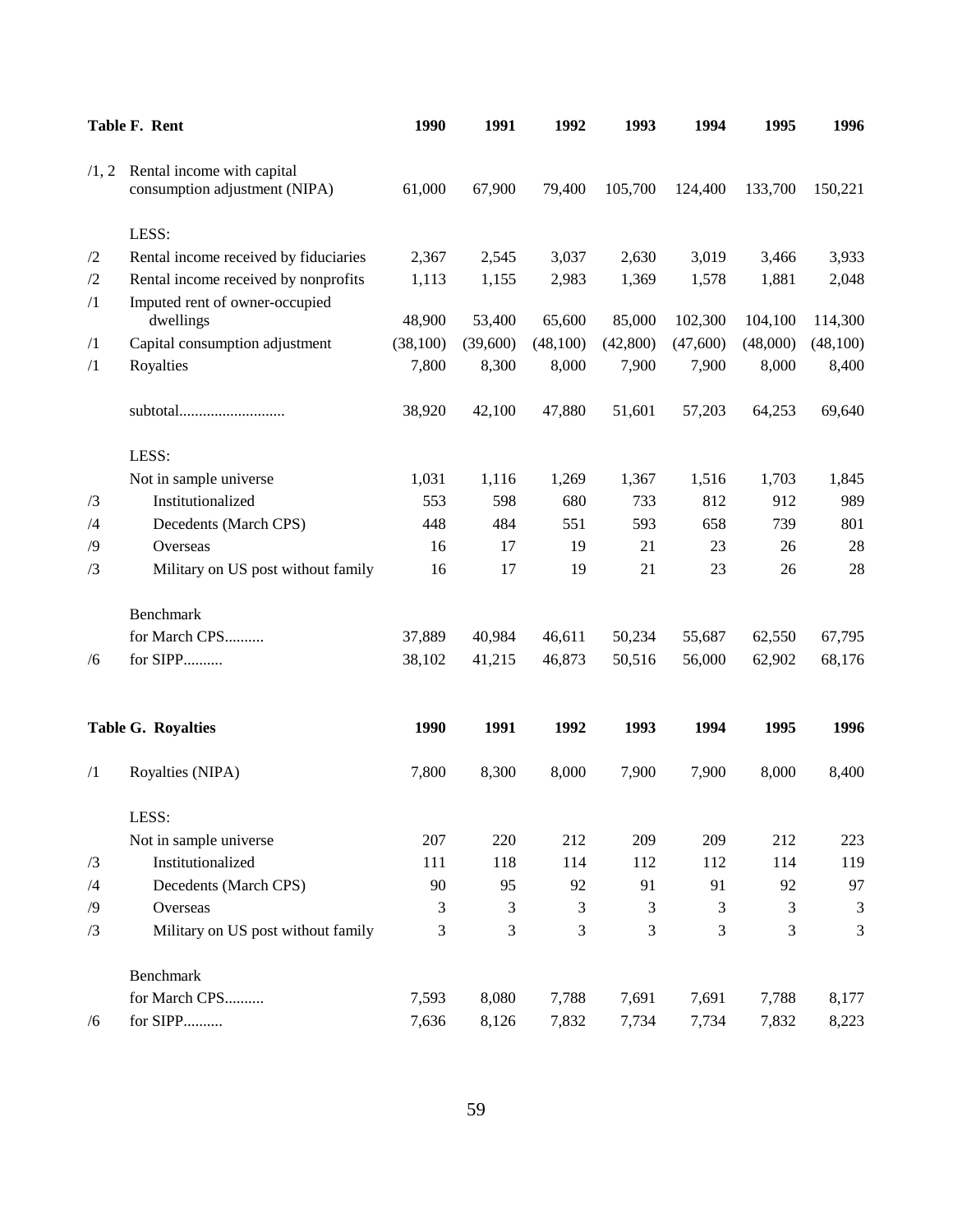| | Table F. Rent | 1990 | 1991 | 1992 | 1993 | 1994 | 1995 | 1996 |
|---|---|---|---|---|---|---|---|---|
| /1, 2 | Rental income with capital consumption adjustment (NIPA) | 61,000 | 67,900 | 79,400 | 105,700 | 124,400 | 133,700 | 150,221 |
| | LESS: | | | | | | | |
| /2 | Rental income received by fiduciaries | 2,367 | 2,545 | 3,037 | 2,630 | 3,019 | 3,466 | 3,933 |
| /2 | Rental income received by nonprofits | 1,113 | 1,155 | 2,983 | 1,369 | 1,578 | 1,881 | 2,048 |
| /1 | Imputed rent of owner-occupied dwellings | 48,900 | 53,400 | 65,600 | 85,000 | 102,300 | 104,100 | 114,300 |
| /1 | Capital consumption adjustment | (38,100) | (39,600) | (48,100) | (42,800) | (47,600) | (48,000) | (48,100) |
| /1 | Royalties | 7,800 | 8,300 | 8,000 | 7,900 | 7,900 | 8,000 | 8,400 |
| | subtotal.......................... | 38,920 | 42,100 | 47,880 | 51,601 | 57,203 | 64,253 | 69,640 |
| | LESS: | | | | | | | |
| | Not in sample universe | 1,031 | 1,116 | 1,269 | 1,367 | 1,516 | 1,703 | 1,845 |
| /3 | Institutionalized | 553 | 598 | 680 | 733 | 812 | 912 | 989 |
| /4 | Decedents (March CPS) | 448 | 484 | 551 | 593 | 658 | 739 | 801 |
| /9 | Overseas | 16 | 17 | 19 | 21 | 23 | 26 | 28 |
| /3 | Military on US post without family | 16 | 17 | 19 | 21 | 23 | 26 | 28 |
| | Benchmark | | | | | | | |
| | for March CPS.......... | 37,889 | 40,984 | 46,611 | 50,234 | 55,687 | 62,550 | 67,795 |
| /6 | for SIPP.......... | 38,102 | 41,215 | 46,873 | 50,516 | 56,000 | 62,902 | 68,176 |

| | Table G. Royalties | 1990 | 1991 | 1992 | 1993 | 1994 | 1995 | 1996 |
|---|---|---|---|---|---|---|---|---|
| /1 | Royalties (NIPA) | 7,800 | 8,300 | 8,000 | 7,900 | 7,900 | 8,000 | 8,400 |
| | LESS: | | | | | | | |
| | Not in sample universe | 207 | 220 | 212 | 209 | 209 | 212 | 223 |
| /3 | Institutionalized | 111 | 118 | 114 | 112 | 112 | 114 | 119 |
| /4 | Decedents (March CPS) | 90 | 95 | 92 | 91 | 91 | 92 | 97 |
| /9 | Overseas | 3 | 3 | 3 | 3 | 3 | 3 | 3 |
| /3 | Military on US post without family | 3 | 3 | 3 | 3 | 3 | 3 | 3 |
| | Benchmark | | | | | | | |
| | for March CPS.......... | 7,593 | 8,080 | 7,788 | 7,691 | 7,691 | 7,788 | 8,177 |
| /6 | for SIPP.......... | 7,636 | 8,126 | 7,832 | 7,734 | 7,734 | 7,832 | 8,223 |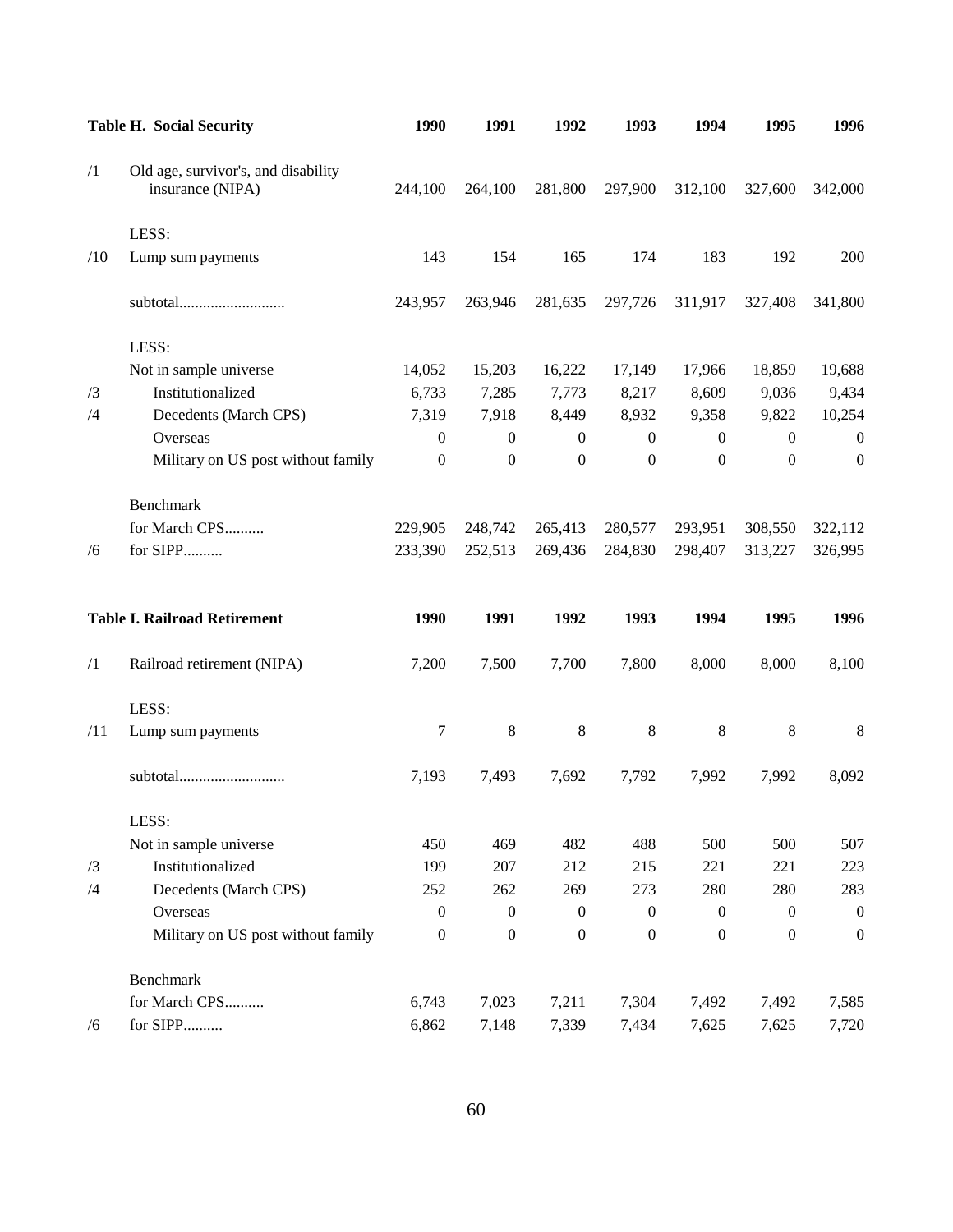| | Table H. Social Security | 1990 | 1991 | 1992 | 1993 | 1994 | 1995 | 1996 |
|---|---|---|---|---|---|---|---|---|
| /1 | Old age, survivor's, and disability insurance (NIPA) | 244,100 | 264,100 | 281,800 | 297,900 | 312,100 | 327,600 | 342,000 |
| | LESS: | | | | | | | |
| /10 | Lump sum payments | 143 | 154 | 165 | 174 | 183 | 192 | 200 |
| | subtotal........................... | 243,957 | 263,946 | 281,635 | 297,726 | 311,917 | 327,408 | 341,800 |
| | LESS: | | | | | | | |
| | Not in sample universe | 14,052 | 15,203 | 16,222 | 17,149 | 17,966 | 18,859 | 19,688 |
| /3 | Institutionalized | 6,733 | 7,285 | 7,773 | 8,217 | 8,609 | 9,036 | 9,434 |
| /4 | Decedents (March CPS) | 7,319 | 7,918 | 8,449 | 8,932 | 9,358 | 9,822 | 10,254 |
| | Overseas | 0 | 0 | 0 | 0 | 0 | 0 | 0 |
| | Military on US post without family | 0 | 0 | 0 | 0 | 0 | 0 | 0 |
| | Benchmark | | | | | | | |
| | for March CPS.......... | 229,905 | 248,742 | 265,413 | 280,577 | 293,951 | 308,550 | 322,112 |
| /6 | for SIPP.......... | 233,390 | 252,513 | 269,436 | 284,830 | 298,407 | 313,227 | 326,995 |

| | Table I. Railroad Retirement | 1990 | 1991 | 1992 | 1993 | 1994 | 1995 | 1996 |
|---|---|---|---|---|---|---|---|---|
| /1 | Railroad retirement (NIPA) | 7,200 | 7,500 | 7,700 | 7,800 | 8,000 | 8,000 | 8,100 |
| | LESS: | | | | | | | |
| /11 | Lump sum payments | 7 | 8 | 8 | 8 | 8 | 8 | 8 |
| | subtotal........................... | 7,193 | 7,493 | 7,692 | 7,792 | 7,992 | 7,992 | 8,092 |
| | LESS: | | | | | | | |
| | Not in sample universe | 450 | 469 | 482 | 488 | 500 | 500 | 507 |
| /3 | Institutionalized | 199 | 207 | 212 | 215 | 221 | 221 | 223 |
| /4 | Decedents (March CPS) | 252 | 262 | 269 | 273 | 280 | 280 | 283 |
| | Overseas | 0 | 0 | 0 | 0 | 0 | 0 | 0 |
| | Military on US post without family | 0 | 0 | 0 | 0 | 0 | 0 | 0 |
| | Benchmark | | | | | | | |
| | for March CPS.......... | 6,743 | 7,023 | 7,211 | 7,304 | 7,492 | 7,492 | 7,585 |
| /6 | for SIPP.......... | 6,862 | 7,148 | 7,339 | 7,434 | 7,625 | 7,625 | 7,720 |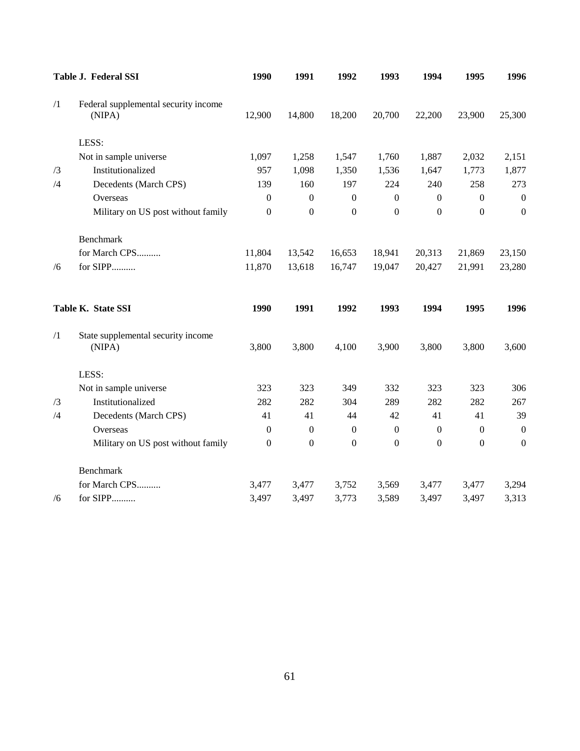| | Table J. Federal SSI | 1990 | 1991 | 1992 | 1993 | 1994 | 1995 | 1996 |
|---|---|---|---|---|---|---|---|---|
| /1 | Federal supplemental security income (NIPA) | 12,900 | 14,800 | 18,200 | 20,700 | 22,200 | 23,900 | 25,300 |
| | LESS: | | | | | | | |
| | Not in sample universe | 1,097 | 1,258 | 1,547 | 1,760 | 1,887 | 2,032 | 2,151 |
| /3 | Institutionalized | 957 | 1,098 | 1,350 | 1,536 | 1,647 | 1,773 | 1,877 |
| /4 | Decedents (March CPS) | 139 | 160 | 197 | 224 | 240 | 258 | 273 |
| | Overseas | 0 | 0 | 0 | 0 | 0 | 0 | 0 |
| | Military on US post without family | 0 | 0 | 0 | 0 | 0 | 0 | 0 |
| | Benchmark | | | | | | | |
| | for March CPS.......... | 11,804 | 13,542 | 16,653 | 18,941 | 20,313 | 21,869 | 23,150 |
| /6 | for SIPP.......... | 11,870 | 13,618 | 16,747 | 19,047 | 20,427 | 21,991 | 23,280 |

| | Table K. State SSI | 1990 | 1991 | 1992 | 1993 | 1994 | 1995 | 1996 |
|---|---|---|---|---|---|---|---|---|
| /1 | State supplemental security income (NIPA) | 3,800 | 3,800 | 4,100 | 3,900 | 3,800 | 3,800 | 3,600 |
| | LESS: | | | | | | | |
| | Not in sample universe | 323 | 323 | 349 | 332 | 323 | 323 | 306 |
| /3 | Institutionalized | 282 | 282 | 304 | 289 | 282 | 282 | 267 |
| /4 | Decedents (March CPS) | 41 | 41 | 44 | 42 | 41 | 41 | 39 |
| | Overseas | 0 | 0 | 0 | 0 | 0 | 0 | 0 |
| | Military on US post without family | 0 | 0 | 0 | 0 | 0 | 0 | 0 |
| | Benchmark | | | | | | | |
| | for March CPS.......... | 3,477 | 3,477 | 3,752 | 3,569 | 3,477 | 3,477 | 3,294 |
| /6 | for SIPP.......... | 3,497 | 3,497 | 3,773 | 3,589 | 3,497 | 3,497 | 3,313 |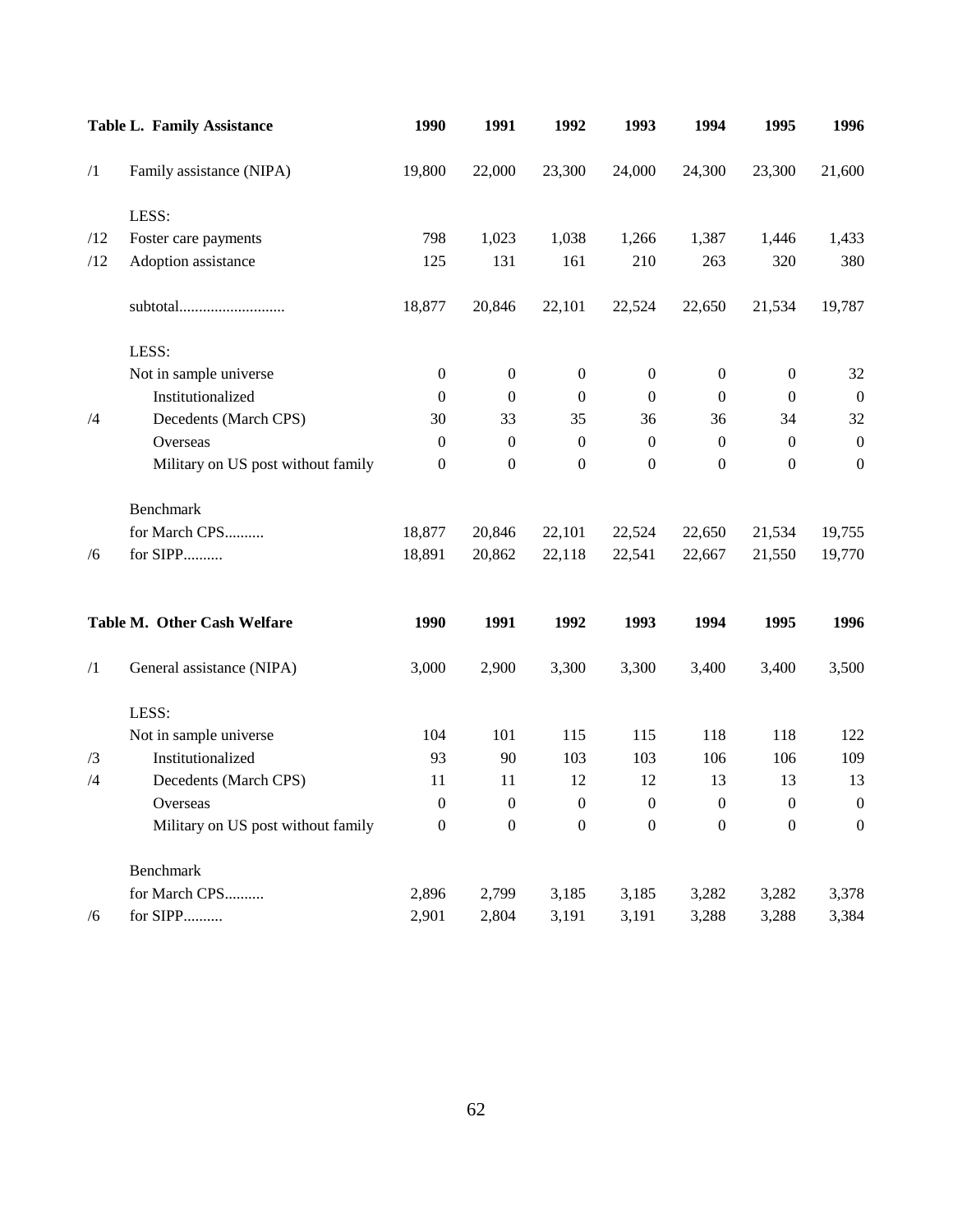| | Table L. Family Assistance | 1990 | 1991 | 1992 | 1993 | 1994 | 1995 | 1996 |
|---|---|---|---|---|---|---|---|---|
| /1 | Family assistance (NIPA) | 19,800 | 22,000 | 23,300 | 24,000 | 24,300 | 23,300 | 21,600 |
| | LESS: | | | | | | | |
| /12 | Foster care payments | 798 | 1,023 | 1,038 | 1,266 | 1,387 | 1,446 | 1,433 |
| /12 | Adoption assistance | 125 | 131 | 161 | 210 | 263 | 320 | 380 |
| | subtotal........................... | 18,877 | 20,846 | 22,101 | 22,524 | 22,650 | 21,534 | 19,787 |
| | LESS: | | | | | | | |
| | Not in sample universe | 0 | 0 | 0 | 0 | 0 | 0 | 32 |
| | Institutionalized | 0 | 0 | 0 | 0 | 0 | 0 | 0 |
| /4 | Decedents (March CPS) | 30 | 33 | 35 | 36 | 36 | 34 | 32 |
| | Overseas | 0 | 0 | 0 | 0 | 0 | 0 | 0 |
| | Military on US post without family | 0 | 0 | 0 | 0 | 0 | 0 | 0 |
| | Benchmark | | | | | | | |
| | for March CPS.......... | 18,877 | 20,846 | 22,101 | 22,524 | 22,650 | 21,534 | 19,755 |
| /6 | for SIPP.......... | 18,891 | 20,862 | 22,118 | 22,541 | 22,667 | 21,550 | 19,770 |

| | Table M. Other Cash Welfare | 1990 | 1991 | 1992 | 1993 | 1994 | 1995 | 1996 |
|---|---|---|---|---|---|---|---|---|
| /1 | General assistance (NIPA) | 3,000 | 2,900 | 3,300 | 3,300 | 3,400 | 3,400 | 3,500 |
| | LESS: | | | | | | | |
| | Not in sample universe | 104 | 101 | 115 | 115 | 118 | 118 | 122 |
| /3 | Institutionalized | 93 | 90 | 103 | 103 | 106 | 106 | 109 |
| /4 | Decedents (March CPS) | 11 | 11 | 12 | 12 | 13 | 13 | 13 |
| | Overseas | 0 | 0 | 0 | 0 | 0 | 0 | 0 |
| | Military on US post without family | 0 | 0 | 0 | 0 | 0 | 0 | 0 |
| | Benchmark | | | | | | | |
| | for March CPS.......... | 2,896 | 2,799 | 3,185 | 3,185 | 3,282 | 3,282 | 3,378 |
| /6 | for SIPP.......... | 2,901 | 2,804 | 3,191 | 3,191 | 3,288 | 3,288 | 3,384 |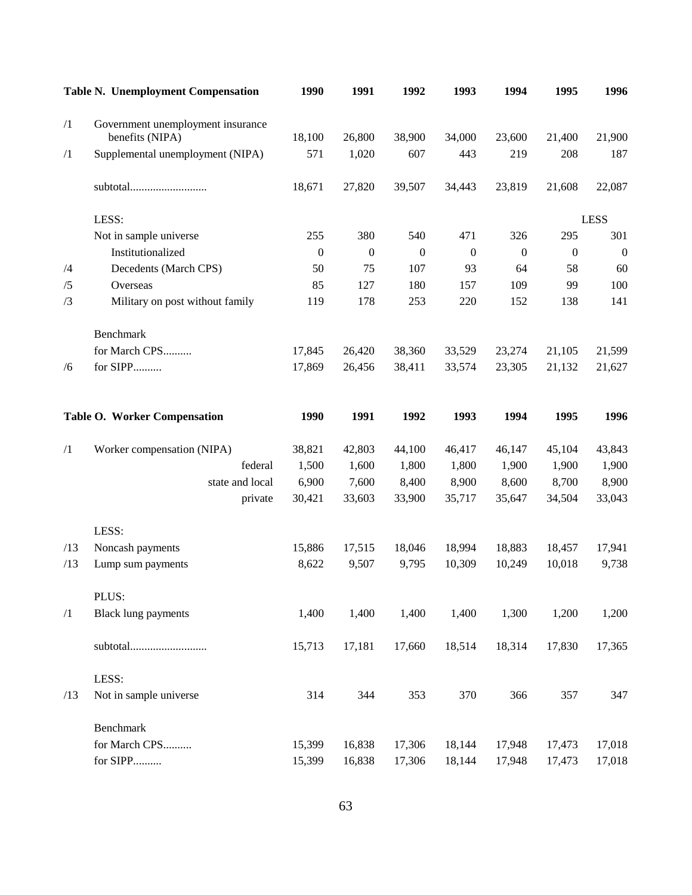| | Table N. Unemployment Compensation | 1990 | 1991 | 1992 | 1993 | 1994 | 1995 | 1996 |
|---|---|---|---|---|---|---|---|---|
| /1 | Government unemployment insurance benefits (NIPA) | 18,100 | 26,800 | 38,900 | 34,000 | 23,600 | 21,400 | 21,900 |
| /1 | Supplemental unemployment (NIPA) | 571 | 1,020 | 607 | 443 | 219 | 208 | 187 |
| | subtotal........................... | 18,671 | 27,820 | 39,507 | 34,443 | 23,819 | 21,608 | 22,087 |
| | LESS: | | | | | | | LESS |
| | Not in sample universe | 255 | 380 | 540 | 471 | 326 | 295 | 301 |
| | Institutionalized | 0 | 0 | 0 | 0 | 0 | 0 | 0 |
| /4 | Decedents (March CPS) | 50 | 75 | 107 | 93 | 64 | 58 | 60 |
| /5 | Overseas | 85 | 127 | 180 | 157 | 109 | 99 | 100 |
| /3 | Military on post without family | 119 | 178 | 253 | 220 | 152 | 138 | 141 |
| | Benchmark | | | | | | | |
| | for March CPS.......... | 17,845 | 26,420 | 38,360 | 33,529 | 23,274 | 21,105 | 21,599 |
| /6 | for SIPP.......... | 17,869 | 26,456 | 38,411 | 33,574 | 23,305 | 21,132 | 21,627 |

| | Table O. Worker Compensation | 1990 | 1991 | 1992 | 1993 | 1994 | 1995 | 1996 |
|---|---|---|---|---|---|---|---|---|
| /1 | Worker compensation (NIPA) | 38,821 | 42,803 | 44,100 | 46,417 | 46,147 | 45,104 | 43,843 |
| | federal | 1,500 | 1,600 | 1,800 | 1,800 | 1,900 | 1,900 | 1,900 |
| | state and local | 6,900 | 7,600 | 8,400 | 8,900 | 8,600 | 8,700 | 8,900 |
| | private | 30,421 | 33,603 | 33,900 | 35,717 | 35,647 | 34,504 | 33,043 |
| | LESS: | | | | | | | |
| /13 | Noncash payments | 15,886 | 17,515 | 18,046 | 18,994 | 18,883 | 18,457 | 17,941 |
| /13 | Lump sum payments | 8,622 | 9,507 | 9,795 | 10,309 | 10,249 | 10,018 | 9,738 |
| | PLUS: | | | | | | | |
| /1 | Black lung payments | 1,400 | 1,400 | 1,400 | 1,400 | 1,300 | 1,200 | 1,200 |
| | subtotal........................... | 15,713 | 17,181 | 17,660 | 18,514 | 18,314 | 17,830 | 17,365 |
| | LESS: | | | | | | | |
| /13 | Not in sample universe | 314 | 344 | 353 | 370 | 366 | 357 | 347 |
| | Benchmark | | | | | | | |
| | for March CPS.......... | 15,399 | 16,838 | 17,306 | 18,144 | 17,948 | 17,473 | 17,018 |
| | for SIPP.......... | 15,399 | 16,838 | 17,306 | 18,144 | 17,948 | 17,473 | 17,018 |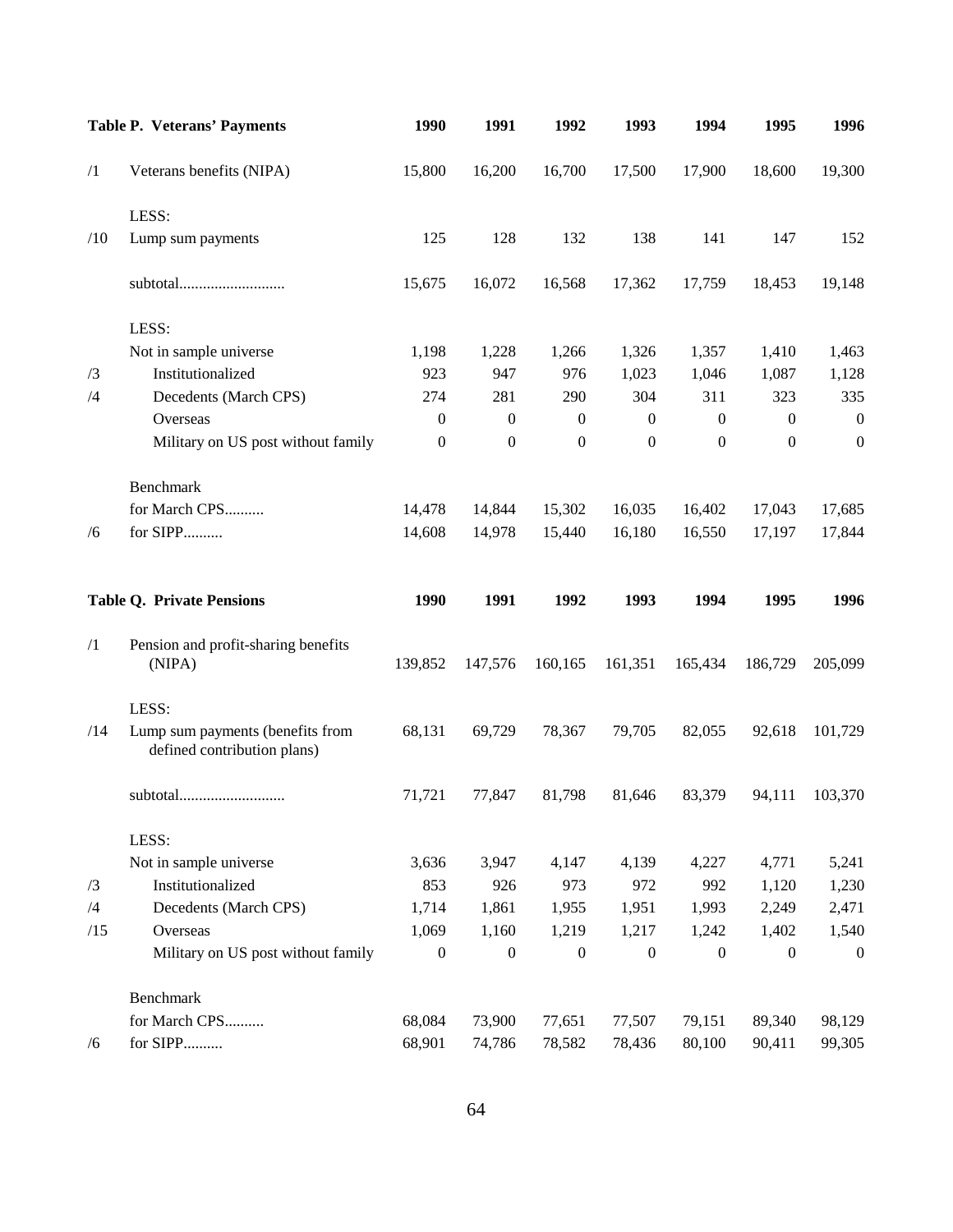| | Table P. Veterans' Payments | 1990 | 1991 | 1992 | 1993 | 1994 | 1995 | 1996 |
|---|---|---|---|---|---|---|---|---|
| /1 | Veterans benefits (NIPA) | 15,800 | 16,200 | 16,700 | 17,500 | 17,900 | 18,600 | 19,300 |
| | LESS: | | | | | | | |
| /10 | Lump sum payments | 125 | 128 | 132 | 138 | 141 | 147 | 152 |
| | subtotal.......................... | 15,675 | 16,072 | 16,568 | 17,362 | 17,759 | 18,453 | 19,148 |
| | LESS: | | | | | | | |
| | Not in sample universe | 1,198 | 1,228 | 1,266 | 1,326 | 1,357 | 1,410 | 1,463 |
| /3 | Institutionalized | 923 | 947 | 976 | 1,023 | 1,046 | 1,087 | 1,128 |
| /4 | Decedents (March CPS) | 274 | 281 | 290 | 304 | 311 | 323 | 335 |
| | Overseas | 0 | 0 | 0 | 0 | 0 | 0 | 0 |
| | Military on US post without family | 0 | 0 | 0 | 0 | 0 | 0 | 0 |
| | Benchmark | | | | | | | |
| | for March CPS.......... | 14,478 | 14,844 | 15,302 | 16,035 | 16,402 | 17,043 | 17,685 |
| /6 | for SIPP.......... | 14,608 | 14,978 | 15,440 | 16,180 | 16,550 | 17,197 | 17,844 |

| | Table Q. Private Pensions | 1990 | 1991 | 1992 | 1993 | 1994 | 1995 | 1996 |
|---|---|---|---|---|---|---|---|---|
| /1 | Pension and profit-sharing benefits (NIPA) | 139,852 | 147,576 | 160,165 | 161,351 | 165,434 | 186,729 | 205,099 |
| | LESS: | | | | | | | |
| /14 | Lump sum payments (benefits from defined contribution plans) | 68,131 | 69,729 | 78,367 | 79,705 | 82,055 | 92,618 | 101,729 |
| | subtotal.......................... | 71,721 | 77,847 | 81,798 | 81,646 | 83,379 | 94,111 | 103,370 |
| | LESS: | | | | | | | |
| | Not in sample universe | 3,636 | 3,947 | 4,147 | 4,139 | 4,227 | 4,771 | 5,241 |
| /3 | Institutionalized | 853 | 926 | 973 | 972 | 992 | 1,120 | 1,230 |
| /4 | Decedents (March CPS) | 1,714 | 1,861 | 1,955 | 1,951 | 1,993 | 2,249 | 2,471 |
| /15 | Overseas | 1,069 | 1,160 | 1,219 | 1,217 | 1,242 | 1,402 | 1,540 |
| | Military on US post without family | 0 | 0 | 0 | 0 | 0 | 0 | 0 |
| | Benchmark | | | | | | | |
| | for March CPS.......... | 68,084 | 73,900 | 77,651 | 77,507 | 79,151 | 89,340 | 98,129 |
| /6 | for SIPP.......... | 68,901 | 74,786 | 78,582 | 78,436 | 80,100 | 90,411 | 99,305 |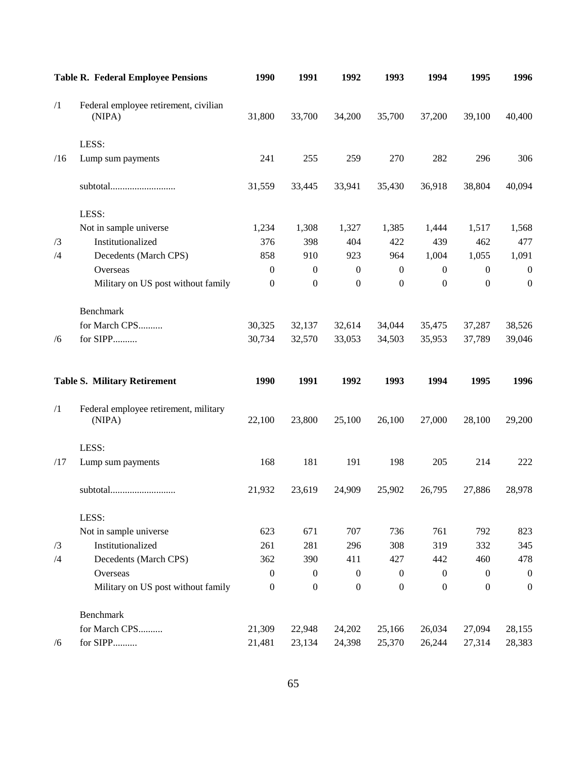| | Table R. Federal Employee Pensions | 1990 | 1991 | 1992 | 1993 | 1994 | 1995 | 1996 |
|---|---|---|---|---|---|---|---|---|
| /1 | Federal employee retirement, civilian (NIPA) | 31,800 | 33,700 | 34,200 | 35,700 | 37,200 | 39,100 | 40,400 |
| | LESS: | | | | | | | |
| /16 | Lump sum payments | 241 | 255 | 259 | 270 | 282 | 296 | 306 |
| | subtotal.......................... | 31,559 | 33,445 | 33,941 | 35,430 | 36,918 | 38,804 | 40,094 |
| | LESS: | | | | | | | |
| | Not in sample universe | 1,234 | 1,308 | 1,327 | 1,385 | 1,444 | 1,517 | 1,568 |
| /3 | Institutionalized | 376 | 398 | 404 | 422 | 439 | 462 | 477 |
| /4 | Decedents (March CPS) | 858 | 910 | 923 | 964 | 1,004 | 1,055 | 1,091 |
| | Overseas | 0 | 0 | 0 | 0 | 0 | 0 | 0 |
| | Military on US post without family | 0 | 0 | 0 | 0 | 0 | 0 | 0 |
| | Benchmark | | | | | | | |
| | for March CPS.......... | 30,325 | 32,137 | 32,614 | 34,044 | 35,475 | 37,287 | 38,526 |
| /6 | for SIPP.......... | 30,734 | 32,570 | 33,053 | 34,503 | 35,953 | 37,789 | 39,046 |

| | Table S. Military Retirement | 1990 | 1991 | 1992 | 1993 | 1994 | 1995 | 1996 |
|---|---|---|---|---|---|---|---|---|
| /1 | Federal employee retirement, military (NIPA) | 22,100 | 23,800 | 25,100 | 26,100 | 27,000 | 28,100 | 29,200 |
| | LESS: | | | | | | | |
| /17 | Lump sum payments | 168 | 181 | 191 | 198 | 205 | 214 | 222 |
| | subtotal.......................... | 21,932 | 23,619 | 24,909 | 25,902 | 26,795 | 27,886 | 28,978 |
| | LESS: | | | | | | | |
| | Not in sample universe | 623 | 671 | 707 | 736 | 761 | 792 | 823 |
| /3 | Institutionalized | 261 | 281 | 296 | 308 | 319 | 332 | 345 |
| /4 | Decedents (March CPS) | 362 | 390 | 411 | 427 | 442 | 460 | 478 |
| | Overseas | 0 | 0 | 0 | 0 | 0 | 0 | 0 |
| | Military on US post without family | 0 | 0 | 0 | 0 | 0 | 0 | 0 |
| | Benchmark | | | | | | | |
| | for March CPS.......... | 21,309 | 22,948 | 24,202 | 25,166 | 26,034 | 27,094 | 28,155 |
| /6 | for SIPP.......... | 21,481 | 23,134 | 24,398 | 25,370 | 26,244 | 27,314 | 28,383 |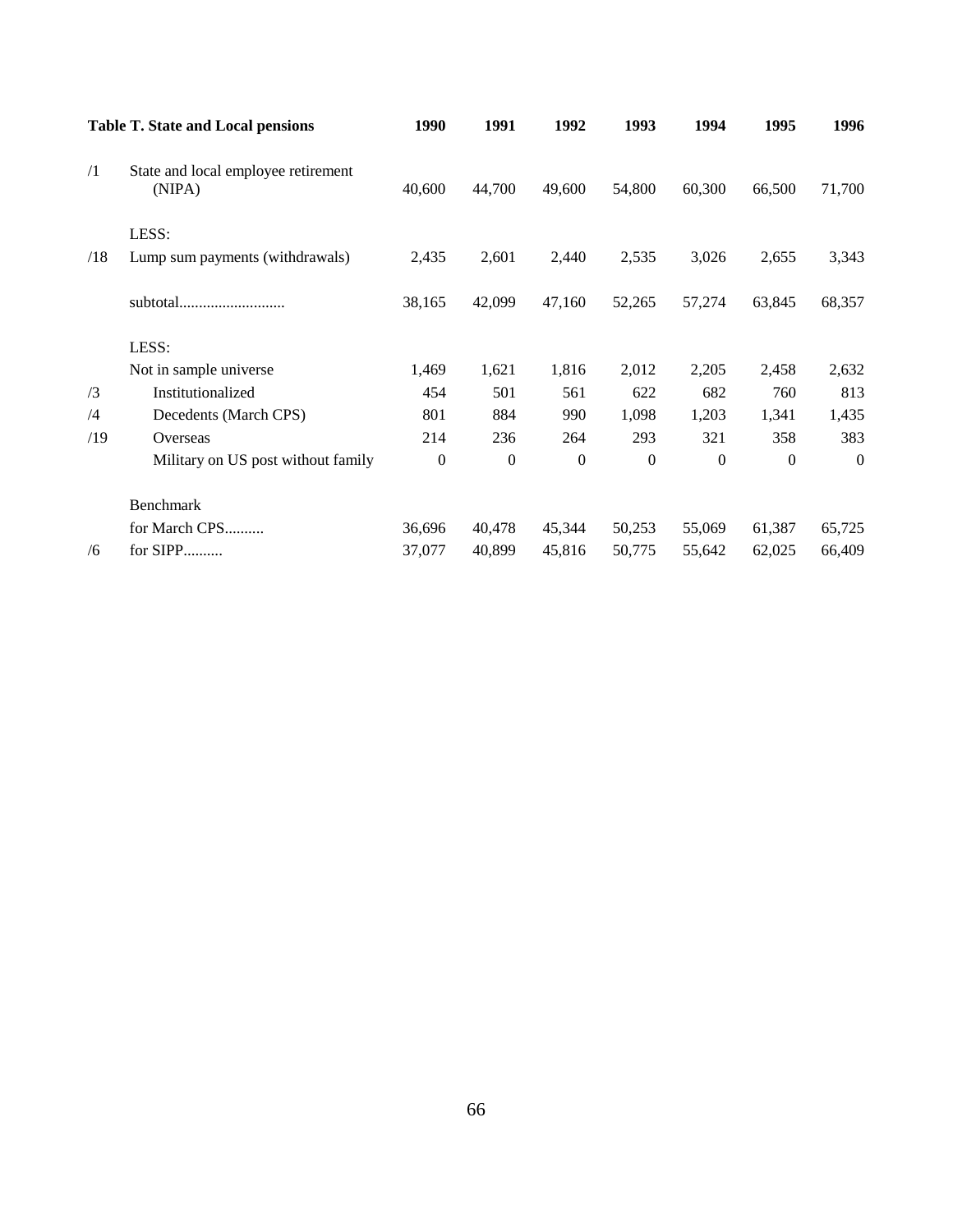| | Table T. State and Local pensions | 1990 | 1991 | 1992 | 1993 | 1994 | 1995 | 1996 |
|---|---|---|---|---|---|---|---|---|
| /1 | State and local employee retirement (NIPA) | 40,600 | 44,700 | 49,600 | 54,800 | 60,300 | 66,500 | 71,700 |
| | LESS: | | | | | | | |
| /18 | Lump sum payments (withdrawals) | 2,435 | 2,601 | 2,440 | 2,535 | 3,026 | 2,655 | 3,343 |
| | subtotal.......................... | 38,165 | 42,099 | 47,160 | 52,265 | 57,274 | 63,845 | 68,357 |
| | LESS: | | | | | | | |
| | Not in sample universe | 1,469 | 1,621 | 1,816 | 2,012 | 2,205 | 2,458 | 2,632 |
| /3 | Institutionalized | 454 | 501 | 561 | 622 | 682 | 760 | 813 |
| /4 | Decedents (March CPS) | 801 | 884 | 990 | 1,098 | 1,203 | 1,341 | 1,435 |
| /19 | Overseas | 214 | 236 | 264 | 293 | 321 | 358 | 383 |
| | Military on US post without family | 0 | 0 | 0 | 0 | 0 | 0 | 0 |
| | Benchmark | | | | | | | |
| | for March CPS.......... | 36,696 | 40,478 | 45,344 | 50,253 | 55,069 | 61,387 | 65,725 |
| /6 | for SIPP.......... | 37,077 | 40,899 | 45,816 | 50,775 | 55,642 | 62,025 | 66,409 |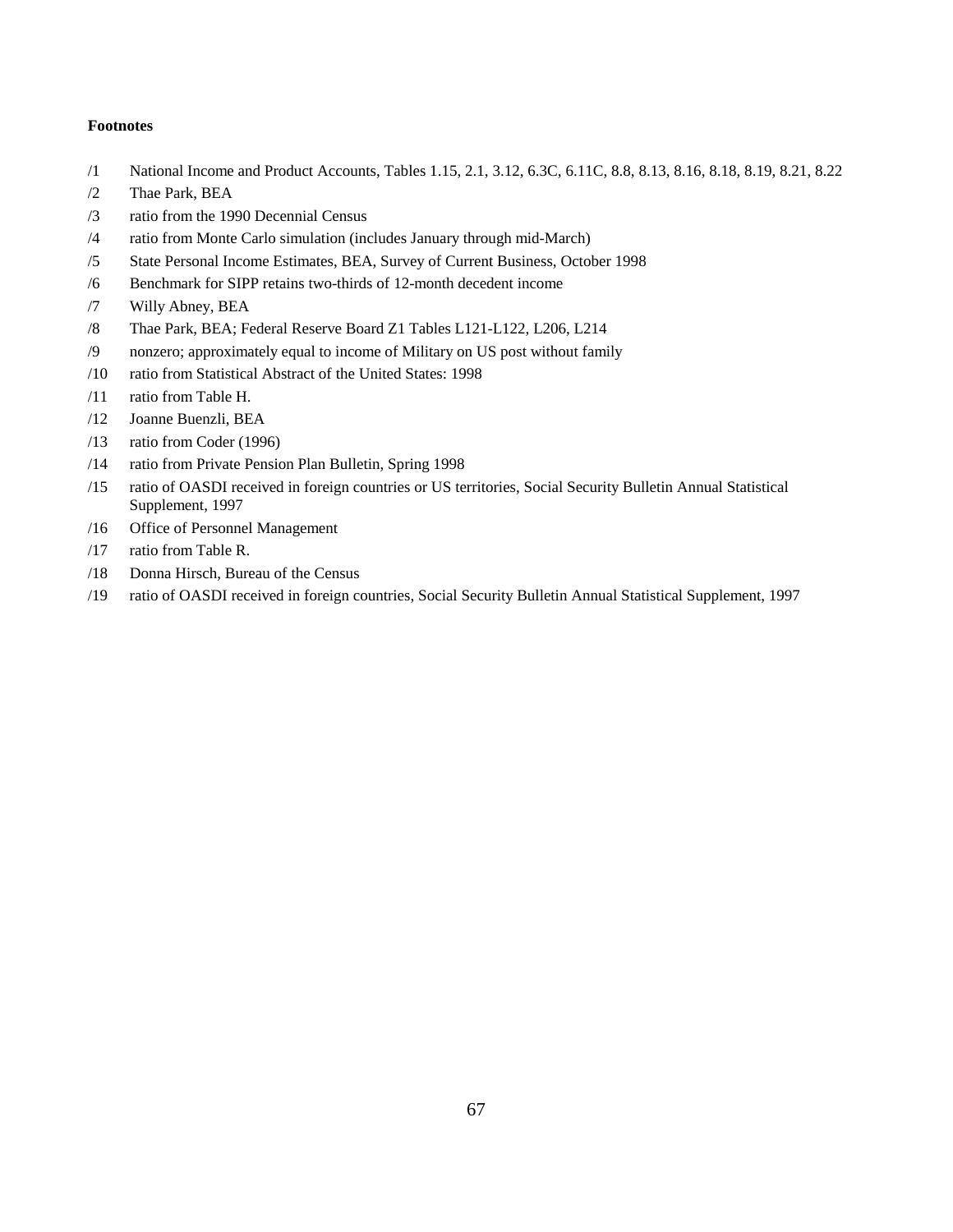**Footnotes**

/1 National Income and Product Accounts, Tables 1.15, 2.1, 3.12, 6.3C, 6.11C, 8.8, 8.13, 8.16, 8.18, 8.19, 8.21, 8.22

/2 Thae Park, BEA

/3 ratio from the 1990 Decennial Census

/4 ratio from Monte Carlo simulation (includes January through mid-March)

/5 State Personal Income Estimates, BEA, Survey of Current Business, October 1998

/6 Benchmark for SIPP retains two-thirds of 12-month decedent income

/7 Willy Abney, BEA

/8 Thae Park, BEA; Federal Reserve Board Z1 Tables L121-L122, L206, L214

/9 nonzero; approximately equal to income of Military on US post without family

/10 ratio from Statistical Abstract of the United States: 1998

/11 ratio from Table H.

/12 Joanne Buenzli, BEA

/13 ratio from Coder (1996)

/14 ratio from Private Pension Plan Bulletin, Spring 1998

/15 ratio of OASDI received in foreign countries or US territories, Social Security Bulletin Annual Statistical Supplement, 1997

/16 Office of Personnel Management

/17 ratio from Table R.

/18 Donna Hirsch, Bureau of the Census

/19 ratio of OASDI received in foreign countries, Social Security Bulletin Annual Statistical Supplement, 1997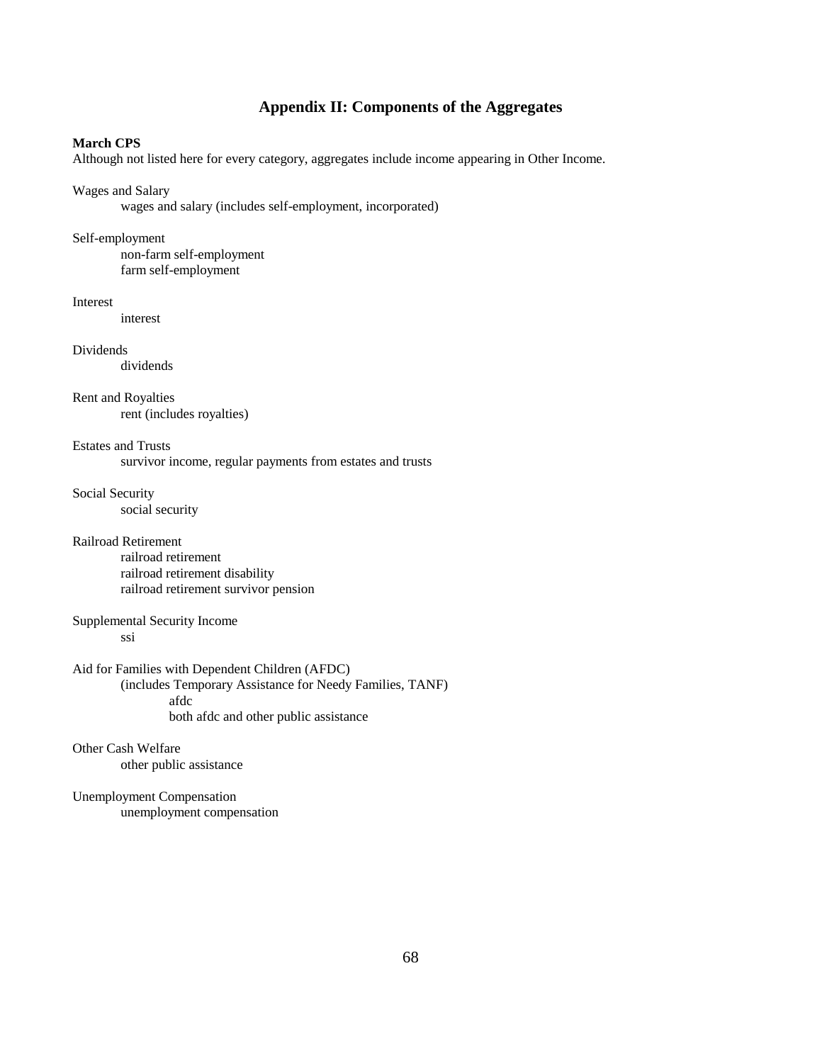## Appendix II: Components of the Aggregates

**March CPS**

Although not listed here for every category, aggregates include income appearing in Other Income.

Wages and Salary
- wages and salary (includes self-employment, incorporated)

Self-employment
- non-farm self-employment
- farm self-employment

Interest
- interest

Dividends
- dividends

Rent and Royalties
- rent (includes royalties)

Estates and Trusts
- survivor income, regular payments from estates and trusts

Social Security
- social security

Railroad Retirement
- railroad retirement
- railroad retirement disability
- railroad retirement survivor pension

Supplemental Security Income
- ssi

Aid for Families with Dependent Children (AFDC)
- (includes Temporary Assistance for Needy Families, TANF)
  - afdc
  - both afdc and other public assistance

Other Cash Welfare
- other public assistance

Unemployment Compensation
- unemployment compensation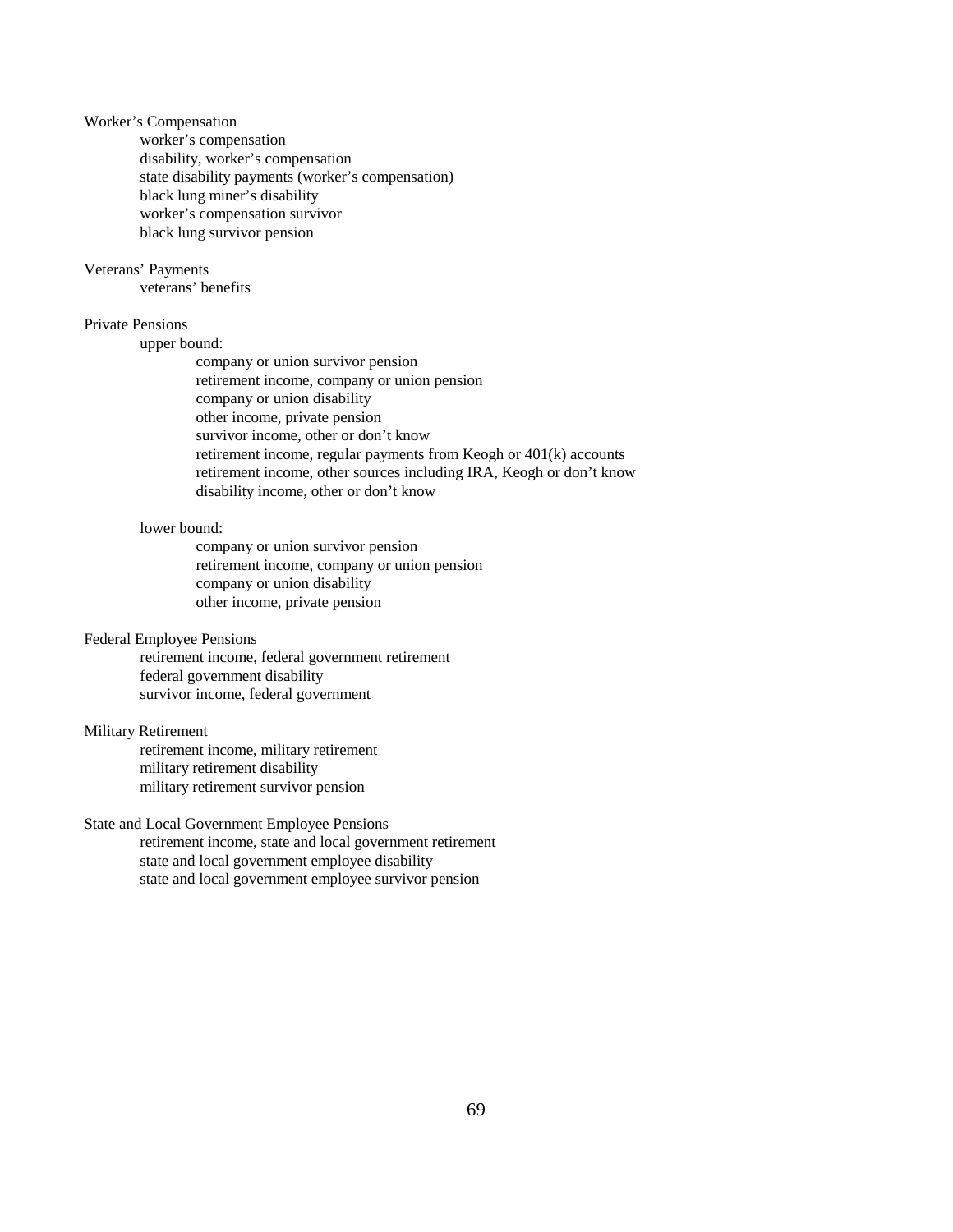Worker's Compensation

- worker's compensation
- disability, worker's compensation
- state disability payments (worker's compensation)
- black lung miner's disability
- worker's compensation survivor
- black lung survivor pension

Veterans' Payments

- veterans' benefits

Private Pensions

- upper bound:
  - company or union survivor pension
  - retirement income, company or union pension
  - company or union disability
  - other income, private pension
  - survivor income, other or don't know
  - retirement income, regular payments from Keogh or 401(k) accounts
  - retirement income, other sources including IRA, Keogh or don't know
  - disability income, other or don't know

- lower bound:
  - company or union survivor pension
  - retirement income, company or union pension
  - company or union disability
  - other income, private pension

Federal Employee Pensions

- retirement income, federal government retirement
- federal government disability
- survivor income, federal government

Military Retirement

- retirement income, military retirement
- military retirement disability
- military retirement survivor pension

State and Local Government Employee Pensions

- retirement income, state and local government retirement
- state and local government employee disability
- state and local government employee survivor pension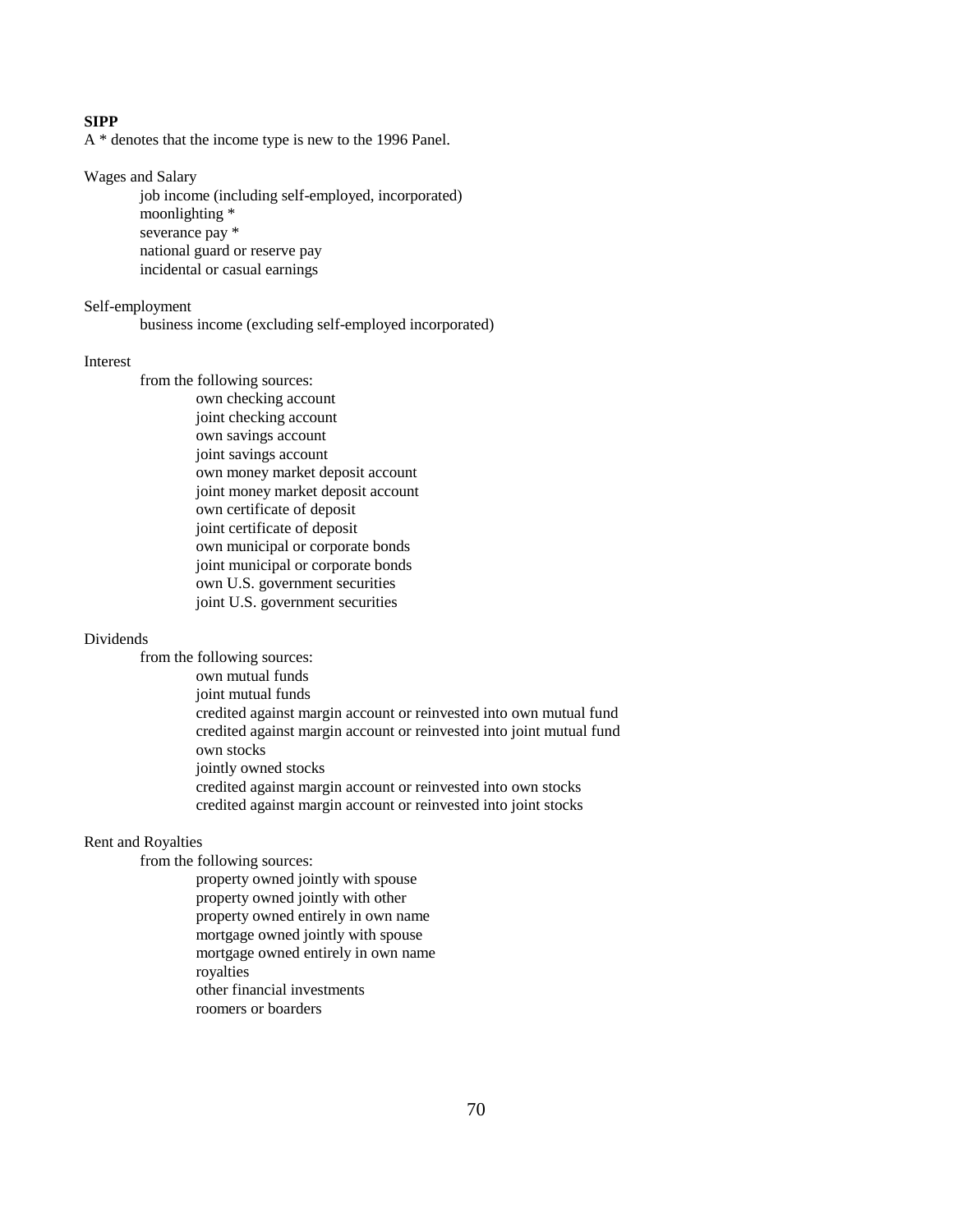**SIPP**

A * denotes that the income type is new to the 1996 Panel.

Wages and Salary

- job income (including self-employed, incorporated)
- moonlighting *
- severance pay *
- national guard or reserve pay
- incidental or casual earnings

Self-employment

- business income (excluding self-employed incorporated)

Interest

- from the following sources:
  - own checking account
  - joint checking account
  - own savings account
  - joint savings account
  - own money market deposit account
  - joint money market deposit account
  - own certificate of deposit
  - joint certificate of deposit
  - own municipal or corporate bonds
  - joint municipal or corporate bonds
  - own U.S. government securities
  - joint U.S. government securities

Dividends

- from the following sources:
  - own mutual funds
  - joint mutual funds
  - credited against margin account or reinvested into own mutual fund
  - credited against margin account or reinvested into joint mutual fund
  - own stocks
  - jointly owned stocks
  - credited against margin account or reinvested into own stocks
  - credited against margin account or reinvested into joint stocks

Rent and Royalties

- from the following sources:
  - property owned jointly with spouse
  - property owned jointly with other
  - property owned entirely in own name
  - mortgage owned jointly with spouse
  - mortgage owned entirely in own name
  - royalties
  - other financial investments
  - roomers or boarders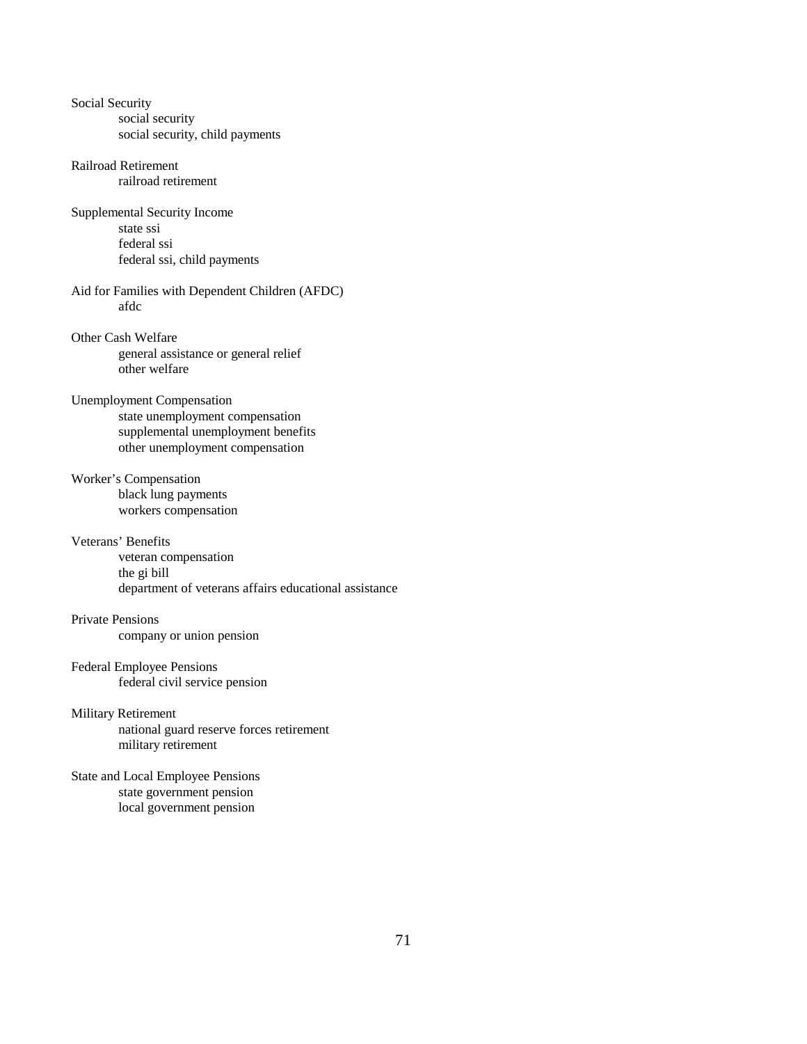Social Security
- social security
- social security, child payments

Railroad Retirement
- railroad retirement

Supplemental Security Income
- state ssi
- federal ssi
- federal ssi, child payments

Aid for Families with Dependent Children (AFDC)
- afdc

Other Cash Welfare
- general assistance or general relief
- other welfare

Unemployment Compensation
- state unemployment compensation
- supplemental unemployment benefits
- other unemployment compensation

Worker's Compensation
- black lung payments
- workers compensation

Veterans' Benefits
- veteran compensation
- the gi bill
- department of veterans affairs educational assistance

Private Pensions
- company or union pension

Federal Employee Pensions
- federal civil service pension

Military Retirement
- national guard reserve forces retirement
- military retirement

State and Local Employee Pensions
- state government pension
- local government pension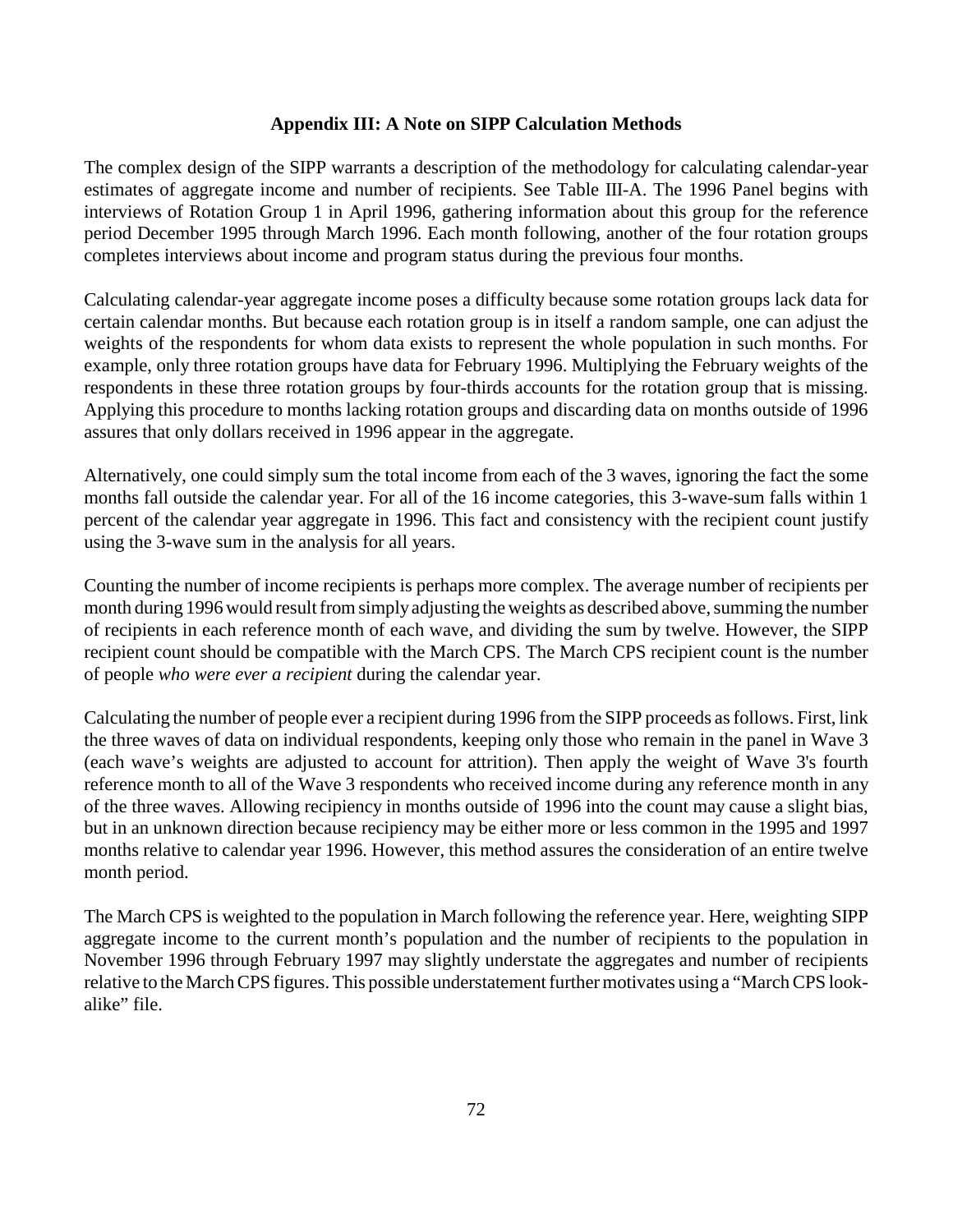## Appendix III: A Note on SIPP Calculation Methods

The complex design of the SIPP warrants a description of the methodology for calculating calendar-year estimates of aggregate income and number of recipients. See Table III-A. The 1996 Panel begins with interviews of Rotation Group 1 in April 1996, gathering information about this group for the reference period December 1995 through March 1996. Each month following, another of the four rotation groups completes interviews about income and program status during the previous four months.

Calculating calendar-year aggregate income poses a difficulty because some rotation groups lack data for certain calendar months. But because each rotation group is in itself a random sample, one can adjust the weights of the respondents for whom data exists to represent the whole population in such months. For example, only three rotation groups have data for February 1996. Multiplying the February weights of the respondents in these three rotation groups by four-thirds accounts for the rotation group that is missing. Applying this procedure to months lacking rotation groups and discarding data on months outside of 1996 assures that only dollars received in 1996 appear in the aggregate.

Alternatively, one could simply sum the total income from each of the 3 waves, ignoring the fact the some months fall outside the calendar year. For all of the 16 income categories, this 3-wave-sum falls within 1 percent of the calendar year aggregate in 1996. This fact and consistency with the recipient count justify using the 3-wave sum in the analysis for all years.

Counting the number of income recipients is perhaps more complex. The average number of recipients per month during 1996 would result from simply adjusting the weights as described above, summing the number of recipients in each reference month of each wave, and dividing the sum by twelve. However, the SIPP recipient count should be compatible with the March CPS. The March CPS recipient count is the number of people *who were ever a recipient* during the calendar year.

Calculating the number of people ever a recipient during 1996 from the SIPP proceeds as follows. First, link the three waves of data on individual respondents, keeping only those who remain in the panel in Wave 3 (each wave's weights are adjusted to account for attrition). Then apply the weight of Wave 3's fourth reference month to all of the Wave 3 respondents who received income during any reference month in any of the three waves. Allowing recipiency in months outside of 1996 into the count may cause a slight bias, but in an unknown direction because recipiency may be either more or less common in the 1995 and 1997 months relative to calendar year 1996. However, this method assures the consideration of an entire twelve month period.

The March CPS is weighted to the population in March following the reference year. Here, weighting SIPP aggregate income to the current month's population and the number of recipients to the population in November 1996 through February 1997 may slightly understate the aggregates and number of recipients relative to the March CPS figures. This possible understatement further motivates using a "March CPS look-alike" file.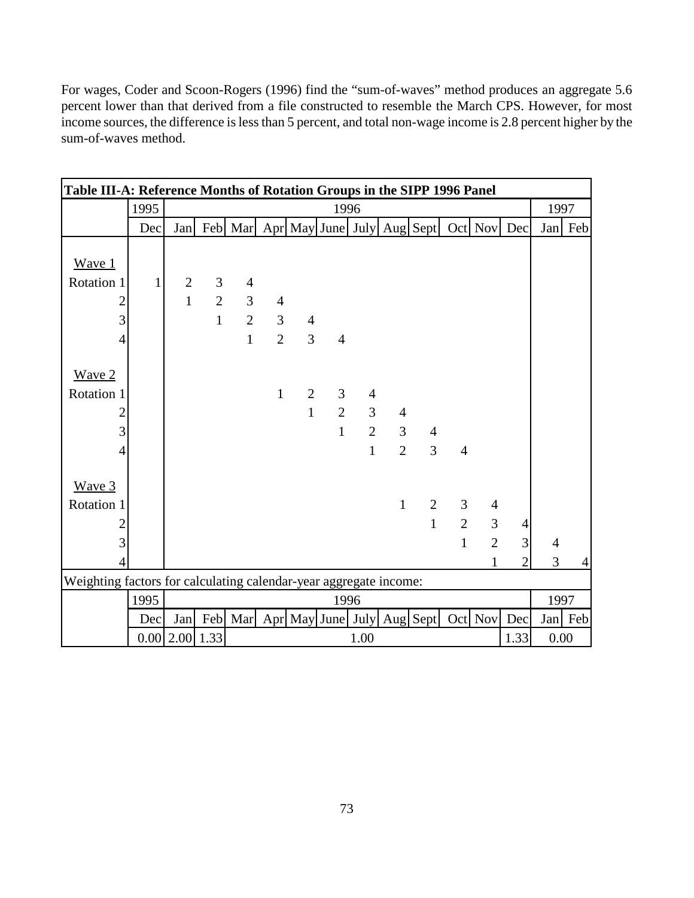For wages, Coder and Scoon-Rogers (1996) find the "sum-of-waves" method produces an aggregate 5.6 percent lower than that derived from a file constructed to resemble the March CPS. However, for most income sources, the difference is less than 5 percent, and total non-wage income is 2.8 percent higher by the sum-of-waves method.

**Table III-A: Reference Months of Rotation Groups in the SIPP 1996 Panel**

| | 1995 | 1996 | | | | | | | | | | | | 1997 | |
|---|---|---|---|---|---|---|---|---|---|---|---|---|---|---|---|
| | Dec | Jan | Feb | Mar | Apr | May | June | July | Aug | Sept | Oct | Nov | Dec | Jan | Feb |
| Wave 1 | | | | | | | | | | | | | | | |
| Rotation 1 | 1 | 2 | 3 | 4 | | | | | | | | | | | |
| 2 | | 1 | 2 | 3 | 4 | | | | | | | | | | |
| 3 | | | 1 | 2 | 3 | 4 | | | | | | | | | |
| 4 | | | | 1 | 2 | 3 | 4 | | | | | | | | |
| Wave 2 | | | | | | | | | | | | | | | |
| Rotation 1 | | | | | 1 | 2 | 3 | 4 | | | | | | | |
| 2 | | | | | | 1 | 2 | 3 | 4 | | | | | | |
| 3 | | | | | | | 1 | 2 | 3 | 4 | | | | | |
| 4 | | | | | | | | 1 | 2 | 3 | 4 | | | | |
| Wave 3 | | | | | | | | | | | | | | | |
| Rotation 1 | | | | | | | | | 1 | 2 | 3 | 4 | | | |
| 2 | | | | | | | | | | 1 | 2 | 3 | 4 | | |
| 3 | | | | | | | | | | | 1 | 2 | 3 | 4 | |
| 4 | | | | | | | | | | | | 1 | 2 | 3 | 4 |
| Weighting factors for calculating calendar-year aggregate income: | | | | | | | | | | | | | | | |
| | 1995 | 1996 | | | | | | | | | | | | 1997 | |
| | Dec | Jan | Feb | Mar | Apr | May | June | July | Aug | Sept | Oct | Nov | Dec | Jan | Feb |
| | 0.00 | 2.00 | 1.33 | 1.00 | | | | | | | | | 1.33 | 0.00 | |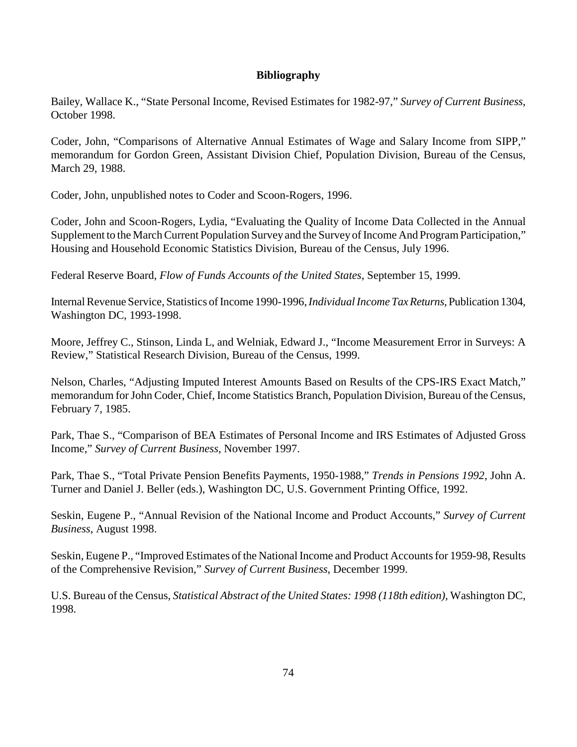# Bibliography

Bailey, Wallace K., "State Personal Income, Revised Estimates for 1982-97," *Survey of Current Business*, October 1998.

Coder, John, "Comparisons of Alternative Annual Estimates of Wage and Salary Income from SIPP," memorandum for Gordon Green, Assistant Division Chief, Population Division, Bureau of the Census, March 29, 1988.

Coder, John, unpublished notes to Coder and Scoon-Rogers, 1996.

Coder, John and Scoon-Rogers, Lydia, "Evaluating the Quality of Income Data Collected in the Annual Supplement to the March Current Population Survey and the Survey of Income And Program Participation," Housing and Household Economic Statistics Division, Bureau of the Census, July 1996.

Federal Reserve Board, *Flow of Funds Accounts of the United States*, September 15, 1999.

Internal Revenue Service, Statistics of Income 1990-1996, *Individual Income Tax Returns*, Publication 1304, Washington DC, 1993-1998.

Moore, Jeffrey C., Stinson, Linda L, and Welniak, Edward J., "Income Measurement Error in Surveys: A Review," Statistical Research Division, Bureau of the Census, 1999.

Nelson, Charles, "Adjusting Imputed Interest Amounts Based on Results of the CPS-IRS Exact Match," memorandum for John Coder, Chief, Income Statistics Branch, Population Division, Bureau of the Census, February 7, 1985.

Park, Thae S., "Comparison of BEA Estimates of Personal Income and IRS Estimates of Adjusted Gross Income," *Survey of Current Business*, November 1997.

Park, Thae S., "Total Private Pension Benefits Payments, 1950-1988," *Trends in Pensions 1992*, John A. Turner and Daniel J. Beller (eds.), Washington DC, U.S. Government Printing Office, 1992.

Seskin, Eugene P., "Annual Revision of the National Income and Product Accounts," *Survey of Current Business*, August 1998.

Seskin, Eugene P., "Improved Estimates of the National Income and Product Accounts for 1959-98, Results of the Comprehensive Revision," *Survey of Current Business*, December 1999.

U.S. Bureau of the Census, *Statistical Abstract of the United States: 1998 (118th edition)*, Washington DC, 1998.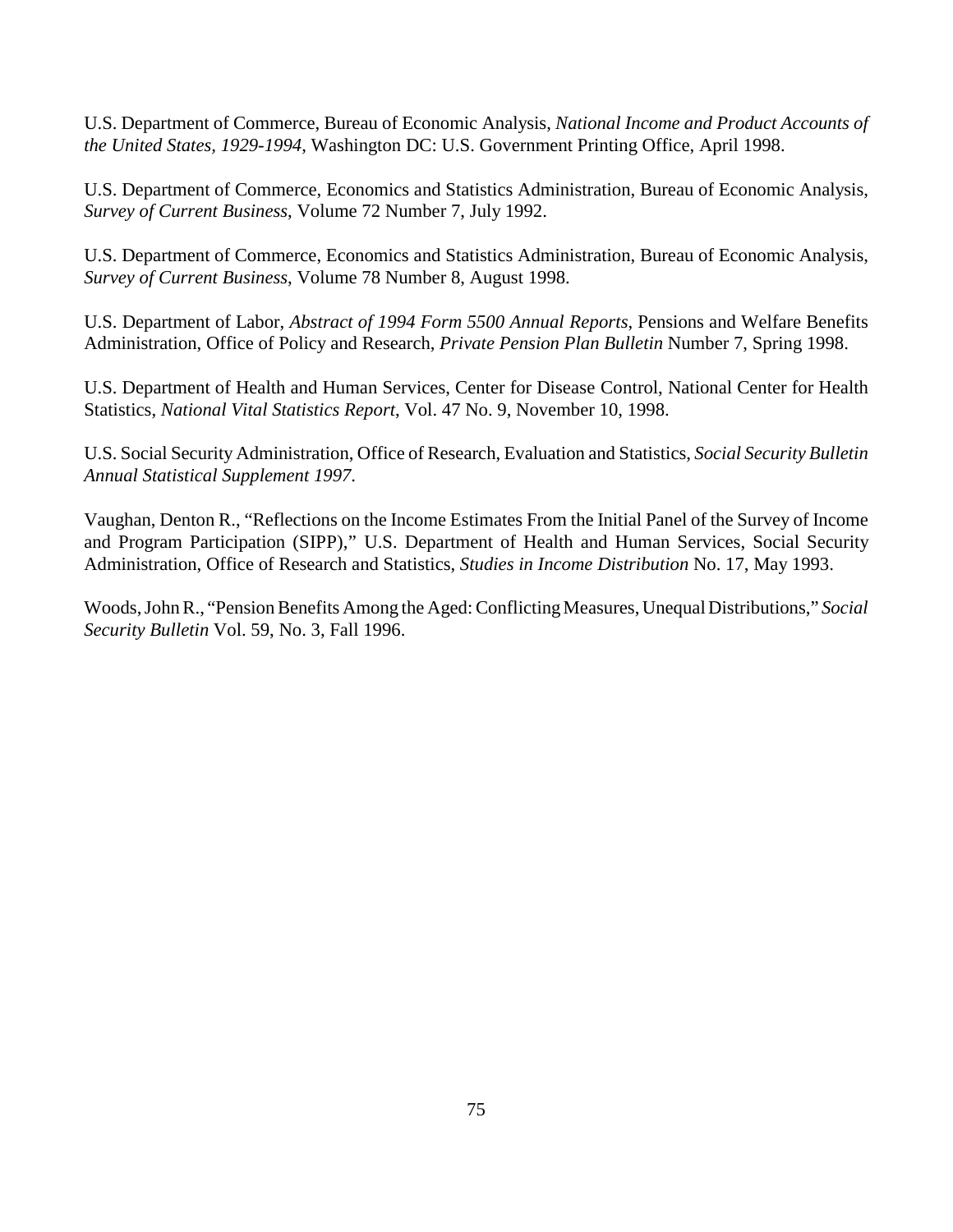U.S. Department of Commerce, Bureau of Economic Analysis, *National Income and Product Accounts of the United States, 1929-1994*, Washington DC: U.S. Government Printing Office, April 1998.

U.S. Department of Commerce, Economics and Statistics Administration, Bureau of Economic Analysis, *Survey of Current Business*, Volume 72 Number 7, July 1992.

U.S. Department of Commerce, Economics and Statistics Administration, Bureau of Economic Analysis, *Survey of Current Business*, Volume 78 Number 8, August 1998.

U.S. Department of Labor, *Abstract of 1994 Form 5500 Annual Reports*, Pensions and Welfare Benefits Administration, Office of Policy and Research, *Private Pension Plan Bulletin* Number 7, Spring 1998.

U.S. Department of Health and Human Services, Center for Disease Control, National Center for Health Statistics, *National Vital Statistics Report*, Vol. 47 No. 9, November 10, 1998.

U.S. Social Security Administration, Office of Research, Evaluation and Statistics, *Social Security Bulletin Annual Statistical Supplement 1997*.

Vaughan, Denton R., "Reflections on the Income Estimates From the Initial Panel of the Survey of Income and Program Participation (SIPP)," U.S. Department of Health and Human Services, Social Security Administration, Office of Research and Statistics, *Studies in Income Distribution* No. 17, May 1993.

Woods, John R., "Pension Benefits Among the Aged: Conflicting Measures, Unequal Distributions," *Social Security Bulletin* Vol. 59, No. 3, Fall 1996.